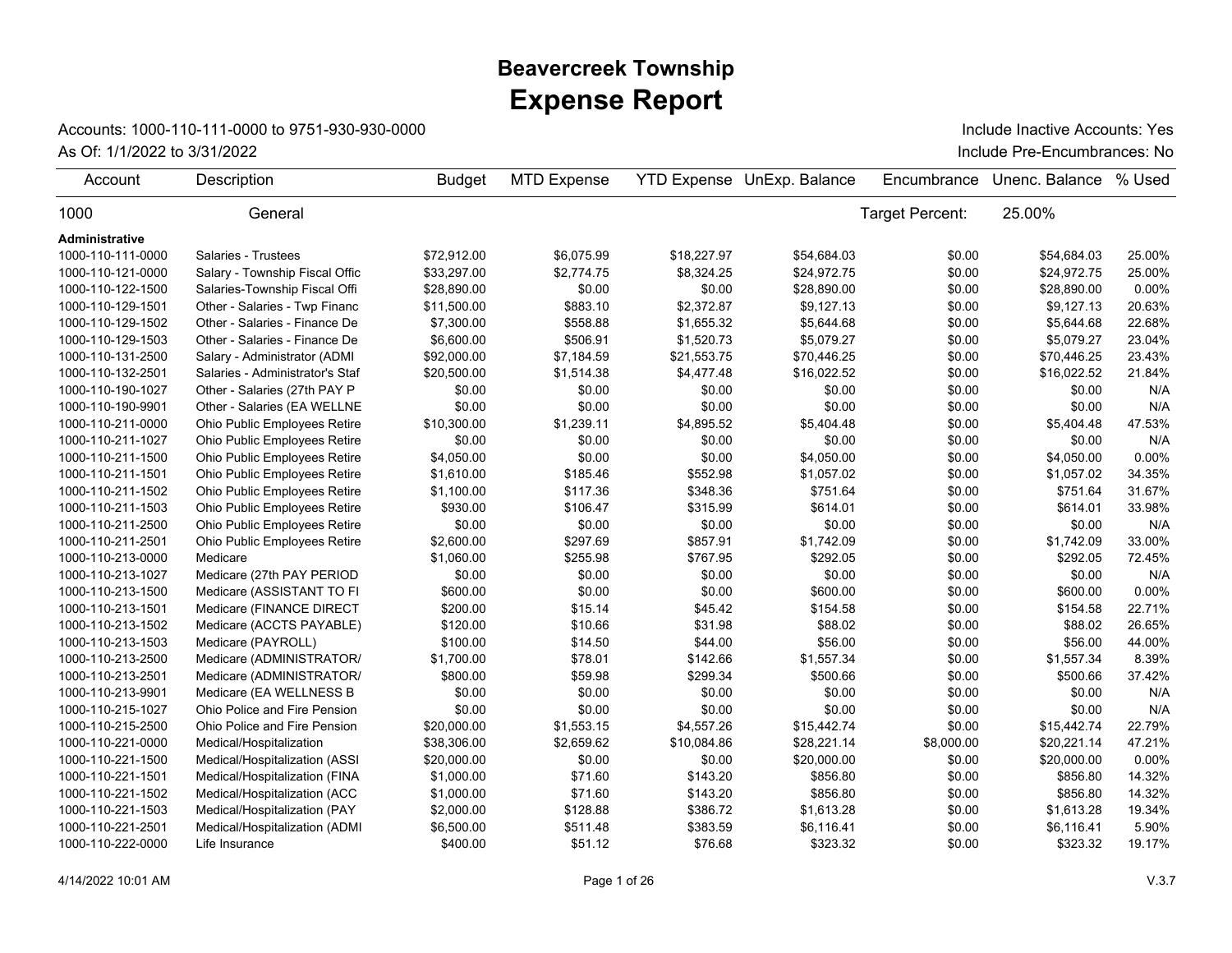# Beavercreek Township
# Expense Report

Accounts: 1000-110-111-0000 to 9751-930-930-0000 — Include Inactive Accounts: Yes

As Of: 1/1/2022 to 3/31/2022 — Include Pre-Encumbrances: No

| Account | Description | Budget | MTD Expense | YTD Expense | UnExp. Balance | Encumbrance | Unenc. Balance | % Used |
|---|---|---|---|---|---|---|---|---|
| 1000 | General | | | | | Target Percent: | 25.00% | |
| **Administrative** | | | | | | | | |
| 1000-110-111-0000 | Salaries - Trustees | $72,912.00 | $6,075.99 | $18,227.97 | $54,684.03 | $0.00 | $54,684.03 | 25.00% |
| 1000-110-121-0000 | Salary - Township Fiscal Offic | $33,297.00 | $2,774.75 | $8,324.25 | $24,972.75 | $0.00 | $24,972.75 | 25.00% |
| 1000-110-122-1500 | Salaries-Township Fiscal Offi | $28,890.00 | $0.00 | $0.00 | $28,890.00 | $0.00 | $28,890.00 | 0.00% |
| 1000-110-129-1501 | Other - Salaries - Twp Financ | $11,500.00 | $883.10 | $2,372.87 | $9,127.13 | $0.00 | $9,127.13 | 20.63% |
| 1000-110-129-1502 | Other - Salaries - Finance De | $7,300.00 | $558.88 | $1,655.32 | $5,644.68 | $0.00 | $5,644.68 | 22.68% |
| 1000-110-129-1503 | Other - Salaries - Finance De | $6,600.00 | $506.91 | $1,520.73 | $5,079.27 | $0.00 | $5,079.27 | 23.04% |
| 1000-110-131-2500 | Salary - Administrator (ADMI | $92,000.00 | $7,184.59 | $21,553.75 | $70,446.25 | $0.00 | $70,446.25 | 23.43% |
| 1000-110-132-2501 | Salaries - Administrator's Staf | $20,500.00 | $1,514.38 | $4,477.48 | $16,022.52 | $0.00 | $16,022.52 | 21.84% |
| 1000-110-190-1027 | Other - Salaries (27th PAY P | $0.00 | $0.00 | $0.00 | $0.00 | $0.00 | $0.00 | N/A |
| 1000-110-190-9901 | Other - Salaries (EA WELLNE | $0.00 | $0.00 | $0.00 | $0.00 | $0.00 | $0.00 | N/A |
| 1000-110-211-0000 | Ohio Public Employees Retire | $10,300.00 | $1,239.11 | $4,895.52 | $5,404.48 | $0.00 | $5,404.48 | 47.53% |
| 1000-110-211-1027 | Ohio Public Employees Retire | $0.00 | $0.00 | $0.00 | $0.00 | $0.00 | $0.00 | N/A |
| 1000-110-211-1500 | Ohio Public Employees Retire | $4,050.00 | $0.00 | $0.00 | $4,050.00 | $0.00 | $4,050.00 | 0.00% |
| 1000-110-211-1501 | Ohio Public Employees Retire | $1,610.00 | $185.46 | $552.98 | $1,057.02 | $0.00 | $1,057.02 | 34.35% |
| 1000-110-211-1502 | Ohio Public Employees Retire | $1,100.00 | $117.36 | $348.36 | $751.64 | $0.00 | $751.64 | 31.67% |
| 1000-110-211-1503 | Ohio Public Employees Retire | $930.00 | $106.47 | $315.99 | $614.01 | $0.00 | $614.01 | 33.98% |
| 1000-110-211-2500 | Ohio Public Employees Retire | $0.00 | $0.00 | $0.00 | $0.00 | $0.00 | $0.00 | N/A |
| 1000-110-211-2501 | Ohio Public Employees Retire | $2,600.00 | $297.69 | $857.91 | $1,742.09 | $0.00 | $1,742.09 | 33.00% |
| 1000-110-213-0000 | Medicare | $1,060.00 | $255.98 | $767.95 | $292.05 | $0.00 | $292.05 | 72.45% |
| 1000-110-213-1027 | Medicare (27th PAY PERIOD | $0.00 | $0.00 | $0.00 | $0.00 | $0.00 | $0.00 | N/A |
| 1000-110-213-1500 | Medicare (ASSISTANT TO FI | $600.00 | $0.00 | $0.00 | $600.00 | $0.00 | $600.00 | 0.00% |
| 1000-110-213-1501 | Medicare (FINANCE DIRECT | $200.00 | $15.14 | $45.42 | $154.58 | $0.00 | $154.58 | 22.71% |
| 1000-110-213-1502 | Medicare (ACCTS PAYABLE) | $120.00 | $10.66 | $31.98 | $88.02 | $0.00 | $88.02 | 26.65% |
| 1000-110-213-1503 | Medicare (PAYROLL) | $100.00 | $14.50 | $44.00 | $56.00 | $0.00 | $56.00 | 44.00% |
| 1000-110-213-2500 | Medicare (ADMINISTRATOR/ | $1,700.00 | $78.01 | $142.66 | $1,557.34 | $0.00 | $1,557.34 | 8.39% |
| 1000-110-213-2501 | Medicare (ADMINISTRATOR/ | $800.00 | $59.98 | $299.34 | $500.66 | $0.00 | $500.66 | 37.42% |
| 1000-110-213-9901 | Medicare (EA WELLNESS B | $0.00 | $0.00 | $0.00 | $0.00 | $0.00 | $0.00 | N/A |
| 1000-110-215-1027 | Ohio Police and Fire Pension | $0.00 | $0.00 | $0.00 | $0.00 | $0.00 | $0.00 | N/A |
| 1000-110-215-2500 | Ohio Police and Fire Pension | $20,000.00 | $1,553.15 | $4,557.26 | $15,442.74 | $0.00 | $15,442.74 | 22.79% |
| 1000-110-221-0000 | Medical/Hospitalization | $38,306.00 | $2,659.62 | $10,084.86 | $28,221.14 | $8,000.00 | $20,221.14 | 47.21% |
| 1000-110-221-1500 | Medical/Hospitalization (ASSI | $20,000.00 | $0.00 | $0.00 | $20,000.00 | $0.00 | $20,000.00 | 0.00% |
| 1000-110-221-1501 | Medical/Hospitalization (FINA | $1,000.00 | $71.60 | $143.20 | $856.80 | $0.00 | $856.80 | 14.32% |
| 1000-110-221-1502 | Medical/Hospitalization (ACC | $1,000.00 | $71.60 | $143.20 | $856.80 | $0.00 | $856.80 | 14.32% |
| 1000-110-221-1503 | Medical/Hospitalization (PAY | $2,000.00 | $128.88 | $386.72 | $1,613.28 | $0.00 | $1,613.28 | 19.34% |
| 1000-110-221-2501 | Medical/Hospitalization (ADMI | $6,500.00 | $511.48 | $383.59 | $6,116.41 | $0.00 | $6,116.41 | 5.90% |
| 1000-110-222-0000 | Life Insurance | $400.00 | $51.12 | $76.68 | $323.32 | $0.00 | $323.32 | 19.17% |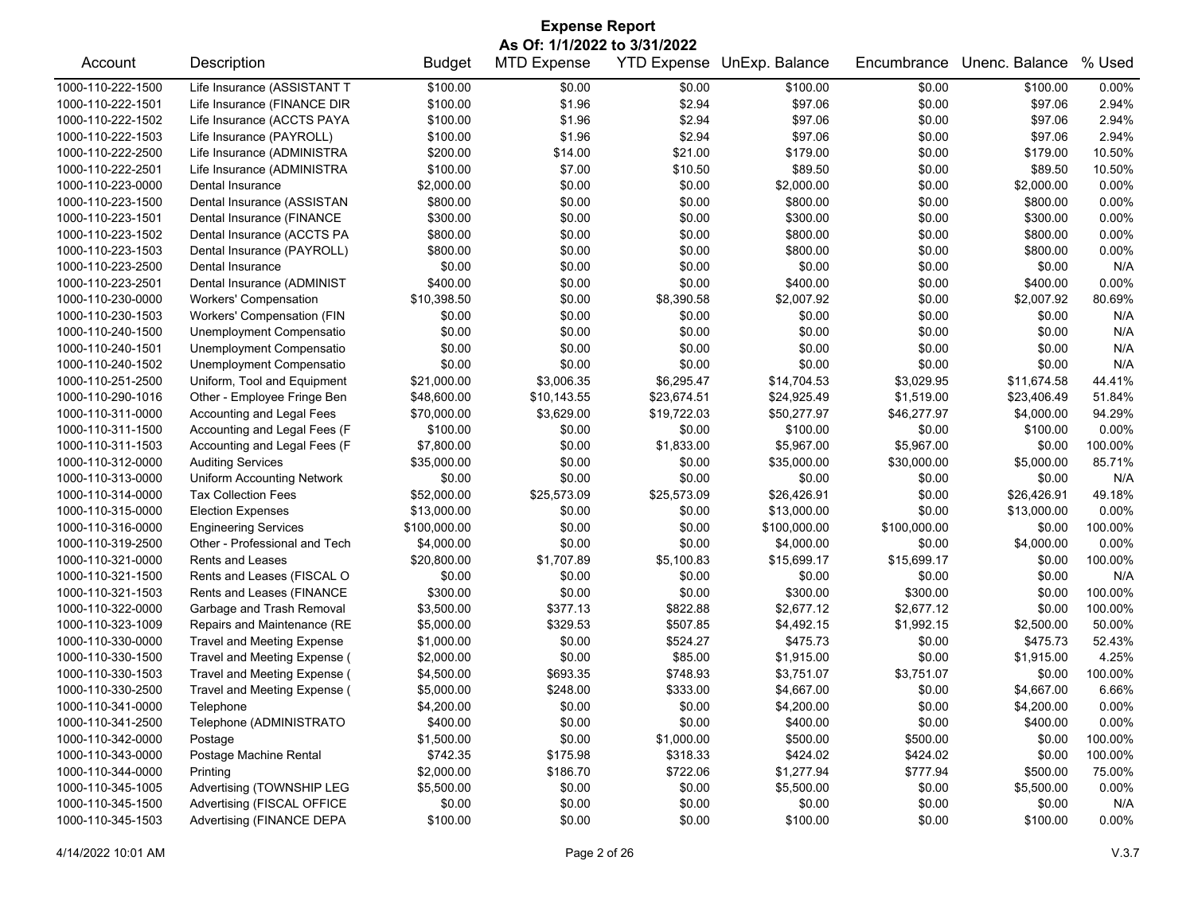# Expense Report

**As Of: 1/1/2022 to 3/31/2022**

| Account | Description | Budget | MTD Expense | YTD Expense | UnExp. Balance | Encumbrance | Unenc. Balance | % Used |
|---|---|---|---|---|---|---|---|---|
| 1000-110-222-1500 | Life Insurance (ASSISTANT T | $100.00 | $0.00 | $0.00 | $100.00 | $0.00 | $100.00 | 0.00% |
| 1000-110-222-1501 | Life Insurance (FINANCE DIR | $100.00 | $1.96 | $2.94 | $97.06 | $0.00 | $97.06 | 2.94% |
| 1000-110-222-1502 | Life Insurance (ACCTS PAYA | $100.00 | $1.96 | $2.94 | $97.06 | $0.00 | $97.06 | 2.94% |
| 1000-110-222-1503 | Life Insurance (PAYROLL) | $100.00 | $1.96 | $2.94 | $97.06 | $0.00 | $97.06 | 2.94% |
| 1000-110-222-2500 | Life Insurance (ADMINISTRA | $200.00 | $14.00 | $21.00 | $179.00 | $0.00 | $179.00 | 10.50% |
| 1000-110-222-2501 | Life Insurance (ADMINISTRA | $100.00 | $7.00 | $10.50 | $89.50 | $0.00 | $89.50 | 10.50% |
| 1000-110-223-0000 | Dental Insurance | $2,000.00 | $0.00 | $0.00 | $2,000.00 | $0.00 | $2,000.00 | 0.00% |
| 1000-110-223-1500 | Dental Insurance (ASSISTAN | $800.00 | $0.00 | $0.00 | $800.00 | $0.00 | $800.00 | 0.00% |
| 1000-110-223-1501 | Dental Insurance (FINANCE | $300.00 | $0.00 | $0.00 | $300.00 | $0.00 | $300.00 | 0.00% |
| 1000-110-223-1502 | Dental Insurance (ACCTS PA | $800.00 | $0.00 | $0.00 | $800.00 | $0.00 | $800.00 | 0.00% |
| 1000-110-223-1503 | Dental Insurance (PAYROLL) | $800.00 | $0.00 | $0.00 | $800.00 | $0.00 | $800.00 | 0.00% |
| 1000-110-223-2500 | Dental Insurance | $0.00 | $0.00 | $0.00 | $0.00 | $0.00 | $0.00 | N/A |
| 1000-110-223-2501 | Dental Insurance (ADMINIST | $400.00 | $0.00 | $0.00 | $400.00 | $0.00 | $400.00 | 0.00% |
| 1000-110-230-0000 | Workers' Compensation | $10,398.50 | $0.00 | $8,390.58 | $2,007.92 | $0.00 | $2,007.92 | 80.69% |
| 1000-110-230-1503 | Workers' Compensation (FIN | $0.00 | $0.00 | $0.00 | $0.00 | $0.00 | $0.00 | N/A |
| 1000-110-240-1500 | Unemployment Compensatio | $0.00 | $0.00 | $0.00 | $0.00 | $0.00 | $0.00 | N/A |
| 1000-110-240-1501 | Unemployment Compensatio | $0.00 | $0.00 | $0.00 | $0.00 | $0.00 | $0.00 | N/A |
| 1000-110-240-1502 | Unemployment Compensatio | $0.00 | $0.00 | $0.00 | $0.00 | $0.00 | $0.00 | N/A |
| 1000-110-251-2500 | Uniform, Tool and Equipment | $21,000.00 | $3,006.35 | $6,295.47 | $14,704.53 | $3,029.95 | $11,674.58 | 44.41% |
| 1000-110-290-1016 | Other - Employee Fringe Ben | $48,600.00 | $10,143.55 | $23,674.51 | $24,925.49 | $1,519.00 | $23,406.49 | 51.84% |
| 1000-110-311-0000 | Accounting and Legal Fees | $70,000.00 | $3,629.00 | $19,722.03 | $50,277.97 | $46,277.97 | $4,000.00 | 94.29% |
| 1000-110-311-1500 | Accounting and Legal Fees (F | $100.00 | $0.00 | $0.00 | $100.00 | $0.00 | $100.00 | 0.00% |
| 1000-110-311-1503 | Accounting and Legal Fees (F | $7,800.00 | $0.00 | $1,833.00 | $5,967.00 | $5,967.00 | $0.00 | 100.00% |
| 1000-110-312-0000 | Auditing Services | $35,000.00 | $0.00 | $0.00 | $35,000.00 | $30,000.00 | $5,000.00 | 85.71% |
| 1000-110-313-0000 | Uniform Accounting Network | $0.00 | $0.00 | $0.00 | $0.00 | $0.00 | $0.00 | N/A |
| 1000-110-314-0000 | Tax Collection Fees | $52,000.00 | $25,573.09 | $25,573.09 | $26,426.91 | $0.00 | $26,426.91 | 49.18% |
| 1000-110-315-0000 | Election Expenses | $13,000.00 | $0.00 | $0.00 | $13,000.00 | $0.00 | $13,000.00 | 0.00% |
| 1000-110-316-0000 | Engineering Services | $100,000.00 | $0.00 | $0.00 | $100,000.00 | $100,000.00 | $0.00 | 100.00% |
| 1000-110-319-2500 | Other - Professional and Tech | $4,000.00 | $0.00 | $0.00 | $4,000.00 | $0.00 | $4,000.00 | 0.00% |
| 1000-110-321-0000 | Rents and Leases | $20,800.00 | $1,707.89 | $5,100.83 | $15,699.17 | $15,699.17 | $0.00 | 100.00% |
| 1000-110-321-1500 | Rents and Leases (FISCAL O | $0.00 | $0.00 | $0.00 | $0.00 | $0.00 | $0.00 | N/A |
| 1000-110-321-1503 | Rents and Leases (FINANCE | $300.00 | $0.00 | $0.00 | $300.00 | $300.00 | $0.00 | 100.00% |
| 1000-110-322-0000 | Garbage and Trash Removal | $3,500.00 | $377.13 | $822.88 | $2,677.12 | $2,677.12 | $0.00 | 100.00% |
| 1000-110-323-1009 | Repairs and Maintenance (RE | $5,000.00 | $329.53 | $507.85 | $4,492.15 | $1,992.15 | $2,500.00 | 50.00% |
| 1000-110-330-0000 | Travel and Meeting Expense | $1,000.00 | $0.00 | $524.27 | $475.73 | $0.00 | $475.73 | 52.43% |
| 1000-110-330-1500 | Travel and Meeting Expense ( | $2,000.00 | $0.00 | $85.00 | $1,915.00 | $0.00 | $1,915.00 | 4.25% |
| 1000-110-330-1503 | Travel and Meeting Expense ( | $4,500.00 | $693.35 | $748.93 | $3,751.07 | $3,751.07 | $0.00 | 100.00% |
| 1000-110-330-2500 | Travel and Meeting Expense ( | $5,000.00 | $248.00 | $333.00 | $4,667.00 | $0.00 | $4,667.00 | 6.66% |
| 1000-110-341-0000 | Telephone | $4,200.00 | $0.00 | $0.00 | $4,200.00 | $0.00 | $4,200.00 | 0.00% |
| 1000-110-341-2500 | Telephone (ADMINISTRATO | $400.00 | $0.00 | $0.00 | $400.00 | $0.00 | $400.00 | 0.00% |
| 1000-110-342-0000 | Postage | $1,500.00 | $0.00 | $1,000.00 | $500.00 | $500.00 | $0.00 | 100.00% |
| 1000-110-343-0000 | Postage Machine Rental | $742.35 | $175.98 | $318.33 | $424.02 | $424.02 | $0.00 | 100.00% |
| 1000-110-344-0000 | Printing | $2,000.00 | $186.70 | $722.06 | $1,277.94 | $777.94 | $500.00 | 75.00% |
| 1000-110-345-1005 | Advertising (TOWNSHIP LEG | $5,500.00 | $0.00 | $0.00 | $5,500.00 | $0.00 | $5,500.00 | 0.00% |
| 1000-110-345-1500 | Advertising (FISCAL OFFICE | $0.00 | $0.00 | $0.00 | $0.00 | $0.00 | $0.00 | N/A |
| 1000-110-345-1503 | Advertising (FINANCE DEPA | $100.00 | $0.00 | $0.00 | $100.00 | $0.00 | $100.00 | 0.00% |

4/14/2022 10:01 AM V.3.7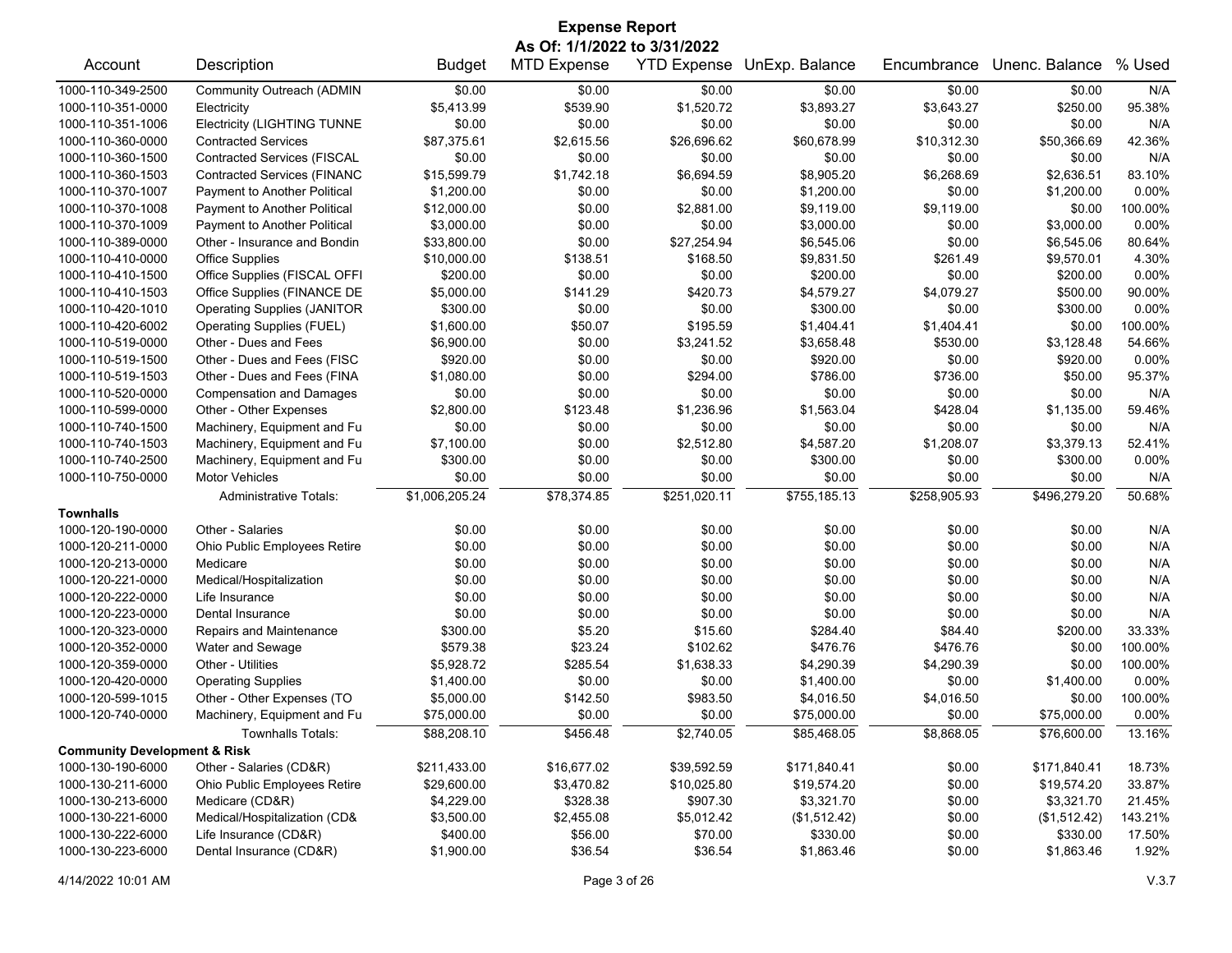# Expense Report

**As Of: 1/1/2022 to 3/31/2022**

| Account | Description | Budget | MTD Expense | YTD Expense | UnExp. Balance | Encumbrance | Unenc. Balance | % Used |
|---|---|---|---|---|---|---|---|---|
| 1000-110-349-2500 | Community Outreach (ADMIN | $0.00 | $0.00 | $0.00 | $0.00 | $0.00 | $0.00 | N/A |
| 1000-110-351-0000 | Electricity | $5,413.99 | $539.90 | $1,520.72 | $3,893.27 | $3,643.27 | $250.00 | 95.38% |
| 1000-110-351-1006 | Electricity (LIGHTING TUNNE | $0.00 | $0.00 | $0.00 | $0.00 | $0.00 | $0.00 | N/A |
| 1000-110-360-0000 | Contracted Services | $87,375.61 | $2,615.56 | $26,696.62 | $60,678.99 | $10,312.30 | $50,366.69 | 42.36% |
| 1000-110-360-1500 | Contracted Services (FISCAL | $0.00 | $0.00 | $0.00 | $0.00 | $0.00 | $0.00 | N/A |
| 1000-110-360-1503 | Contracted Services (FINANC | $15,599.79 | $1,742.18 | $6,694.59 | $8,905.20 | $6,268.69 | $2,636.51 | 83.10% |
| 1000-110-370-1007 | Payment to Another Political | $1,200.00 | $0.00 | $0.00 | $1,200.00 | $0.00 | $1,200.00 | 0.00% |
| 1000-110-370-1008 | Payment to Another Political | $12,000.00 | $0.00 | $2,881.00 | $9,119.00 | $9,119.00 | $0.00 | 100.00% |
| 1000-110-370-1009 | Payment to Another Political | $3,000.00 | $0.00 | $0.00 | $3,000.00 | $0.00 | $3,000.00 | 0.00% |
| 1000-110-389-0000 | Other - Insurance and Bondin | $33,800.00 | $0.00 | $27,254.94 | $6,545.06 | $0.00 | $6,545.06 | 80.64% |
| 1000-110-410-0000 | Office Supplies | $10,000.00 | $138.51 | $168.50 | $9,831.50 | $261.49 | $9,570.01 | 4.30% |
| 1000-110-410-1500 | Office Supplies (FISCAL OFFI | $200.00 | $0.00 | $0.00 | $200.00 | $0.00 | $200.00 | 0.00% |
| 1000-110-410-1503 | Office Supplies (FINANCE DE | $5,000.00 | $141.29 | $420.73 | $4,579.27 | $4,079.27 | $500.00 | 90.00% |
| 1000-110-420-1010 | Operating Supplies (JANITOR | $300.00 | $0.00 | $0.00 | $300.00 | $0.00 | $300.00 | 0.00% |
| 1000-110-420-6002 | Operating Supplies (FUEL) | $1,600.00 | $50.07 | $195.59 | $1,404.41 | $1,404.41 | $0.00 | 100.00% |
| 1000-110-519-0000 | Other - Dues and Fees | $6,900.00 | $0.00 | $3,241.52 | $3,658.48 | $530.00 | $3,128.48 | 54.66% |
| 1000-110-519-1500 | Other - Dues and Fees (FISC | $920.00 | $0.00 | $0.00 | $920.00 | $0.00 | $920.00 | 0.00% |
| 1000-110-519-1503 | Other - Dues and Fees (FINA | $1,080.00 | $0.00 | $294.00 | $786.00 | $736.00 | $50.00 | 95.37% |
| 1000-110-520-0000 | Compensation and Damages | $0.00 | $0.00 | $0.00 | $0.00 | $0.00 | $0.00 | N/A |
| 1000-110-599-0000 | Other - Other Expenses | $2,800.00 | $123.48 | $1,236.96 | $1,563.04 | $428.04 | $1,135.00 | 59.46% |
| 1000-110-740-1500 | Machinery, Equipment and Fu | $0.00 | $0.00 | $0.00 | $0.00 | $0.00 | $0.00 | N/A |
| 1000-110-740-1503 | Machinery, Equipment and Fu | $7,100.00 | $0.00 | $2,512.80 | $4,587.20 | $1,208.07 | $3,379.13 | 52.41% |
| 1000-110-740-2500 | Machinery, Equipment and Fu | $300.00 | $0.00 | $0.00 | $300.00 | $0.00 | $300.00 | 0.00% |
| 1000-110-750-0000 | Motor Vehicles | $0.00 | $0.00 | $0.00 | $0.00 | $0.00 | $0.00 | N/A |
| | Administrative Totals: | $1,006,205.24 | $78,374.85 | $251,020.11 | $755,185.13 | $258,905.93 | $496,279.20 | 50.68% |
| **Townhalls** | | | | | | | | |
| 1000-120-190-0000 | Other - Salaries | $0.00 | $0.00 | $0.00 | $0.00 | $0.00 | $0.00 | N/A |
| 1000-120-211-0000 | Ohio Public Employees Retire | $0.00 | $0.00 | $0.00 | $0.00 | $0.00 | $0.00 | N/A |
| 1000-120-213-0000 | Medicare | $0.00 | $0.00 | $0.00 | $0.00 | $0.00 | $0.00 | N/A |
| 1000-120-221-0000 | Medical/Hospitalization | $0.00 | $0.00 | $0.00 | $0.00 | $0.00 | $0.00 | N/A |
| 1000-120-222-0000 | Life Insurance | $0.00 | $0.00 | $0.00 | $0.00 | $0.00 | $0.00 | N/A |
| 1000-120-223-0000 | Dental Insurance | $0.00 | $0.00 | $0.00 | $0.00 | $0.00 | $0.00 | N/A |
| 1000-120-323-0000 | Repairs and Maintenance | $300.00 | $5.20 | $15.60 | $284.40 | $84.40 | $200.00 | 33.33% |
| 1000-120-352-0000 | Water and Sewage | $579.38 | $23.24 | $102.62 | $476.76 | $476.76 | $0.00 | 100.00% |
| 1000-120-359-0000 | Other - Utilities | $5,928.72 | $285.54 | $1,638.33 | $4,290.39 | $4,290.39 | $0.00 | 100.00% |
| 1000-120-420-0000 | Operating Supplies | $1,400.00 | $0.00 | $0.00 | $1,400.00 | $0.00 | $1,400.00 | 0.00% |
| 1000-120-599-1015 | Other - Other Expenses (TO | $5,000.00 | $142.50 | $983.50 | $4,016.50 | $4,016.50 | $0.00 | 100.00% |
| 1000-120-740-0000 | Machinery, Equipment and Fu | $75,000.00 | $0.00 | $0.00 | $75,000.00 | $0.00 | $75,000.00 | 0.00% |
| | Townhalls Totals: | $88,208.10 | $456.48 | $2,740.05 | $85,468.05 | $8,868.05 | $76,600.00 | 13.16% |
| **Community Development & Risk** | | | | | | | | |
| 1000-130-190-6000 | Other - Salaries (CD&R) | $211,433.00 | $16,677.02 | $39,592.59 | $171,840.41 | $0.00 | $171,840.41 | 18.73% |
| 1000-130-211-6000 | Ohio Public Employees Retire | $29,600.00 | $3,470.82 | $10,025.80 | $19,574.20 | $0.00 | $19,574.20 | 33.87% |
| 1000-130-213-6000 | Medicare (CD&R) | $4,229.00 | $328.38 | $907.30 | $3,321.70 | $0.00 | $3,321.70 | 21.45% |
| 1000-130-221-6000 | Medical/Hospitalization (CD& | $3,500.00 | $2,455.08 | $5,012.42 | ($1,512.42) | $0.00 | ($1,512.42) | 143.21% |
| 1000-130-222-6000 | Life Insurance (CD&R) | $400.00 | $56.00 | $70.00 | $330.00 | $0.00 | $330.00 | 17.50% |
| 1000-130-223-6000 | Dental Insurance (CD&R) | $1,900.00 | $36.54 | $36.54 | $1,863.46 | $0.00 | $1,863.46 | 1.92% |

4/14/2022 10:01 AM V.3.7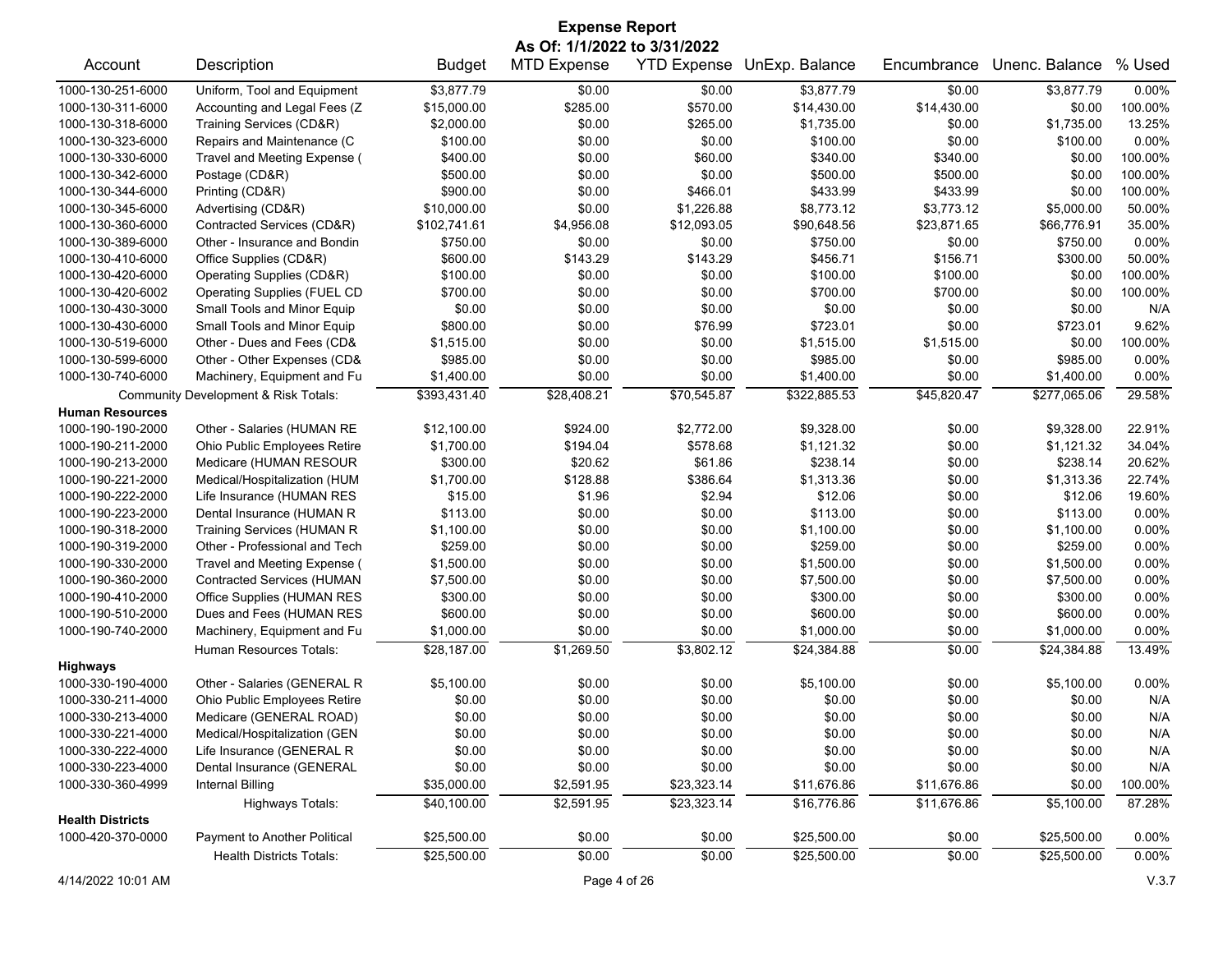# Expense Report

**As Of: 1/1/2022 to 3/31/2022**

| Account | Description | Budget | MTD Expense | YTD Expense | UnExp. Balance | Encumbrance | Unenc. Balance | % Used |
|---|---|---|---|---|---|---|---|---|
| 1000-130-251-6000 | Uniform, Tool and Equipment | $3,877.79 | $0.00 | $0.00 | $3,877.79 | $0.00 | $3,877.79 | 0.00% |
| 1000-130-311-6000 | Accounting and Legal Fees (Z | $15,000.00 | $285.00 | $570.00 | $14,430.00 | $14,430.00 | $0.00 | 100.00% |
| 1000-130-318-6000 | Training Services (CD&R) | $2,000.00 | $0.00 | $265.00 | $1,735.00 | $0.00 | $1,735.00 | 13.25% |
| 1000-130-323-6000 | Repairs and Maintenance (C | $100.00 | $0.00 | $0.00 | $100.00 | $0.00 | $100.00 | 0.00% |
| 1000-130-330-6000 | Travel and Meeting Expense ( | $400.00 | $0.00 | $60.00 | $340.00 | $340.00 | $0.00 | 100.00% |
| 1000-130-342-6000 | Postage (CD&R) | $500.00 | $0.00 | $0.00 | $500.00 | $500.00 | $0.00 | 100.00% |
| 1000-130-344-6000 | Printing (CD&R) | $900.00 | $0.00 | $466.01 | $433.99 | $433.99 | $0.00 | 100.00% |
| 1000-130-345-6000 | Advertising (CD&R) | $10,000.00 | $0.00 | $1,226.88 | $8,773.12 | $3,773.12 | $5,000.00 | 50.00% |
| 1000-130-360-6000 | Contracted Services (CD&R) | $102,741.61 | $4,956.08 | $12,093.05 | $90,648.56 | $23,871.65 | $66,776.91 | 35.00% |
| 1000-130-389-6000 | Other - Insurance and Bondin | $750.00 | $0.00 | $0.00 | $750.00 | $0.00 | $750.00 | 0.00% |
| 1000-130-410-6000 | Office Supplies (CD&R) | $600.00 | $143.29 | $143.29 | $456.71 | $156.71 | $300.00 | 50.00% |
| 1000-130-420-6000 | Operating Supplies (CD&R) | $100.00 | $0.00 | $0.00 | $100.00 | $100.00 | $0.00 | 100.00% |
| 1000-130-420-6002 | Operating Supplies (FUEL CD | $700.00 | $0.00 | $0.00 | $700.00 | $700.00 | $0.00 | 100.00% |
| 1000-130-430-3000 | Small Tools and Minor Equip | $0.00 | $0.00 | $0.00 | $0.00 | $0.00 | $0.00 | N/A |
| 1000-130-430-6000 | Small Tools and Minor Equip | $800.00 | $0.00 | $76.99 | $723.01 | $0.00 | $723.01 | 9.62% |
| 1000-130-519-6000 | Other - Dues and Fees (CD& | $1,515.00 | $0.00 | $0.00 | $1,515.00 | $1,515.00 | $0.00 | 100.00% |
| 1000-130-599-6000 | Other - Other Expenses (CD& | $985.00 | $0.00 | $0.00 | $985.00 | $0.00 | $985.00 | 0.00% |
| 1000-130-740-6000 | Machinery, Equipment and Fu | $1,400.00 | $0.00 | $0.00 | $1,400.00 | $0.00 | $1,400.00 | 0.00% |
| | Community Development & Risk Totals: | $393,431.40 | $28,408.21 | $70,545.87 | $322,885.53 | $45,820.47 | $277,065.06 | 29.58% |
| **Human Resources** | | | | | | | | |
| 1000-190-190-2000 | Other - Salaries (HUMAN RE | $12,100.00 | $924.00 | $2,772.00 | $9,328.00 | $0.00 | $9,328.00 | 22.91% |
| 1000-190-211-2000 | Ohio Public Employees Retire | $1,700.00 | $194.04 | $578.68 | $1,121.32 | $0.00 | $1,121.32 | 34.04% |
| 1000-190-213-2000 | Medicare (HUMAN RESOUR | $300.00 | $20.62 | $61.86 | $238.14 | $0.00 | $238.14 | 20.62% |
| 1000-190-221-2000 | Medical/Hospitalization (HUM | $1,700.00 | $128.88 | $386.64 | $1,313.36 | $0.00 | $1,313.36 | 22.74% |
| 1000-190-222-2000 | Life Insurance (HUMAN RES | $15.00 | $1.96 | $2.94 | $12.06 | $0.00 | $12.06 | 19.60% |
| 1000-190-223-2000 | Dental Insurance (HUMAN R | $113.00 | $0.00 | $0.00 | $113.00 | $0.00 | $113.00 | 0.00% |
| 1000-190-318-2000 | Training Services (HUMAN R | $1,100.00 | $0.00 | $0.00 | $1,100.00 | $0.00 | $1,100.00 | 0.00% |
| 1000-190-319-2000 | Other - Professional and Tech | $259.00 | $0.00 | $0.00 | $259.00 | $0.00 | $259.00 | 0.00% |
| 1000-190-330-2000 | Travel and Meeting Expense ( | $1,500.00 | $0.00 | $0.00 | $1,500.00 | $0.00 | $1,500.00 | 0.00% |
| 1000-190-360-2000 | Contracted Services (HUMAN | $7,500.00 | $0.00 | $0.00 | $7,500.00 | $0.00 | $7,500.00 | 0.00% |
| 1000-190-410-2000 | Office Supplies (HUMAN RES | $300.00 | $0.00 | $0.00 | $300.00 | $0.00 | $300.00 | 0.00% |
| 1000-190-510-2000 | Dues and Fees (HUMAN RES | $600.00 | $0.00 | $0.00 | $600.00 | $0.00 | $600.00 | 0.00% |
| 1000-190-740-2000 | Machinery, Equipment and Fu | $1,000.00 | $0.00 | $0.00 | $1,000.00 | $0.00 | $1,000.00 | 0.00% |
| | Human Resources Totals: | $28,187.00 | $1,269.50 | $3,802.12 | $24,384.88 | $0.00 | $24,384.88 | 13.49% |
| **Highways** | | | | | | | | |
| 1000-330-190-4000 | Other - Salaries (GENERAL R | $5,100.00 | $0.00 | $0.00 | $5,100.00 | $0.00 | $5,100.00 | 0.00% |
| 1000-330-211-4000 | Ohio Public Employees Retire | $0.00 | $0.00 | $0.00 | $0.00 | $0.00 | $0.00 | N/A |
| 1000-330-213-4000 | Medicare (GENERAL ROAD) | $0.00 | $0.00 | $0.00 | $0.00 | $0.00 | $0.00 | N/A |
| 1000-330-221-4000 | Medical/Hospitalization (GEN | $0.00 | $0.00 | $0.00 | $0.00 | $0.00 | $0.00 | N/A |
| 1000-330-222-4000 | Life Insurance (GENERAL R | $0.00 | $0.00 | $0.00 | $0.00 | $0.00 | $0.00 | N/A |
| 1000-330-223-4000 | Dental Insurance (GENERAL | $0.00 | $0.00 | $0.00 | $0.00 | $0.00 | $0.00 | N/A |
| 1000-330-360-4999 | Internal Billing | $35,000.00 | $2,591.95 | $23,323.14 | $11,676.86 | $11,676.86 | $0.00 | 100.00% |
| | Highways Totals: | $40,100.00 | $2,591.95 | $23,323.14 | $16,776.86 | $11,676.86 | $5,100.00 | 87.28% |
| **Health Districts** | | | | | | | | |
| 1000-420-370-0000 | Payment to Another Political | $25,500.00 | $0.00 | $0.00 | $25,500.00 | $0.00 | $25,500.00 | 0.00% |
| | Health Districts Totals: | $25,500.00 | $0.00 | $0.00 | $25,500.00 | $0.00 | $25,500.00 | 0.00% |

4/14/2022 10:01 AM V.3.7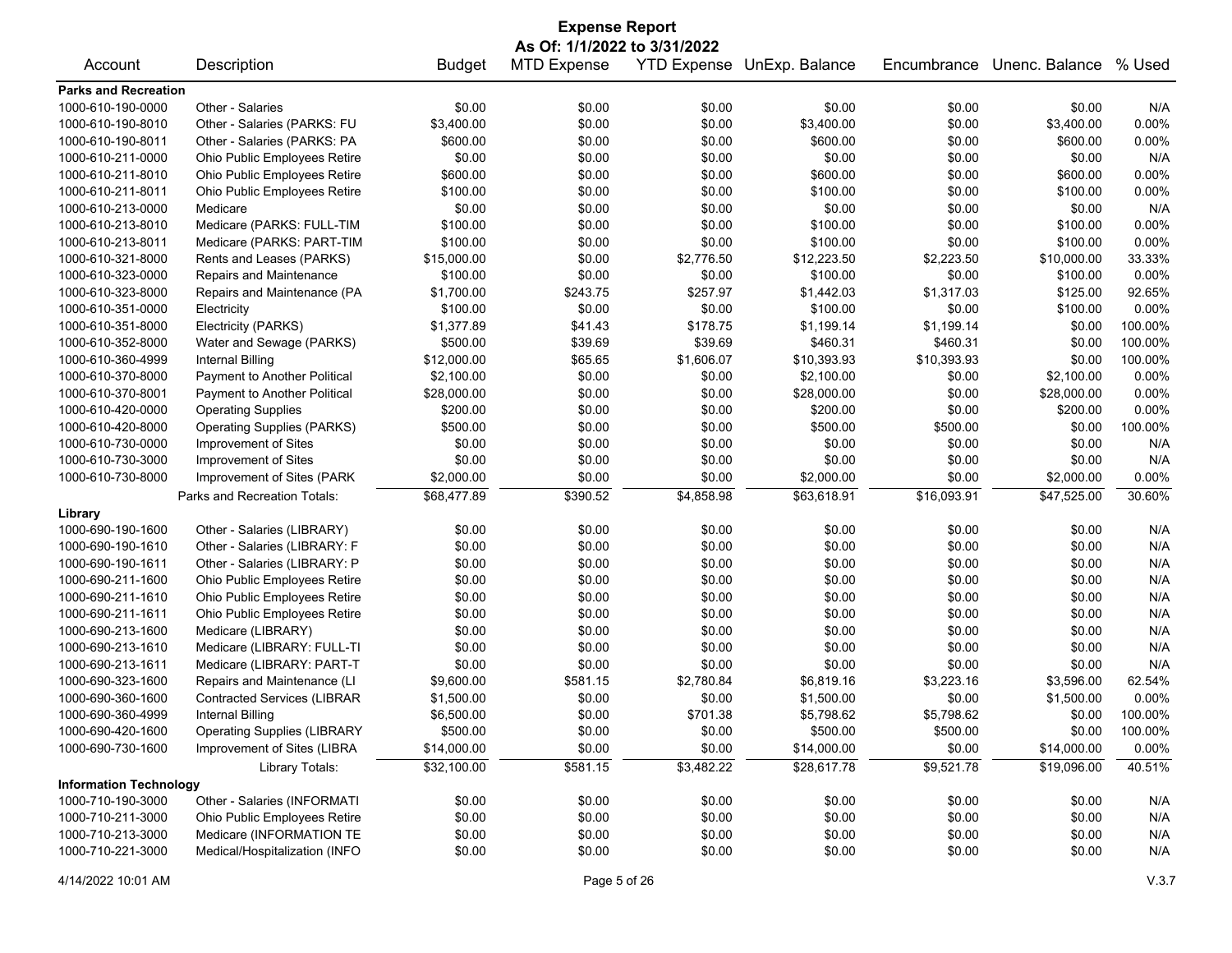# Expense Report

**As Of: 1/1/2022 to 3/31/2022**

| Account | Description | Budget | MTD Expense | YTD Expense | UnExp. Balance | Encumbrance | Unenc. Balance | % Used |
|---|---|---|---|---|---|---|---|---|
| **Parks and Recreation** | | | | | | | | |
| 1000-610-190-0000 | Other - Salaries | $0.00 | $0.00 | $0.00 | $0.00 | $0.00 | $0.00 | N/A |
| 1000-610-190-8010 | Other - Salaries (PARKS: FU | $3,400.00 | $0.00 | $0.00 | $3,400.00 | $0.00 | $3,400.00 | 0.00% |
| 1000-610-190-8011 | Other - Salaries (PARKS: PA | $600.00 | $0.00 | $0.00 | $600.00 | $0.00 | $600.00 | 0.00% |
| 1000-610-211-0000 | Ohio Public Employees Retire | $0.00 | $0.00 | $0.00 | $0.00 | $0.00 | $0.00 | N/A |
| 1000-610-211-8010 | Ohio Public Employees Retire | $600.00 | $0.00 | $0.00 | $600.00 | $0.00 | $600.00 | 0.00% |
| 1000-610-211-8011 | Ohio Public Employees Retire | $100.00 | $0.00 | $0.00 | $100.00 | $0.00 | $100.00 | 0.00% |
| 1000-610-213-0000 | Medicare | $0.00 | $0.00 | $0.00 | $0.00 | $0.00 | $0.00 | N/A |
| 1000-610-213-8010 | Medicare (PARKS: FULL-TIM | $100.00 | $0.00 | $0.00 | $100.00 | $0.00 | $100.00 | 0.00% |
| 1000-610-213-8011 | Medicare (PARKS: PART-TIM | $100.00 | $0.00 | $0.00 | $100.00 | $0.00 | $100.00 | 0.00% |
| 1000-610-321-8000 | Rents and Leases (PARKS) | $15,000.00 | $0.00 | $2,776.50 | $12,223.50 | $2,223.50 | $10,000.00 | 33.33% |
| 1000-610-323-0000 | Repairs and Maintenance | $100.00 | $0.00 | $0.00 | $100.00 | $0.00 | $100.00 | 0.00% |
| 1000-610-323-8000 | Repairs and Maintenance (PA | $1,700.00 | $243.75 | $257.97 | $1,442.03 | $1,317.03 | $125.00 | 92.65% |
| 1000-610-351-0000 | Electricity | $100.00 | $0.00 | $0.00 | $100.00 | $0.00 | $100.00 | 0.00% |
| 1000-610-351-8000 | Electricity (PARKS) | $1,377.89 | $41.43 | $178.75 | $1,199.14 | $1,199.14 | $0.00 | 100.00% |
| 1000-610-352-8000 | Water and Sewage (PARKS) | $500.00 | $39.69 | $39.69 | $460.31 | $460.31 | $0.00 | 100.00% |
| 1000-610-360-4999 | Internal Billing | $12,000.00 | $65.65 | $1,606.07 | $10,393.93 | $10,393.93 | $0.00 | 100.00% |
| 1000-610-370-8000 | Payment to Another Political | $2,100.00 | $0.00 | $0.00 | $2,100.00 | $0.00 | $2,100.00 | 0.00% |
| 1000-610-370-8001 | Payment to Another Political | $28,000.00 | $0.00 | $0.00 | $28,000.00 | $0.00 | $28,000.00 | 0.00% |
| 1000-610-420-0000 | Operating Supplies | $200.00 | $0.00 | $0.00 | $200.00 | $0.00 | $200.00 | 0.00% |
| 1000-610-420-8000 | Operating Supplies (PARKS) | $500.00 | $0.00 | $0.00 | $500.00 | $500.00 | $0.00 | 100.00% |
| 1000-610-730-0000 | Improvement of Sites | $0.00 | $0.00 | $0.00 | $0.00 | $0.00 | $0.00 | N/A |
| 1000-610-730-3000 | Improvement of Sites | $0.00 | $0.00 | $0.00 | $0.00 | $0.00 | $0.00 | N/A |
| 1000-610-730-8000 | Improvement of Sites (PARK | $2,000.00 | $0.00 | $0.00 | $2,000.00 | $0.00 | $2,000.00 | 0.00% |
| | Parks and Recreation Totals: | $68,477.89 | $390.52 | $4,858.98 | $63,618.91 | $16,093.91 | $47,525.00 | 30.60% |
| **Library** | | | | | | | | |
| 1000-690-190-1600 | Other - Salaries (LIBRARY) | $0.00 | $0.00 | $0.00 | $0.00 | $0.00 | $0.00 | N/A |
| 1000-690-190-1610 | Other - Salaries (LIBRARY: F | $0.00 | $0.00 | $0.00 | $0.00 | $0.00 | $0.00 | N/A |
| 1000-690-190-1611 | Other - Salaries (LIBRARY: P | $0.00 | $0.00 | $0.00 | $0.00 | $0.00 | $0.00 | N/A |
| 1000-690-211-1600 | Ohio Public Employees Retire | $0.00 | $0.00 | $0.00 | $0.00 | $0.00 | $0.00 | N/A |
| 1000-690-211-1610 | Ohio Public Employees Retire | $0.00 | $0.00 | $0.00 | $0.00 | $0.00 | $0.00 | N/A |
| 1000-690-211-1611 | Ohio Public Employees Retire | $0.00 | $0.00 | $0.00 | $0.00 | $0.00 | $0.00 | N/A |
| 1000-690-213-1600 | Medicare (LIBRARY) | $0.00 | $0.00 | $0.00 | $0.00 | $0.00 | $0.00 | N/A |
| 1000-690-213-1610 | Medicare (LIBRARY: FULL-TI | $0.00 | $0.00 | $0.00 | $0.00 | $0.00 | $0.00 | N/A |
| 1000-690-213-1611 | Medicare (LIBRARY: PART-T | $0.00 | $0.00 | $0.00 | $0.00 | $0.00 | $0.00 | N/A |
| 1000-690-323-1600 | Repairs and Maintenance (LI | $9,600.00 | $581.15 | $2,780.84 | $6,819.16 | $3,223.16 | $3,596.00 | 62.54% |
| 1000-690-360-1600 | Contracted Services (LIBRAR | $1,500.00 | $0.00 | $0.00 | $1,500.00 | $0.00 | $1,500.00 | 0.00% |
| 1000-690-360-4999 | Internal Billing | $6,500.00 | $0.00 | $701.38 | $5,798.62 | $5,798.62 | $0.00 | 100.00% |
| 1000-690-420-1600 | Operating Supplies (LIBRARY | $500.00 | $0.00 | $0.00 | $500.00 | $500.00 | $0.00 | 100.00% |
| 1000-690-730-1600 | Improvement of Sites (LIBRA | $14,000.00 | $0.00 | $0.00 | $14,000.00 | $0.00 | $14,000.00 | 0.00% |
| | Library Totals: | $32,100.00 | $581.15 | $3,482.22 | $28,617.78 | $9,521.78 | $19,096.00 | 40.51% |
| **Information Technology** | | | | | | | | |
| 1000-710-190-3000 | Other - Salaries (INFORMATI | $0.00 | $0.00 | $0.00 | $0.00 | $0.00 | $0.00 | N/A |
| 1000-710-211-3000 | Ohio Public Employees Retire | $0.00 | $0.00 | $0.00 | $0.00 | $0.00 | $0.00 | N/A |
| 1000-710-213-3000 | Medicare (INFORMATION TE | $0.00 | $0.00 | $0.00 | $0.00 | $0.00 | $0.00 | N/A |
| 1000-710-221-3000 | Medical/Hospitalization (INFO | $0.00 | $0.00 | $0.00 | $0.00 | $0.00 | $0.00 | N/A |

4/14/2022 10:01 AM V.3.7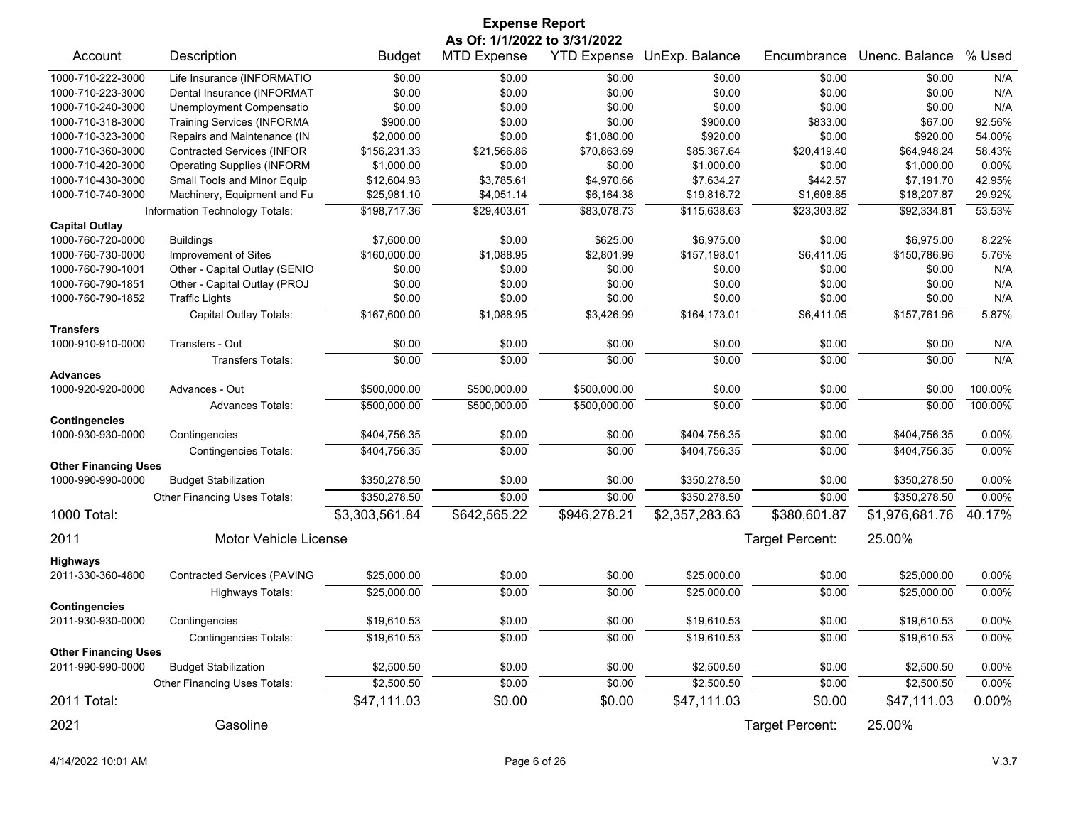# Expense Report

**As Of: 1/1/2022 to 3/31/2022**

| Account | Description | Budget | MTD Expense | YTD Expense | UnExp. Balance | Encumbrance | Unenc. Balance | % Used |
|---|---|---|---|---|---|---|---|---|
| 1000-710-222-3000 | Life Insurance (INFORMATIO | $0.00 | $0.00 | $0.00 | $0.00 | $0.00 | $0.00 | N/A |
| 1000-710-223-3000 | Dental Insurance (INFORMAT | $0.00 | $0.00 | $0.00 | $0.00 | $0.00 | $0.00 | N/A |
| 1000-710-240-3000 | Unemployment Compensatio | $0.00 | $0.00 | $0.00 | $0.00 | $0.00 | $0.00 | N/A |
| 1000-710-318-3000 | Training Services (INFORMA | $900.00 | $0.00 | $0.00 | $900.00 | $833.00 | $67.00 | 92.56% |
| 1000-710-323-3000 | Repairs and Maintenance (IN | $2,000.00 | $0.00 | $1,080.00 | $920.00 | $0.00 | $920.00 | 54.00% |
| 1000-710-360-3000 | Contracted Services (INFOR | $156,231.33 | $21,566.86 | $70,863.69 | $85,367.64 | $20,419.40 | $64,948.24 | 58.43% |
| 1000-710-420-3000 | Operating Supplies (INFORM | $1,000.00 | $0.00 | $0.00 | $1,000.00 | $0.00 | $1,000.00 | 0.00% |
| 1000-710-430-3000 | Small Tools and Minor Equip | $12,604.93 | $3,785.61 | $4,970.66 | $7,634.27 | $442.57 | $7,191.70 | 42.95% |
| 1000-710-740-3000 | Machinery, Equipment and Fu | $25,981.10 | $4,051.14 | $6,164.38 | $19,816.72 | $1,608.85 | $18,207.87 | 29.92% |
| | Information Technology Totals: | $198,717.36 | $29,403.61 | $83,078.73 | $115,638.63 | $23,303.82 | $92,334.81 | 53.53% |
| **Capital Outlay** | | | | | | | | |
| 1000-760-720-0000 | Buildings | $7,600.00 | $0.00 | $625.00 | $6,975.00 | $0.00 | $6,975.00 | 8.22% |
| 1000-760-730-0000 | Improvement of Sites | $160,000.00 | $1,088.95 | $2,801.99 | $157,198.01 | $6,411.05 | $150,786.96 | 5.76% |
| 1000-760-790-1001 | Other - Capital Outlay (SENIO | $0.00 | $0.00 | $0.00 | $0.00 | $0.00 | $0.00 | N/A |
| 1000-760-790-1851 | Other - Capital Outlay (PROJ | $0.00 | $0.00 | $0.00 | $0.00 | $0.00 | $0.00 | N/A |
| 1000-760-790-1852 | Traffic Lights | $0.00 | $0.00 | $0.00 | $0.00 | $0.00 | $0.00 | N/A |
| | Capital Outlay Totals: | $167,600.00 | $1,088.95 | $3,426.99 | $164,173.01 | $6,411.05 | $157,761.96 | 5.87% |
| **Transfers** | | | | | | | | |
| 1000-910-910-0000 | Transfers - Out | $0.00 | $0.00 | $0.00 | $0.00 | $0.00 | $0.00 | N/A |
| | Transfers Totals: | $0.00 | $0.00 | $0.00 | $0.00 | $0.00 | $0.00 | N/A |
| **Advances** | | | | | | | | |
| 1000-920-920-0000 | Advances - Out | $500,000.00 | $500,000.00 | $500,000.00 | $0.00 | $0.00 | $0.00 | 100.00% |
| | Advances Totals: | $500,000.00 | $500,000.00 | $500,000.00 | $0.00 | $0.00 | $0.00 | 100.00% |
| **Contingencies** | | | | | | | | |
| 1000-930-930-0000 | Contingencies | $404,756.35 | $0.00 | $0.00 | $404,756.35 | $0.00 | $404,756.35 | 0.00% |
| | Contingencies Totals: | $404,756.35 | $0.00 | $0.00 | $404,756.35 | $0.00 | $404,756.35 | 0.00% |
| **Other Financing Uses** | | | | | | | | |
| 1000-990-990-0000 | Budget Stabilization | $350,278.50 | $0.00 | $0.00 | $350,278.50 | $0.00 | $350,278.50 | 0.00% |
| | Other Financing Uses Totals: | $350,278.50 | $0.00 | $0.00 | $350,278.50 | $0.00 | $350,278.50 | 0.00% |
| **1000 Total:** | | $3,303,561.84 | $642,565.22 | $946,278.21 | $2,357,283.63 | $380,601.87 | $1,976,681.76 | 40.17% |
| **2011** | **Motor Vehicle License** | | | | | Target Percent: | 25.00% | |
| **Highways** | | | | | | | | |
| 2011-330-360-4800 | Contracted Services (PAVING | $25,000.00 | $0.00 | $0.00 | $25,000.00 | $0.00 | $25,000.00 | 0.00% |
| | Highways Totals: | $25,000.00 | $0.00 | $0.00 | $25,000.00 | $0.00 | $25,000.00 | 0.00% |
| **Contingencies** | | | | | | | | |
| 2011-930-930-0000 | Contingencies | $19,610.53 | $0.00 | $0.00 | $19,610.53 | $0.00 | $19,610.53 | 0.00% |
| | Contingencies Totals: | $19,610.53 | $0.00 | $0.00 | $19,610.53 | $0.00 | $19,610.53 | 0.00% |
| **Other Financing Uses** | | | | | | | | |
| 2011-990-990-0000 | Budget Stabilization | $2,500.50 | $0.00 | $0.00 | $2,500.50 | $0.00 | $2,500.50 | 0.00% |
| | Other Financing Uses Totals: | $2,500.50 | $0.00 | $0.00 | $2,500.50 | $0.00 | $2,500.50 | 0.00% |
| **2011 Total:** | | $47,111.03 | $0.00 | $0.00 | $47,111.03 | $0.00 | $47,111.03 | 0.00% |
| **2021** | **Gasoline** | | | | | Target Percent: | 25.00% | |

4/14/2022 10:01 AM — V.3.7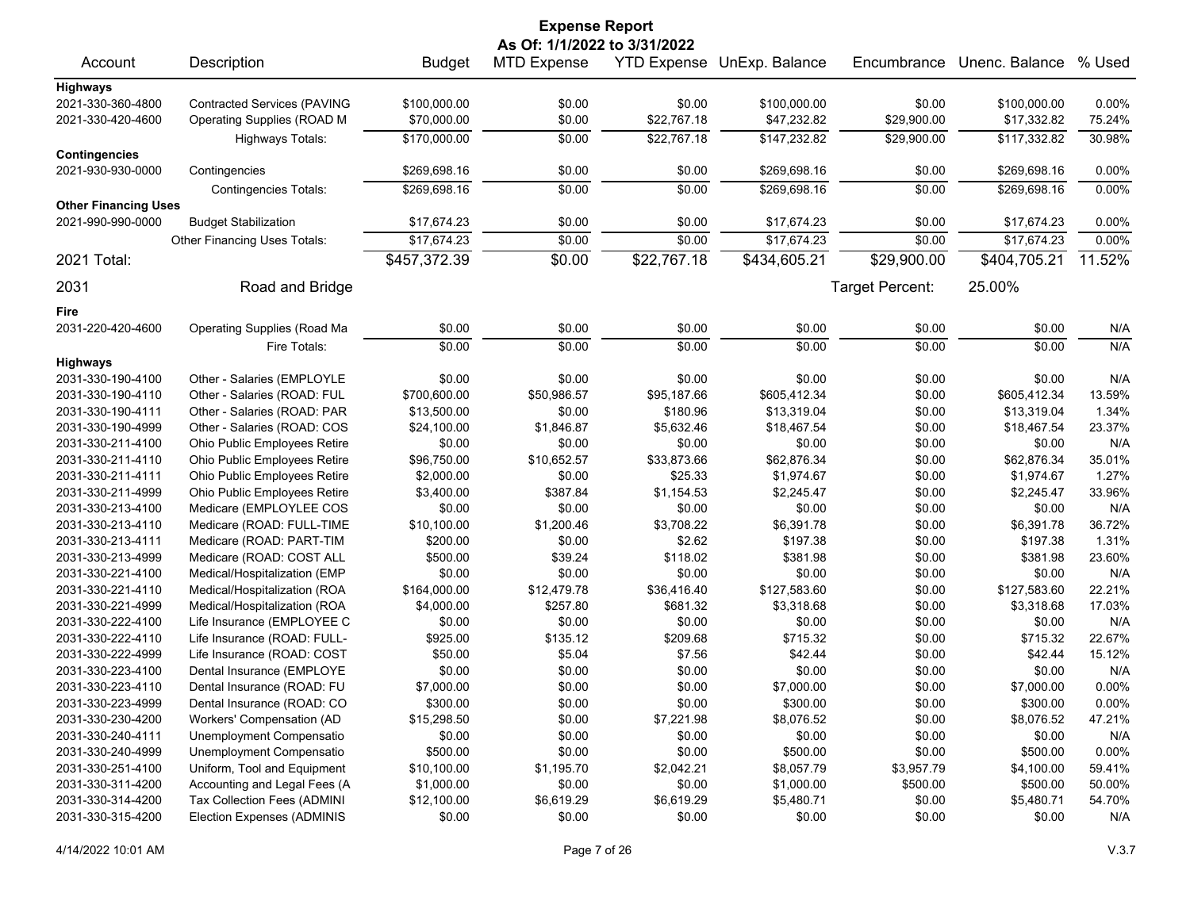# Expense Report

**As Of: 1/1/2022 to 3/31/2022**

| Account | Description | Budget | MTD Expense | YTD Expense | UnExp. Balance | Encumbrance | Unenc. Balance | % Used |
|---|---|---|---|---|---|---|---|---|
| **Highways** | | | | | | | | |
| 2021-330-360-4800 | Contracted Services (PAVING | $100,000.00 | $0.00 | $0.00 | $100,000.00 | $0.00 | $100,000.00 | 0.00% |
| 2021-330-420-4600 | Operating Supplies (ROAD M | $70,000.00 | $0.00 | $22,767.18 | $47,232.82 | $29,900.00 | $17,332.82 | 75.24% |
| | Highways Totals: | $170,000.00 | $0.00 | $22,767.18 | $147,232.82 | $29,900.00 | $117,332.82 | 30.98% |
| **Contingencies** | | | | | | | | |
| 2021-930-930-0000 | Contingencies | $269,698.16 | $0.00 | $0.00 | $269,698.16 | $0.00 | $269,698.16 | 0.00% |
| | Contingencies Totals: | $269,698.16 | $0.00 | $0.00 | $269,698.16 | $0.00 | $269,698.16 | 0.00% |
| **Other Financing Uses** | | | | | | | | |
| 2021-990-990-0000 | Budget Stabilization | $17,674.23 | $0.00 | $0.00 | $17,674.23 | $0.00 | $17,674.23 | 0.00% |
| | Other Financing Uses Totals: | $17,674.23 | $0.00 | $0.00 | $17,674.23 | $0.00 | $17,674.23 | 0.00% |
| **2021 Total:** | | $457,372.39 | $0.00 | $22,767.18 | $434,605.21 | $29,900.00 | $404,705.21 | 11.52% |
| **2031** | **Road and Bridge** | | | | | Target Percent: | 25.00% | |
| **Fire** | | | | | | | | |
| 2031-220-420-4600 | Operating Supplies (Road Ma | $0.00 | $0.00 | $0.00 | $0.00 | $0.00 | $0.00 | N/A |
| | Fire Totals: | $0.00 | $0.00 | $0.00 | $0.00 | $0.00 | $0.00 | N/A |
| **Highways** | | | | | | | | |
| 2031-330-190-4100 | Other - Salaries (EMPLOYLE | $0.00 | $0.00 | $0.00 | $0.00 | $0.00 | $0.00 | N/A |
| 2031-330-190-4110 | Other - Salaries (ROAD: FUL | $700,600.00 | $50,986.57 | $95,187.66 | $605,412.34 | $0.00 | $605,412.34 | 13.59% |
| 2031-330-190-4111 | Other - Salaries (ROAD: PAR | $13,500.00 | $0.00 | $180.96 | $13,319.04 | $0.00 | $13,319.04 | 1.34% |
| 2031-330-190-4999 | Other - Salaries (ROAD: COS | $24,100.00 | $1,846.87 | $5,632.46 | $18,467.54 | $0.00 | $18,467.54 | 23.37% |
| 2031-330-211-4100 | Ohio Public Employees Retire | $0.00 | $0.00 | $0.00 | $0.00 | $0.00 | $0.00 | N/A |
| 2031-330-211-4110 | Ohio Public Employees Retire | $96,750.00 | $10,652.57 | $33,873.66 | $62,876.34 | $0.00 | $62,876.34 | 35.01% |
| 2031-330-211-4111 | Ohio Public Employees Retire | $2,000.00 | $0.00 | $25.33 | $1,974.67 | $0.00 | $1,974.67 | 1.27% |
| 2031-330-211-4999 | Ohio Public Employees Retire | $3,400.00 | $387.84 | $1,154.53 | $2,245.47 | $0.00 | $2,245.47 | 33.96% |
| 2031-330-213-4100 | Medicare (EMPLOYLEE COS | $0.00 | $0.00 | $0.00 | $0.00 | $0.00 | $0.00 | N/A |
| 2031-330-213-4110 | Medicare (ROAD: FULL-TIME | $10,100.00 | $1,200.46 | $3,708.22 | $6,391.78 | $0.00 | $6,391.78 | 36.72% |
| 2031-330-213-4111 | Medicare (ROAD: PART-TIM | $200.00 | $0.00 | $2.62 | $197.38 | $0.00 | $197.38 | 1.31% |
| 2031-330-213-4999 | Medicare (ROAD: COST ALL | $500.00 | $39.24 | $118.02 | $381.98 | $0.00 | $381.98 | 23.60% |
| 2031-330-221-4100 | Medical/Hospitalization (EMP | $0.00 | $0.00 | $0.00 | $0.00 | $0.00 | $0.00 | N/A |
| 2031-330-221-4110 | Medical/Hospitalization (ROA | $164,000.00 | $12,479.78 | $36,416.40 | $127,583.60 | $0.00 | $127,583.60 | 22.21% |
| 2031-330-221-4999 | Medical/Hospitalization (ROA | $4,000.00 | $257.80 | $681.32 | $3,318.68 | $0.00 | $3,318.68 | 17.03% |
| 2031-330-222-4100 | Life Insurance (EMPLOYEE C | $0.00 | $0.00 | $0.00 | $0.00 | $0.00 | $0.00 | N/A |
| 2031-330-222-4110 | Life Insurance (ROAD: FULL- | $925.00 | $135.12 | $209.68 | $715.32 | $0.00 | $715.32 | 22.67% |
| 2031-330-222-4999 | Life Insurance (ROAD: COST | $50.00 | $5.04 | $7.56 | $42.44 | $0.00 | $42.44 | 15.12% |
| 2031-330-223-4100 | Dental Insurance (EMPLOYE | $0.00 | $0.00 | $0.00 | $0.00 | $0.00 | $0.00 | N/A |
| 2031-330-223-4110 | Dental Insurance (ROAD: FU | $7,000.00 | $0.00 | $0.00 | $7,000.00 | $0.00 | $7,000.00 | 0.00% |
| 2031-330-223-4999 | Dental Insurance (ROAD: CO | $300.00 | $0.00 | $0.00 | $300.00 | $0.00 | $300.00 | 0.00% |
| 2031-330-230-4200 | Workers' Compensation (AD | $15,298.50 | $0.00 | $7,221.98 | $8,076.52 | $0.00 | $8,076.52 | 47.21% |
| 2031-330-240-4111 | Unemployment Compensatio | $0.00 | $0.00 | $0.00 | $0.00 | $0.00 | $0.00 | N/A |
| 2031-330-240-4999 | Unemployment Compensatio | $500.00 | $0.00 | $0.00 | $500.00 | $0.00 | $500.00 | 0.00% |
| 2031-330-251-4100 | Uniform, Tool and Equipment | $10,100.00 | $1,195.70 | $2,042.21 | $8,057.79 | $3,957.79 | $4,100.00 | 59.41% |
| 2031-330-311-4200 | Accounting and Legal Fees (A | $1,000.00 | $0.00 | $0.00 | $1,000.00 | $500.00 | $500.00 | 50.00% |
| 2031-330-314-4200 | Tax Collection Fees (ADMINI | $12,100.00 | $6,619.29 | $6,619.29 | $5,480.71 | $0.00 | $5,480.71 | 54.70% |
| 2031-330-315-4200 | Election Expenses (ADMINIS | $0.00 | $0.00 | $0.00 | $0.00 | $0.00 | $0.00 | N/A |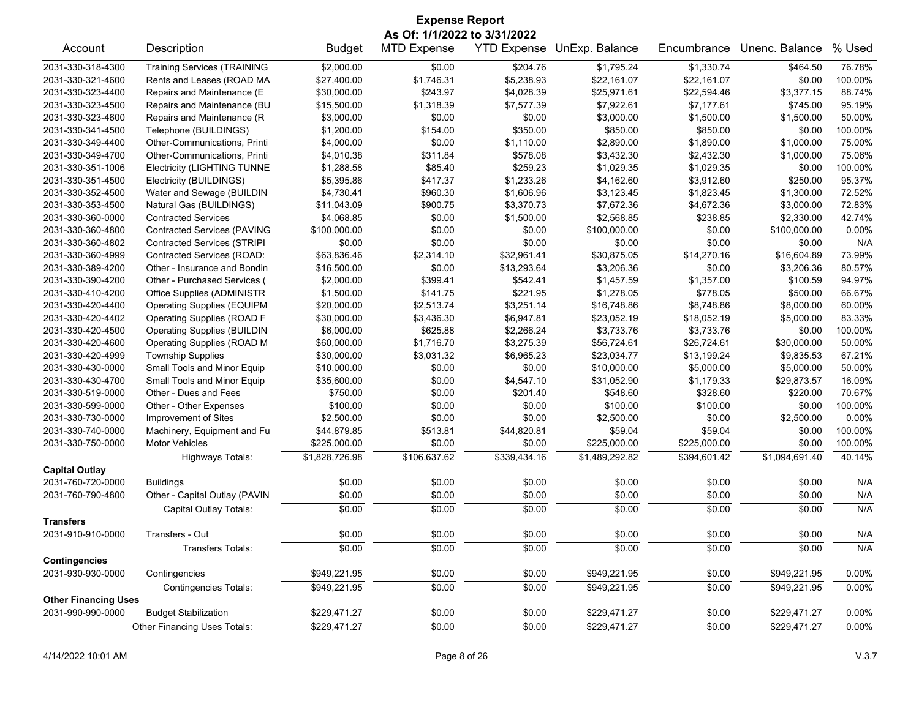# Expense Report

**As Of: 1/1/2022 to 3/31/2022**

| Account | Description | Budget | MTD Expense | YTD Expense | UnExp. Balance | Encumbrance | Unenc. Balance | % Used |
|---|---|---|---|---|---|---|---|---|
| 2031-330-318-4300 | Training Services (TRAINING | $2,000.00 | $0.00 | $204.76 | $1,795.24 | $1,330.74 | $464.50 | 76.78% |
| 2031-330-321-4600 | Rents and Leases (ROAD MA | $27,400.00 | $1,746.31 | $5,238.93 | $22,161.07 | $22,161.07 | $0.00 | 100.00% |
| 2031-330-323-4400 | Repairs and Maintenance (E | $30,000.00 | $243.97 | $4,028.39 | $25,971.61 | $22,594.46 | $3,377.15 | 88.74% |
| 2031-330-323-4500 | Repairs and Maintenance (BU | $15,500.00 | $1,318.39 | $7,577.39 | $7,922.61 | $7,177.61 | $745.00 | 95.19% |
| 2031-330-323-4600 | Repairs and Maintenance (R | $3,000.00 | $0.00 | $0.00 | $3,000.00 | $1,500.00 | $1,500.00 | 50.00% |
| 2031-330-341-4500 | Telephone (BUILDINGS) | $1,200.00 | $154.00 | $350.00 | $850.00 | $850.00 | $0.00 | 100.00% |
| 2031-330-349-4400 | Other-Communications, Printi | $4,000.00 | $0.00 | $1,110.00 | $2,890.00 | $1,890.00 | $1,000.00 | 75.00% |
| 2031-330-349-4700 | Other-Communications, Printi | $4,010.38 | $311.84 | $578.08 | $3,432.30 | $2,432.30 | $1,000.00 | 75.06% |
| 2031-330-351-1006 | Electricity (LIGHTING TUNNE | $1,288.58 | $85.40 | $259.23 | $1,029.35 | $1,029.35 | $0.00 | 100.00% |
| 2031-330-351-4500 | Electricity (BUILDINGS) | $5,395.86 | $417.37 | $1,233.26 | $4,162.60 | $3,912.60 | $250.00 | 95.37% |
| 2031-330-352-4500 | Water and Sewage (BUILDIN | $4,730.41 | $960.30 | $1,606.96 | $3,123.45 | $1,823.45 | $1,300.00 | 72.52% |
| 2031-330-353-4500 | Natural Gas (BUILDINGS) | $11,043.09 | $900.75 | $3,370.73 | $7,672.36 | $4,672.36 | $3,000.00 | 72.83% |
| 2031-330-360-0000 | Contracted Services | $4,068.85 | $0.00 | $1,500.00 | $2,568.85 | $238.85 | $2,330.00 | 42.74% |
| 2031-330-360-4800 | Contracted Services (PAVING | $100,000.00 | $0.00 | $0.00 | $100,000.00 | $0.00 | $100,000.00 | 0.00% |
| 2031-330-360-4802 | Contracted Services (STRIPI | $0.00 | $0.00 | $0.00 | $0.00 | $0.00 | $0.00 | N/A |
| 2031-330-360-4999 | Contracted Services (ROAD: | $63,836.46 | $2,314.10 | $32,961.41 | $30,875.05 | $14,270.16 | $16,604.89 | 73.99% |
| 2031-330-389-4200 | Other - Insurance and Bondin | $16,500.00 | $0.00 | $13,293.64 | $3,206.36 | $0.00 | $3,206.36 | 80.57% |
| 2031-330-390-4200 | Other - Purchased Services ( | $2,000.00 | $399.41 | $542.41 | $1,457.59 | $1,357.00 | $100.59 | 94.97% |
| 2031-330-410-4200 | Office Supplies (ADMINISTR | $1,500.00 | $141.75 | $221.95 | $1,278.05 | $778.05 | $500.00 | 66.67% |
| 2031-330-420-4400 | Operating Supplies (EQUIPM | $20,000.00 | $2,513.74 | $3,251.14 | $16,748.86 | $8,748.86 | $8,000.00 | 60.00% |
| 2031-330-420-4402 | Operating Supplies (ROAD F | $30,000.00 | $3,436.30 | $6,947.81 | $23,052.19 | $18,052.19 | $5,000.00 | 83.33% |
| 2031-330-420-4500 | Operating Supplies (BUILDIN | $6,000.00 | $625.88 | $2,266.24 | $3,733.76 | $3,733.76 | $0.00 | 100.00% |
| 2031-330-420-4600 | Operating Supplies (ROAD M | $60,000.00 | $1,716.70 | $3,275.39 | $56,724.61 | $26,724.61 | $30,000.00 | 50.00% |
| 2031-330-420-4999 | Township Supplies | $30,000.00 | $3,031.32 | $6,965.23 | $23,034.77 | $13,199.24 | $9,835.53 | 67.21% |
| 2031-330-430-0000 | Small Tools and Minor Equip | $10,000.00 | $0.00 | $0.00 | $10,000.00 | $5,000.00 | $5,000.00 | 50.00% |
| 2031-330-430-4700 | Small Tools and Minor Equip | $35,600.00 | $0.00 | $4,547.10 | $31,052.90 | $1,179.33 | $29,873.57 | 16.09% |
| 2031-330-519-0000 | Other - Dues and Fees | $750.00 | $0.00 | $201.40 | $548.60 | $328.60 | $220.00 | 70.67% |
| 2031-330-599-0000 | Other - Other Expenses | $100.00 | $0.00 | $0.00 | $100.00 | $100.00 | $0.00 | 100.00% |
| 2031-330-730-0000 | Improvement of Sites | $2,500.00 | $0.00 | $0.00 | $2,500.00 | $0.00 | $2,500.00 | 0.00% |
| 2031-330-740-0000 | Machinery, Equipment and Fu | $44,879.85 | $513.81 | $44,820.81 | $59.04 | $59.04 | $0.00 | 100.00% |
| 2031-330-750-0000 | Motor Vehicles | $225,000.00 | $0.00 | $0.00 | $225,000.00 | $225,000.00 | $0.00 | 100.00% |
| | Highways Totals: | $1,828,726.98 | $106,637.62 | $339,434.16 | $1,489,292.82 | $394,601.42 | $1,094,691.40 | 40.14% |
| **Capital Outlay** | | | | | | | | |
| 2031-760-720-0000 | Buildings | $0.00 | $0.00 | $0.00 | $0.00 | $0.00 | $0.00 | N/A |
| 2031-760-790-4800 | Other - Capital Outlay (PAVIN | $0.00 | $0.00 | $0.00 | $0.00 | $0.00 | $0.00 | N/A |
| | Capital Outlay Totals: | $0.00 | $0.00 | $0.00 | $0.00 | $0.00 | $0.00 | N/A |
| **Transfers** | | | | | | | | |
| 2031-910-910-0000 | Transfers - Out | $0.00 | $0.00 | $0.00 | $0.00 | $0.00 | $0.00 | N/A |
| | Transfers Totals: | $0.00 | $0.00 | $0.00 | $0.00 | $0.00 | $0.00 | N/A |
| **Contingencies** | | | | | | | | |
| 2031-930-930-0000 | Contingencies | $949,221.95 | $0.00 | $0.00 | $949,221.95 | $0.00 | $949,221.95 | 0.00% |
| | Contingencies Totals: | $949,221.95 | $0.00 | $0.00 | $949,221.95 | $0.00 | $949,221.95 | 0.00% |
| **Other Financing Uses** | | | | | | | | |
| 2031-990-990-0000 | Budget Stabilization | $229,471.27 | $0.00 | $0.00 | $229,471.27 | $0.00 | $229,471.27 | 0.00% |
| | Other Financing Uses Totals: | $229,471.27 | $0.00 | $0.00 | $229,471.27 | $0.00 | $229,471.27 | 0.00% |

4/14/2022 10:01 AM — V.3.7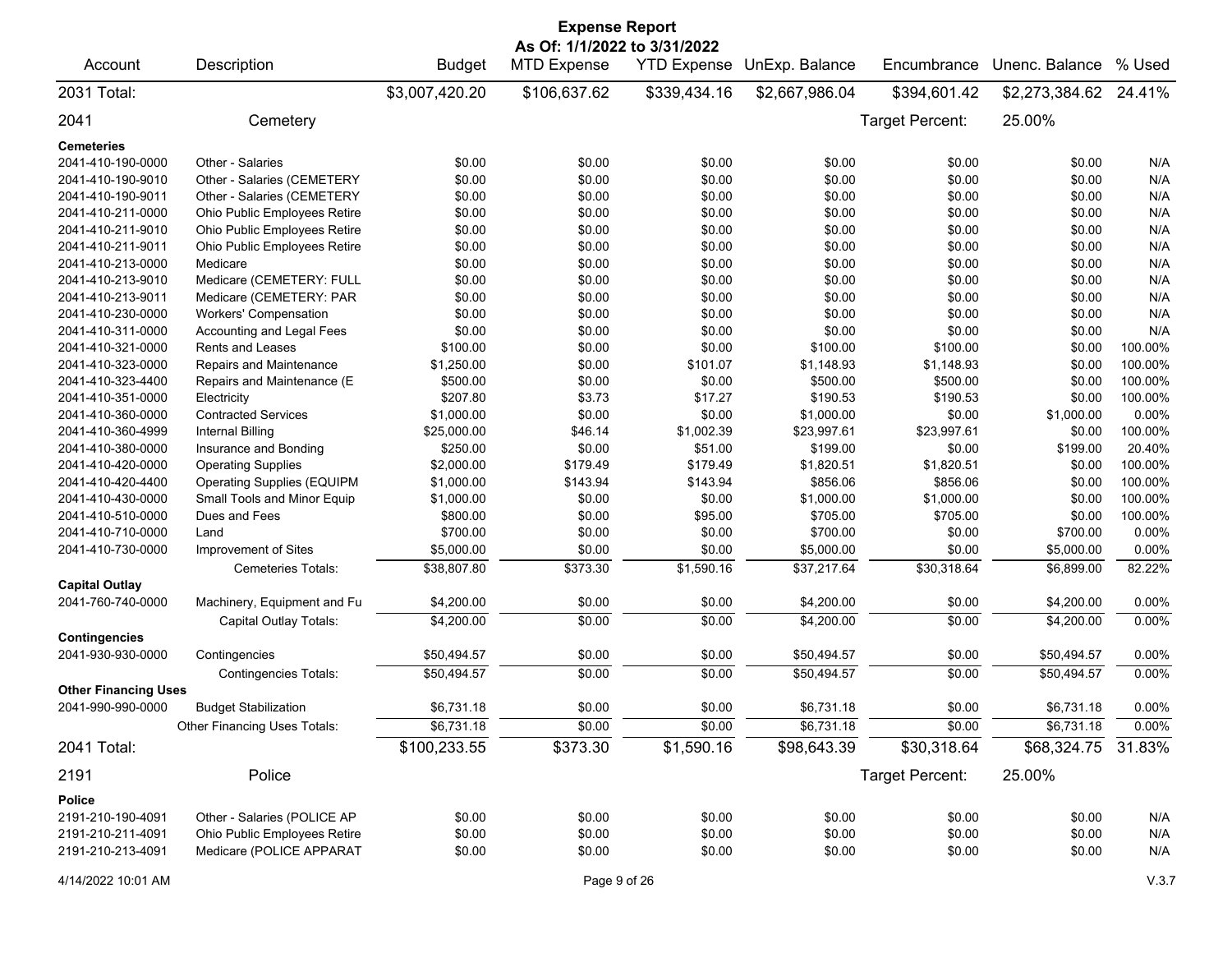# Expense Report

**As Of: 1/1/2022 to 3/31/2022**

| Account | Description | Budget | MTD Expense | YTD Expense | UnExp. Balance | Encumbrance | Unenc. Balance | % Used |
|---|---|---|---|---|---|---|---|---|
| 2031 Total: | | $3,007,420.20 | $106,637.62 | $339,434.16 | $2,667,986.04 | $394,601.42 | $2,273,384.62 | 24.41% |
| 2041 | Cemetery | | | | | Target Percent: | 25.00% | |
| **Cemeteries** | | | | | | | | |
| 2041-410-190-0000 | Other - Salaries | $0.00 | $0.00 | $0.00 | $0.00 | $0.00 | $0.00 | N/A |
| 2041-410-190-9010 | Other - Salaries (CEMETERY | $0.00 | $0.00 | $0.00 | $0.00 | $0.00 | $0.00 | N/A |
| 2041-410-190-9011 | Other - Salaries (CEMETERY | $0.00 | $0.00 | $0.00 | $0.00 | $0.00 | $0.00 | N/A |
| 2041-410-211-0000 | Ohio Public Employees Retire | $0.00 | $0.00 | $0.00 | $0.00 | $0.00 | $0.00 | N/A |
| 2041-410-211-9010 | Ohio Public Employees Retire | $0.00 | $0.00 | $0.00 | $0.00 | $0.00 | $0.00 | N/A |
| 2041-410-211-9011 | Ohio Public Employees Retire | $0.00 | $0.00 | $0.00 | $0.00 | $0.00 | $0.00 | N/A |
| 2041-410-213-0000 | Medicare | $0.00 | $0.00 | $0.00 | $0.00 | $0.00 | $0.00 | N/A |
| 2041-410-213-9010 | Medicare (CEMETERY: FULL | $0.00 | $0.00 | $0.00 | $0.00 | $0.00 | $0.00 | N/A |
| 2041-410-213-9011 | Medicare (CEMETERY: PAR | $0.00 | $0.00 | $0.00 | $0.00 | $0.00 | $0.00 | N/A |
| 2041-410-230-0000 | Workers' Compensation | $0.00 | $0.00 | $0.00 | $0.00 | $0.00 | $0.00 | N/A |
| 2041-410-311-0000 | Accounting and Legal Fees | $0.00 | $0.00 | $0.00 | $0.00 | $0.00 | $0.00 | N/A |
| 2041-410-321-0000 | Rents and Leases | $100.00 | $0.00 | $0.00 | $100.00 | $100.00 | $0.00 | 100.00% |
| 2041-410-323-0000 | Repairs and Maintenance | $1,250.00 | $0.00 | $101.07 | $1,148.93 | $1,148.93 | $0.00 | 100.00% |
| 2041-410-323-4400 | Repairs and Maintenance (E | $500.00 | $0.00 | $0.00 | $500.00 | $500.00 | $0.00 | 100.00% |
| 2041-410-351-0000 | Electricity | $207.80 | $3.73 | $17.27 | $190.53 | $190.53 | $0.00 | 100.00% |
| 2041-410-360-0000 | Contracted Services | $1,000.00 | $0.00 | $0.00 | $1,000.00 | $0.00 | $1,000.00 | 0.00% |
| 2041-410-360-4999 | Internal Billing | $25,000.00 | $46.14 | $1,002.39 | $23,997.61 | $23,997.61 | $0.00 | 100.00% |
| 2041-410-380-0000 | Insurance and Bonding | $250.00 | $0.00 | $51.00 | $199.00 | $0.00 | $199.00 | 20.40% |
| 2041-410-420-0000 | Operating Supplies | $2,000.00 | $179.49 | $179.49 | $1,820.51 | $1,820.51 | $0.00 | 100.00% |
| 2041-410-420-4400 | Operating Supplies (EQUIPM | $1,000.00 | $143.94 | $143.94 | $856.06 | $856.06 | $0.00 | 100.00% |
| 2041-410-430-0000 | Small Tools and Minor Equip | $1,000.00 | $0.00 | $0.00 | $1,000.00 | $1,000.00 | $0.00 | 100.00% |
| 2041-410-510-0000 | Dues and Fees | $800.00 | $0.00 | $95.00 | $705.00 | $705.00 | $0.00 | 100.00% |
| 2041-410-710-0000 | Land | $700.00 | $0.00 | $0.00 | $700.00 | $0.00 | $700.00 | 0.00% |
| 2041-410-730-0000 | Improvement of Sites | $5,000.00 | $0.00 | $0.00 | $5,000.00 | $0.00 | $5,000.00 | 0.00% |
| | Cemeteries Totals: | $38,807.80 | $373.30 | $1,590.16 | $37,217.64 | $30,318.64 | $6,899.00 | 82.22% |
| **Capital Outlay** | | | | | | | | |
| 2041-760-740-0000 | Machinery, Equipment and Fu | $4,200.00 | $0.00 | $0.00 | $4,200.00 | $0.00 | $4,200.00 | 0.00% |
| | Capital Outlay Totals: | $4,200.00 | $0.00 | $0.00 | $4,200.00 | $0.00 | $4,200.00 | 0.00% |
| **Contingencies** | | | | | | | | |
| 2041-930-930-0000 | Contingencies | $50,494.57 | $0.00 | $0.00 | $50,494.57 | $0.00 | $50,494.57 | 0.00% |
| | Contingencies Totals: | $50,494.57 | $0.00 | $0.00 | $50,494.57 | $0.00 | $50,494.57 | 0.00% |
| **Other Financing Uses** | | | | | | | | |
| 2041-990-990-0000 | Budget Stabilization | $6,731.18 | $0.00 | $0.00 | $6,731.18 | $0.00 | $6,731.18 | 0.00% |
| | Other Financing Uses Totals: | $6,731.18 | $0.00 | $0.00 | $6,731.18 | $0.00 | $6,731.18 | 0.00% |
| 2041 Total: | | $100,233.55 | $373.30 | $1,590.16 | $98,643.39 | $30,318.64 | $68,324.75 | 31.83% |
| 2191 | Police | | | | | Target Percent: | 25.00% | |
| **Police** | | | | | | | | |
| 2191-210-190-4091 | Other - Salaries (POLICE AP | $0.00 | $0.00 | $0.00 | $0.00 | $0.00 | $0.00 | N/A |
| 2191-210-211-4091 | Ohio Public Employees Retire | $0.00 | $0.00 | $0.00 | $0.00 | $0.00 | $0.00 | N/A |
| 2191-210-213-4091 | Medicare (POLICE APPARAT | $0.00 | $0.00 | $0.00 | $0.00 | $0.00 | $0.00 | N/A |

4/14/2022 10:01 AM V.3.7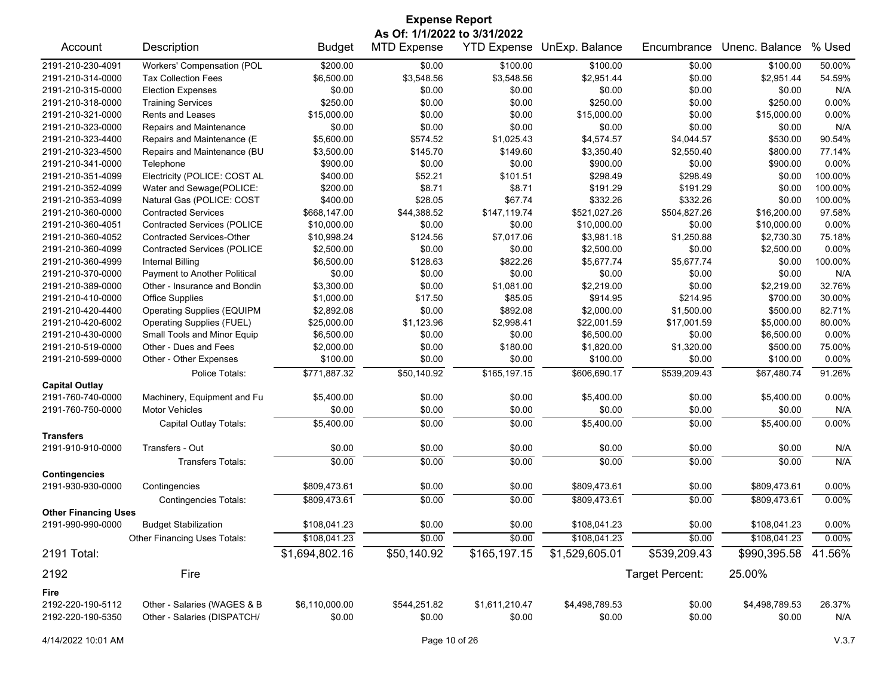# Expense Report

**As Of: 1/1/2022 to 3/31/2022**

| Account | Description | Budget | MTD Expense | YTD Expense | UnExp. Balance | Encumbrance | Unenc. Balance | % Used |
|---|---|---|---|---|---|---|---|---|
| 2191-210-230-4091 | Workers' Compensation (POL | $200.00 | $0.00 | $100.00 | $100.00 | $0.00 | $100.00 | 50.00% |
| 2191-210-314-0000 | Tax Collection Fees | $6,500.00 | $3,548.56 | $3,548.56 | $2,951.44 | $0.00 | $2,951.44 | 54.59% |
| 2191-210-315-0000 | Election Expenses | $0.00 | $0.00 | $0.00 | $0.00 | $0.00 | $0.00 | N/A |
| 2191-210-318-0000 | Training Services | $250.00 | $0.00 | $0.00 | $250.00 | $0.00 | $250.00 | 0.00% |
| 2191-210-321-0000 | Rents and Leases | $15,000.00 | $0.00 | $0.00 | $15,000.00 | $0.00 | $15,000.00 | 0.00% |
| 2191-210-323-0000 | Repairs and Maintenance | $0.00 | $0.00 | $0.00 | $0.00 | $0.00 | $0.00 | N/A |
| 2191-210-323-4400 | Repairs and Maintenance (E | $5,600.00 | $574.52 | $1,025.43 | $4,574.57 | $4,044.57 | $530.00 | 90.54% |
| 2191-210-323-4500 | Repairs and Maintenance (BU | $3,500.00 | $145.70 | $149.60 | $3,350.40 | $2,550.40 | $800.00 | 77.14% |
| 2191-210-341-0000 | Telephone | $900.00 | $0.00 | $0.00 | $900.00 | $0.00 | $900.00 | 0.00% |
| 2191-210-351-4099 | Electricity (POLICE: COST AL | $400.00 | $52.21 | $101.51 | $298.49 | $298.49 | $0.00 | 100.00% |
| 2191-210-352-4099 | Water and Sewage(POLICE: | $200.00 | $8.71 | $8.71 | $191.29 | $191.29 | $0.00 | 100.00% |
| 2191-210-353-4099 | Natural Gas (POLICE: COST | $400.00 | $28.05 | $67.74 | $332.26 | $332.26 | $0.00 | 100.00% |
| 2191-210-360-0000 | Contracted Services | $668,147.00 | $44,388.52 | $147,119.74 | $521,027.26 | $504,827.26 | $16,200.00 | 97.58% |
| 2191-210-360-4051 | Contracted Services (POLICE | $10,000.00 | $0.00 | $0.00 | $10,000.00 | $0.00 | $10,000.00 | 0.00% |
| 2191-210-360-4052 | Contracted Services-Other | $10,998.24 | $124.56 | $7,017.06 | $3,981.18 | $1,250.88 | $2,730.30 | 75.18% |
| 2191-210-360-4099 | Contracted Services (POLICE | $2,500.00 | $0.00 | $0.00 | $2,500.00 | $0.00 | $2,500.00 | 0.00% |
| 2191-210-360-4999 | Internal Billing | $6,500.00 | $128.63 | $822.26 | $5,677.74 | $5,677.74 | $0.00 | 100.00% |
| 2191-210-370-0000 | Payment to Another Political | $0.00 | $0.00 | $0.00 | $0.00 | $0.00 | $0.00 | N/A |
| 2191-210-389-0000 | Other - Insurance and Bondin | $3,300.00 | $0.00 | $1,081.00 | $2,219.00 | $0.00 | $2,219.00 | 32.76% |
| 2191-210-410-0000 | Office Supplies | $1,000.00 | $17.50 | $85.05 | $914.95 | $214.95 | $700.00 | 30.00% |
| 2191-210-420-4400 | Operating Supplies (EQUIPM | $2,892.08 | $0.00 | $892.08 | $2,000.00 | $1,500.00 | $500.00 | 82.71% |
| 2191-210-420-6002 | Operating Supplies (FUEL) | $25,000.00 | $1,123.96 | $2,998.41 | $22,001.59 | $17,001.59 | $5,000.00 | 80.00% |
| 2191-210-430-0000 | Small Tools and Minor Equip | $6,500.00 | $0.00 | $0.00 | $6,500.00 | $0.00 | $6,500.00 | 0.00% |
| 2191-210-519-0000 | Other - Dues and Fees | $2,000.00 | $0.00 | $180.00 | $1,820.00 | $1,320.00 | $500.00 | 75.00% |
| 2191-210-599-0000 | Other - Other Expenses | $100.00 | $0.00 | $0.00 | $100.00 | $0.00 | $100.00 | 0.00% |
| | Police Totals: | $771,887.32 | $50,140.92 | $165,197.15 | $606,690.17 | $539,209.43 | $67,480.74 | 91.26% |
| **Capital Outlay** | | | | | | | | |
| 2191-760-740-0000 | Machinery, Equipment and Fu | $5,400.00 | $0.00 | $0.00 | $5,400.00 | $0.00 | $5,400.00 | 0.00% |
| 2191-760-750-0000 | Motor Vehicles | $0.00 | $0.00 | $0.00 | $0.00 | $0.00 | $0.00 | N/A |
| | Capital Outlay Totals: | $5,400.00 | $0.00 | $0.00 | $5,400.00 | $0.00 | $5,400.00 | 0.00% |
| **Transfers** | | | | | | | | |
| 2191-910-910-0000 | Transfers - Out | $0.00 | $0.00 | $0.00 | $0.00 | $0.00 | $0.00 | N/A |
| | Transfers Totals: | $0.00 | $0.00 | $0.00 | $0.00 | $0.00 | $0.00 | N/A |
| **Contingencies** | | | | | | | | |
| 2191-930-930-0000 | Contingencies | $809,473.61 | $0.00 | $0.00 | $809,473.61 | $0.00 | $809,473.61 | 0.00% |
| | Contingencies Totals: | $809,473.61 | $0.00 | $0.00 | $809,473.61 | $0.00 | $809,473.61 | 0.00% |
| **Other Financing Uses** | | | | | | | | |
| 2191-990-990-0000 | Budget Stabilization | $108,041.23 | $0.00 | $0.00 | $108,041.23 | $0.00 | $108,041.23 | 0.00% |
| | Other Financing Uses Totals: | $108,041.23 | $0.00 | $0.00 | $108,041.23 | $0.00 | $108,041.23 | 0.00% |
| **2191 Total:** | | $1,694,802.16 | $50,140.92 | $165,197.15 | $1,529,605.01 | $539,209.43 | $990,395.58 | 41.56% |
| **2192** | **Fire** | | | | | Target Percent: | 25.00% | |
| **Fire** | | | | | | | | |
| 2192-220-190-5112 | Other - Salaries (WAGES & B | $6,110,000.00 | $544,251.82 | $1,611,210.47 | $4,498,789.53 | $0.00 | $4,498,789.53 | 26.37% |
| 2192-220-190-5350 | Other - Salaries (DISPATCH/ | $0.00 | $0.00 | $0.00 | $0.00 | $0.00 | $0.00 | N/A |

4/14/2022 10:01 AM V.3.7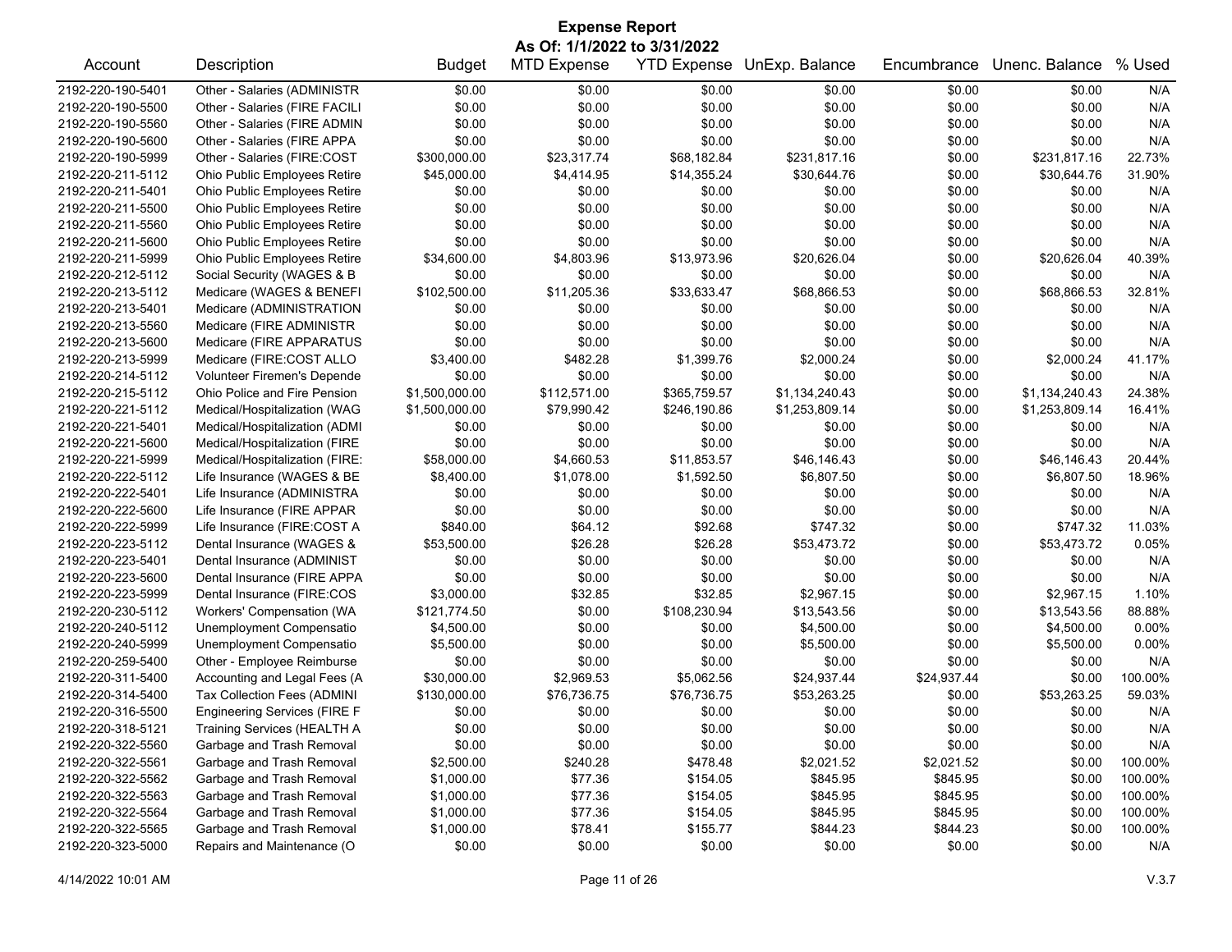# Expense Report

**As Of: 1/1/2022 to 3/31/2022**

| Account | Description | Budget | MTD Expense | YTD Expense | UnExp. Balance | Encumbrance | Unenc. Balance | % Used |
|---|---|---|---|---|---|---|---|---|
| 2192-220-190-5401 | Other - Salaries (ADMINISTR | $0.00 | $0.00 | $0.00 | $0.00 | $0.00 | $0.00 | N/A |
| 2192-220-190-5500 | Other - Salaries (FIRE FACILI | $0.00 | $0.00 | $0.00 | $0.00 | $0.00 | $0.00 | N/A |
| 2192-220-190-5560 | Other - Salaries (FIRE ADMIN | $0.00 | $0.00 | $0.00 | $0.00 | $0.00 | $0.00 | N/A |
| 2192-220-190-5600 | Other - Salaries (FIRE APPA | $0.00 | $0.00 | $0.00 | $0.00 | $0.00 | $0.00 | N/A |
| 2192-220-190-5999 | Other - Salaries (FIRE:COST | $300,000.00 | $23,317.74 | $68,182.84 | $231,817.16 | $0.00 | $231,817.16 | 22.73% |
| 2192-220-211-5112 | Ohio Public Employees Retire | $45,000.00 | $4,414.95 | $14,355.24 | $30,644.76 | $0.00 | $30,644.76 | 31.90% |
| 2192-220-211-5401 | Ohio Public Employees Retire | $0.00 | $0.00 | $0.00 | $0.00 | $0.00 | $0.00 | N/A |
| 2192-220-211-5500 | Ohio Public Employees Retire | $0.00 | $0.00 | $0.00 | $0.00 | $0.00 | $0.00 | N/A |
| 2192-220-211-5560 | Ohio Public Employees Retire | $0.00 | $0.00 | $0.00 | $0.00 | $0.00 | $0.00 | N/A |
| 2192-220-211-5600 | Ohio Public Employees Retire | $0.00 | $0.00 | $0.00 | $0.00 | $0.00 | $0.00 | N/A |
| 2192-220-211-5999 | Ohio Public Employees Retire | $34,600.00 | $4,803.96 | $13,973.96 | $20,626.04 | $0.00 | $20,626.04 | 40.39% |
| 2192-220-212-5112 | Social Security (WAGES & B | $0.00 | $0.00 | $0.00 | $0.00 | $0.00 | $0.00 | N/A |
| 2192-220-213-5112 | Medicare (WAGES & BENEFI | $102,500.00 | $11,205.36 | $33,633.47 | $68,866.53 | $0.00 | $68,866.53 | 32.81% |
| 2192-220-213-5401 | Medicare (ADMINISTRATION | $0.00 | $0.00 | $0.00 | $0.00 | $0.00 | $0.00 | N/A |
| 2192-220-213-5560 | Medicare (FIRE ADMINISTR | $0.00 | $0.00 | $0.00 | $0.00 | $0.00 | $0.00 | N/A |
| 2192-220-213-5600 | Medicare (FIRE APPARATUS | $0.00 | $0.00 | $0.00 | $0.00 | $0.00 | $0.00 | N/A |
| 2192-220-213-5999 | Medicare (FIRE:COST ALLO | $3,400.00 | $482.28 | $1,399.76 | $2,000.24 | $0.00 | $2,000.24 | 41.17% |
| 2192-220-214-5112 | Volunteer Firemen's Depende | $0.00 | $0.00 | $0.00 | $0.00 | $0.00 | $0.00 | N/A |
| 2192-220-215-5112 | Ohio Police and Fire Pension | $1,500,000.00 | $112,571.00 | $365,759.57 | $1,134,240.43 | $0.00 | $1,134,240.43 | 24.38% |
| 2192-220-221-5112 | Medical/Hospitalization (WAG | $1,500,000.00 | $79,990.42 | $246,190.86 | $1,253,809.14 | $0.00 | $1,253,809.14 | 16.41% |
| 2192-220-221-5401 | Medical/Hospitalization (ADMI | $0.00 | $0.00 | $0.00 | $0.00 | $0.00 | $0.00 | N/A |
| 2192-220-221-5600 | Medical/Hospitalization (FIRE | $0.00 | $0.00 | $0.00 | $0.00 | $0.00 | $0.00 | N/A |
| 2192-220-221-5999 | Medical/Hospitalization (FIRE: | $58,000.00 | $4,660.53 | $11,853.57 | $46,146.43 | $0.00 | $46,146.43 | 20.44% |
| 2192-220-222-5112 | Life Insurance (WAGES & BE | $8,400.00 | $1,078.00 | $1,592.50 | $6,807.50 | $0.00 | $6,807.50 | 18.96% |
| 2192-220-222-5401 | Life Insurance (ADMINISTRA | $0.00 | $0.00 | $0.00 | $0.00 | $0.00 | $0.00 | N/A |
| 2192-220-222-5600 | Life Insurance (FIRE APPAR | $0.00 | $0.00 | $0.00 | $0.00 | $0.00 | $0.00 | N/A |
| 2192-220-222-5999 | Life Insurance (FIRE:COST A | $840.00 | $64.12 | $92.68 | $747.32 | $0.00 | $747.32 | 11.03% |
| 2192-220-223-5112 | Dental Insurance (WAGES & | $53,500.00 | $26.28 | $26.28 | $53,473.72 | $0.00 | $53,473.72 | 0.05% |
| 2192-220-223-5401 | Dental Insurance (ADMINIST | $0.00 | $0.00 | $0.00 | $0.00 | $0.00 | $0.00 | N/A |
| 2192-220-223-5600 | Dental Insurance (FIRE APPA | $0.00 | $0.00 | $0.00 | $0.00 | $0.00 | $0.00 | N/A |
| 2192-220-223-5999 | Dental Insurance (FIRE:COS | $3,000.00 | $32.85 | $32.85 | $2,967.15 | $0.00 | $2,967.15 | 1.10% |
| 2192-220-230-5112 | Workers' Compensation (WA | $121,774.50 | $0.00 | $108,230.94 | $13,543.56 | $0.00 | $13,543.56 | 88.88% |
| 2192-220-240-5112 | Unemployment Compensatio | $4,500.00 | $0.00 | $0.00 | $4,500.00 | $0.00 | $4,500.00 | 0.00% |
| 2192-220-240-5999 | Unemployment Compensatio | $5,500.00 | $0.00 | $0.00 | $5,500.00 | $0.00 | $5,500.00 | 0.00% |
| 2192-220-259-5400 | Other - Employee Reimburse | $0.00 | $0.00 | $0.00 | $0.00 | $0.00 | $0.00 | N/A |
| 2192-220-311-5400 | Accounting and Legal Fees (A | $30,000.00 | $2,969.53 | $5,062.56 | $24,937.44 | $24,937.44 | $0.00 | 100.00% |
| 2192-220-314-5400 | Tax Collection Fees (ADMINI | $130,000.00 | $76,736.75 | $76,736.75 | $53,263.25 | $0.00 | $53,263.25 | 59.03% |
| 2192-220-316-5500 | Engineering Services (FIRE F | $0.00 | $0.00 | $0.00 | $0.00 | $0.00 | $0.00 | N/A |
| 2192-220-318-5121 | Training Services (HEALTH A | $0.00 | $0.00 | $0.00 | $0.00 | $0.00 | $0.00 | N/A |
| 2192-220-322-5560 | Garbage and Trash Removal | $0.00 | $0.00 | $0.00 | $0.00 | $0.00 | $0.00 | N/A |
| 2192-220-322-5561 | Garbage and Trash Removal | $2,500.00 | $240.28 | $478.48 | $2,021.52 | $2,021.52 | $0.00 | 100.00% |
| 2192-220-322-5562 | Garbage and Trash Removal | $1,000.00 | $77.36 | $154.05 | $845.95 | $845.95 | $0.00 | 100.00% |
| 2192-220-322-5563 | Garbage and Trash Removal | $1,000.00 | $77.36 | $154.05 | $845.95 | $845.95 | $0.00 | 100.00% |
| 2192-220-322-5564 | Garbage and Trash Removal | $1,000.00 | $77.36 | $154.05 | $845.95 | $845.95 | $0.00 | 100.00% |
| 2192-220-322-5565 | Garbage and Trash Removal | $1,000.00 | $78.41 | $155.77 | $844.23 | $844.23 | $0.00 | 100.00% |
| 2192-220-323-5000 | Repairs and Maintenance (O | $0.00 | $0.00 | $0.00 | $0.00 | $0.00 | $0.00 | N/A |

4/14/2022 10:01 AM V.3.7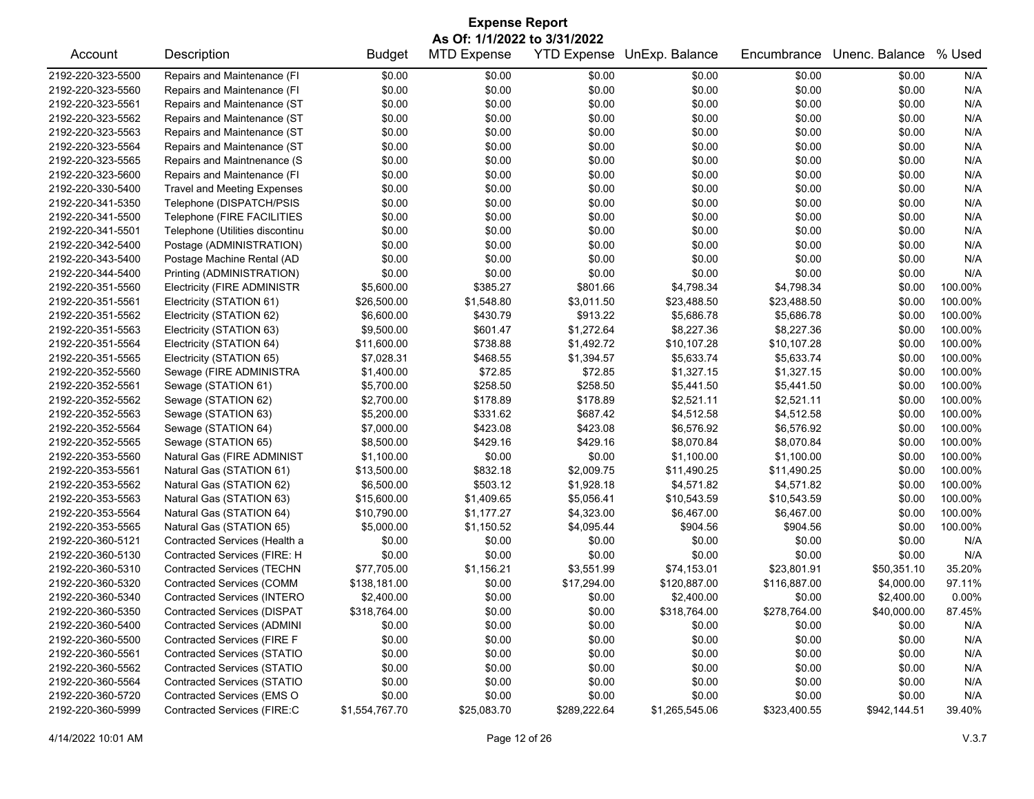# Expense Report

**As Of: 1/1/2022 to 3/31/2022**

| Account | Description | Budget | MTD Expense | YTD Expense | UnExp. Balance | Encumbrance | Unenc. Balance | % Used |
|---|---|---|---|---|---|---|---|---|
| 2192-220-323-5500 | Repairs and Maintenance (FI | $0.00 | $0.00 | $0.00 | $0.00 | $0.00 | $0.00 | N/A |
| 2192-220-323-5560 | Repairs and Maintenance (FI | $0.00 | $0.00 | $0.00 | $0.00 | $0.00 | $0.00 | N/A |
| 2192-220-323-5561 | Repairs and Maintenance (ST | $0.00 | $0.00 | $0.00 | $0.00 | $0.00 | $0.00 | N/A |
| 2192-220-323-5562 | Repairs and Maintenance (ST | $0.00 | $0.00 | $0.00 | $0.00 | $0.00 | $0.00 | N/A |
| 2192-220-323-5563 | Repairs and Maintenance (ST | $0.00 | $0.00 | $0.00 | $0.00 | $0.00 | $0.00 | N/A |
| 2192-220-323-5564 | Repairs and Maintenance (ST | $0.00 | $0.00 | $0.00 | $0.00 | $0.00 | $0.00 | N/A |
| 2192-220-323-5565 | Repairs and Maintnenance (S | $0.00 | $0.00 | $0.00 | $0.00 | $0.00 | $0.00 | N/A |
| 2192-220-323-5600 | Repairs and Maintenance (FI | $0.00 | $0.00 | $0.00 | $0.00 | $0.00 | $0.00 | N/A |
| 2192-220-330-5400 | Travel and Meeting Expenses | $0.00 | $0.00 | $0.00 | $0.00 | $0.00 | $0.00 | N/A |
| 2192-220-341-5350 | Telephone (DISPATCH/PSIS | $0.00 | $0.00 | $0.00 | $0.00 | $0.00 | $0.00 | N/A |
| 2192-220-341-5500 | Telephone (FIRE FACILITIES | $0.00 | $0.00 | $0.00 | $0.00 | $0.00 | $0.00 | N/A |
| 2192-220-341-5501 | Telephone (Utilities discontinu | $0.00 | $0.00 | $0.00 | $0.00 | $0.00 | $0.00 | N/A |
| 2192-220-342-5400 | Postage (ADMINISTRATION) | $0.00 | $0.00 | $0.00 | $0.00 | $0.00 | $0.00 | N/A |
| 2192-220-343-5400 | Postage Machine Rental (AD | $0.00 | $0.00 | $0.00 | $0.00 | $0.00 | $0.00 | N/A |
| 2192-220-344-5400 | Printing (ADMINISTRATION) | $0.00 | $0.00 | $0.00 | $0.00 | $0.00 | $0.00 | N/A |
| 2192-220-351-5560 | Electricity (FIRE ADMINISTR | $5,600.00 | $385.27 | $801.66 | $4,798.34 | $4,798.34 | $0.00 | 100.00% |
| 2192-220-351-5561 | Electricity (STATION 61) | $26,500.00 | $1,548.80 | $3,011.50 | $23,488.50 | $23,488.50 | $0.00 | 100.00% |
| 2192-220-351-5562 | Electricity (STATION 62) | $6,600.00 | $430.79 | $913.22 | $5,686.78 | $5,686.78 | $0.00 | 100.00% |
| 2192-220-351-5563 | Electricity (STATION 63) | $9,500.00 | $601.47 | $1,272.64 | $8,227.36 | $8,227.36 | $0.00 | 100.00% |
| 2192-220-351-5564 | Electricity (STATION 64) | $11,600.00 | $738.88 | $1,492.72 | $10,107.28 | $10,107.28 | $0.00 | 100.00% |
| 2192-220-351-5565 | Electricity (STATION 65) | $7,028.31 | $468.55 | $1,394.57 | $5,633.74 | $5,633.74 | $0.00 | 100.00% |
| 2192-220-352-5560 | Sewage (FIRE ADMINISTRA | $1,400.00 | $72.85 | $72.85 | $1,327.15 | $1,327.15 | $0.00 | 100.00% |
| 2192-220-352-5561 | Sewage (STATION 61) | $5,700.00 | $258.50 | $258.50 | $5,441.50 | $5,441.50 | $0.00 | 100.00% |
| 2192-220-352-5562 | Sewage (STATION 62) | $2,700.00 | $178.89 | $178.89 | $2,521.11 | $2,521.11 | $0.00 | 100.00% |
| 2192-220-352-5563 | Sewage (STATION 63) | $5,200.00 | $331.62 | $687.42 | $4,512.58 | $4,512.58 | $0.00 | 100.00% |
| 2192-220-352-5564 | Sewage (STATION 64) | $7,000.00 | $423.08 | $423.08 | $6,576.92 | $6,576.92 | $0.00 | 100.00% |
| 2192-220-352-5565 | Sewage (STATION 65) | $8,500.00 | $429.16 | $429.16 | $8,070.84 | $8,070.84 | $0.00 | 100.00% |
| 2192-220-353-5560 | Natural Gas (FIRE ADMINIST | $1,100.00 | $0.00 | $0.00 | $1,100.00 | $1,100.00 | $0.00 | 100.00% |
| 2192-220-353-5561 | Natural Gas (STATION 61) | $13,500.00 | $832.18 | $2,009.75 | $11,490.25 | $11,490.25 | $0.00 | 100.00% |
| 2192-220-353-5562 | Natural Gas (STATION 62) | $6,500.00 | $503.12 | $1,928.18 | $4,571.82 | $4,571.82 | $0.00 | 100.00% |
| 2192-220-353-5563 | Natural Gas (STATION 63) | $15,600.00 | $1,409.65 | $5,056.41 | $10,543.59 | $10,543.59 | $0.00 | 100.00% |
| 2192-220-353-5564 | Natural Gas (STATION 64) | $10,790.00 | $1,177.27 | $4,323.00 | $6,467.00 | $6,467.00 | $0.00 | 100.00% |
| 2192-220-353-5565 | Natural Gas (STATION 65) | $5,000.00 | $1,150.52 | $4,095.44 | $904.56 | $904.56 | $0.00 | 100.00% |
| 2192-220-360-5121 | Contracted Services (Health a | $0.00 | $0.00 | $0.00 | $0.00 | $0.00 | $0.00 | N/A |
| 2192-220-360-5130 | Contracted Services (FIRE: H | $0.00 | $0.00 | $0.00 | $0.00 | $0.00 | $0.00 | N/A |
| 2192-220-360-5310 | Contracted Services (TECHN | $77,705.00 | $1,156.21 | $3,551.99 | $74,153.01 | $23,801.91 | $50,351.10 | 35.20% |
| 2192-220-360-5320 | Contracted Services (COMM | $138,181.00 | $0.00 | $17,294.00 | $120,887.00 | $116,887.00 | $4,000.00 | 97.11% |
| 2192-220-360-5340 | Contracted Services (INTERO | $2,400.00 | $0.00 | $0.00 | $2,400.00 | $0.00 | $2,400.00 | 0.00% |
| 2192-220-360-5350 | Contracted Services (DISPAT | $318,764.00 | $0.00 | $0.00 | $318,764.00 | $278,764.00 | $40,000.00 | 87.45% |
| 2192-220-360-5400 | Contracted Services (ADMINI | $0.00 | $0.00 | $0.00 | $0.00 | $0.00 | $0.00 | N/A |
| 2192-220-360-5500 | Contracted Services (FIRE F | $0.00 | $0.00 | $0.00 | $0.00 | $0.00 | $0.00 | N/A |
| 2192-220-360-5561 | Contracted Services (STATIO | $0.00 | $0.00 | $0.00 | $0.00 | $0.00 | $0.00 | N/A |
| 2192-220-360-5562 | Contracted Services (STATIO | $0.00 | $0.00 | $0.00 | $0.00 | $0.00 | $0.00 | N/A |
| 2192-220-360-5564 | Contracted Services (STATIO | $0.00 | $0.00 | $0.00 | $0.00 | $0.00 | $0.00 | N/A |
| 2192-220-360-5720 | Contracted Services (EMS O | $0.00 | $0.00 | $0.00 | $0.00 | $0.00 | $0.00 | N/A |
| 2192-220-360-5999 | Contracted Services (FIRE:C | $1,554,767.70 | $25,083.70 | $289,222.64 | $1,265,545.06 | $323,400.55 | $942,144.51 | 39.40% |

4/14/2022 10:01 AM V.3.7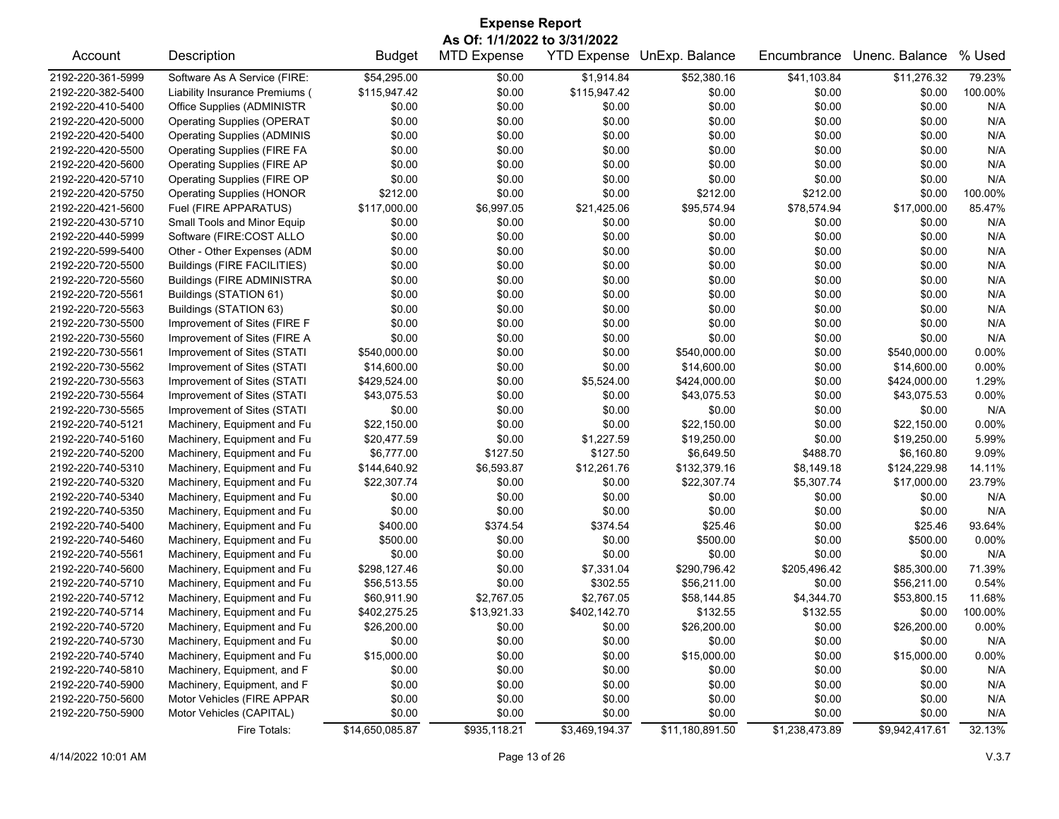# Expense Report

**As Of: 1/1/2022 to 3/31/2022**

| Account | Description | Budget | MTD Expense | YTD Expense | UnExp. Balance | Encumbrance | Unenc. Balance | % Used |
|---|---|---|---|---|---|---|---|---|
| 2192-220-361-5999 | Software As A Service (FIRE: | $54,295.00 | $0.00 | $1,914.84 | $52,380.16 | $41,103.84 | $11,276.32 | 79.23% |
| 2192-220-382-5400 | Liability Insurance Premiums ( | $115,947.42 | $0.00 | $115,947.42 | $0.00 | $0.00 | $0.00 | 100.00% |
| 2192-220-410-5400 | Office Supplies (ADMINISTR | $0.00 | $0.00 | $0.00 | $0.00 | $0.00 | $0.00 | N/A |
| 2192-220-420-5000 | Operating Supplies (OPERAT | $0.00 | $0.00 | $0.00 | $0.00 | $0.00 | $0.00 | N/A |
| 2192-220-420-5400 | Operating Supplies (ADMINIS | $0.00 | $0.00 | $0.00 | $0.00 | $0.00 | $0.00 | N/A |
| 2192-220-420-5500 | Operating Supplies (FIRE FA | $0.00 | $0.00 | $0.00 | $0.00 | $0.00 | $0.00 | N/A |
| 2192-220-420-5600 | Operating Supplies (FIRE AP | $0.00 | $0.00 | $0.00 | $0.00 | $0.00 | $0.00 | N/A |
| 2192-220-420-5710 | Operating Supplies (FIRE OP | $0.00 | $0.00 | $0.00 | $0.00 | $0.00 | $0.00 | N/A |
| 2192-220-420-5750 | Operating Supplies (HONOR | $212.00 | $0.00 | $0.00 | $212.00 | $212.00 | $0.00 | 100.00% |
| 2192-220-421-5600 | Fuel (FIRE APPARATUS) | $117,000.00 | $6,997.05 | $21,425.06 | $95,574.94 | $78,574.94 | $17,000.00 | 85.47% |
| 2192-220-430-5710 | Small Tools and Minor Equip | $0.00 | $0.00 | $0.00 | $0.00 | $0.00 | $0.00 | N/A |
| 2192-220-440-5999 | Software (FIRE:COST ALLO | $0.00 | $0.00 | $0.00 | $0.00 | $0.00 | $0.00 | N/A |
| 2192-220-599-5400 | Other - Other Expenses (ADM | $0.00 | $0.00 | $0.00 | $0.00 | $0.00 | $0.00 | N/A |
| 2192-220-720-5500 | Buildings (FIRE FACILITIES) | $0.00 | $0.00 | $0.00 | $0.00 | $0.00 | $0.00 | N/A |
| 2192-220-720-5560 | Buildings (FIRE ADMINISTRA | $0.00 | $0.00 | $0.00 | $0.00 | $0.00 | $0.00 | N/A |
| 2192-220-720-5561 | Buildings (STATION 61) | $0.00 | $0.00 | $0.00 | $0.00 | $0.00 | $0.00 | N/A |
| 2192-220-720-5563 | Buildings (STATION 63) | $0.00 | $0.00 | $0.00 | $0.00 | $0.00 | $0.00 | N/A |
| 2192-220-730-5500 | Improvement of Sites (FIRE F | $0.00 | $0.00 | $0.00 | $0.00 | $0.00 | $0.00 | N/A |
| 2192-220-730-5560 | Improvement of Sites (FIRE A | $0.00 | $0.00 | $0.00 | $0.00 | $0.00 | $0.00 | N/A |
| 2192-220-730-5561 | Improvement of Sites (STATI | $540,000.00 | $0.00 | $0.00 | $540,000.00 | $0.00 | $540,000.00 | 0.00% |
| 2192-220-730-5562 | Improvement of Sites (STATI | $14,600.00 | $0.00 | $0.00 | $14,600.00 | $0.00 | $14,600.00 | 0.00% |
| 2192-220-730-5563 | Improvement of Sites (STATI | $429,524.00 | $0.00 | $5,524.00 | $424,000.00 | $0.00 | $424,000.00 | 1.29% |
| 2192-220-730-5564 | Improvement of Sites (STATI | $43,075.53 | $0.00 | $0.00 | $43,075.53 | $0.00 | $43,075.53 | 0.00% |
| 2192-220-730-5565 | Improvement of Sites (STATI | $0.00 | $0.00 | $0.00 | $0.00 | $0.00 | $0.00 | N/A |
| 2192-220-740-5121 | Machinery, Equipment and Fu | $22,150.00 | $0.00 | $0.00 | $22,150.00 | $0.00 | $22,150.00 | 0.00% |
| 2192-220-740-5160 | Machinery, Equipment and Fu | $20,477.59 | $0.00 | $1,227.59 | $19,250.00 | $0.00 | $19,250.00 | 5.99% |
| 2192-220-740-5200 | Machinery, Equipment and Fu | $6,777.00 | $127.50 | $127.50 | $6,649.50 | $488.70 | $6,160.80 | 9.09% |
| 2192-220-740-5310 | Machinery, Equipment and Fu | $144,640.92 | $6,593.87 | $12,261.76 | $132,379.16 | $8,149.18 | $124,229.98 | 14.11% |
| 2192-220-740-5320 | Machinery, Equipment and Fu | $22,307.74 | $0.00 | $0.00 | $22,307.74 | $5,307.74 | $17,000.00 | 23.79% |
| 2192-220-740-5340 | Machinery, Equipment and Fu | $0.00 | $0.00 | $0.00 | $0.00 | $0.00 | $0.00 | N/A |
| 2192-220-740-5350 | Machinery, Equipment and Fu | $0.00 | $0.00 | $0.00 | $0.00 | $0.00 | $0.00 | N/A |
| 2192-220-740-5400 | Machinery, Equipment and Fu | $400.00 | $374.54 | $374.54 | $25.46 | $0.00 | $25.46 | 93.64% |
| 2192-220-740-5460 | Machinery, Equipment and Fu | $500.00 | $0.00 | $0.00 | $500.00 | $0.00 | $500.00 | 0.00% |
| 2192-220-740-5561 | Machinery, Equipment and Fu | $0.00 | $0.00 | $0.00 | $0.00 | $0.00 | $0.00 | N/A |
| 2192-220-740-5600 | Machinery, Equipment and Fu | $298,127.46 | $0.00 | $7,331.04 | $290,796.42 | $205,496.42 | $85,300.00 | 71.39% |
| 2192-220-740-5710 | Machinery, Equipment and Fu | $56,513.55 | $0.00 | $302.55 | $56,211.00 | $0.00 | $56,211.00 | 0.54% |
| 2192-220-740-5712 | Machinery, Equipment and Fu | $60,911.90 | $2,767.05 | $2,767.05 | $58,144.85 | $4,344.70 | $53,800.15 | 11.68% |
| 2192-220-740-5714 | Machinery, Equipment and Fu | $402,275.25 | $13,921.33 | $402,142.70 | $132.55 | $132.55 | $0.00 | 100.00% |
| 2192-220-740-5720 | Machinery, Equipment and Fu | $26,200.00 | $0.00 | $0.00 | $26,200.00 | $0.00 | $26,200.00 | 0.00% |
| 2192-220-740-5730 | Machinery, Equipment and Fu | $0.00 | $0.00 | $0.00 | $0.00 | $0.00 | $0.00 | N/A |
| 2192-220-740-5740 | Machinery, Equipment and Fu | $15,000.00 | $0.00 | $0.00 | $15,000.00 | $0.00 | $15,000.00 | 0.00% |
| 2192-220-740-5810 | Machinery, Equipment, and F | $0.00 | $0.00 | $0.00 | $0.00 | $0.00 | $0.00 | N/A |
| 2192-220-740-5900 | Machinery, Equipment, and F | $0.00 | $0.00 | $0.00 | $0.00 | $0.00 | $0.00 | N/A |
| 2192-220-750-5600 | Motor Vehicles (FIRE APPAR | $0.00 | $0.00 | $0.00 | $0.00 | $0.00 | $0.00 | N/A |
| 2192-220-750-5900 | Motor Vehicles (CAPITAL) | $0.00 | $0.00 | $0.00 | $0.00 | $0.00 | $0.00 | N/A |
| | Fire Totals: | $14,650,085.87 | $935,118.21 | $3,469,194.37 | $11,180,891.50 | $1,238,473.89 | $9,942,417.61 | 32.13% |

4/14/2022 10:01 AM — V.3.7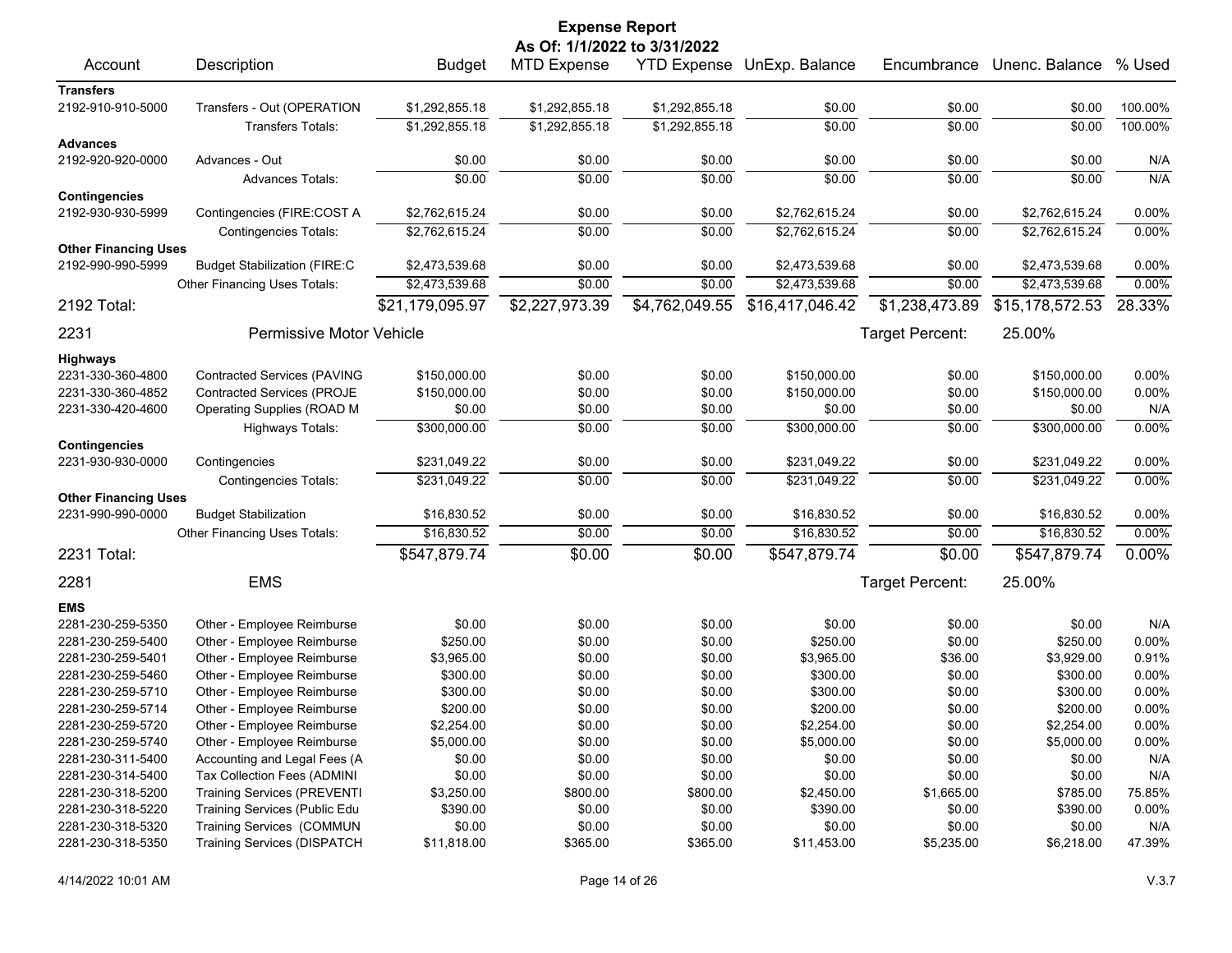# Expense Report

**As Of: 1/1/2022 to 3/31/2022**

| Account | Description | Budget | MTD Expense | YTD Expense | UnExp. Balance | Encumbrance | Unenc. Balance | % Used |
|---|---|---|---|---|---|---|---|---|
| **Transfers** | | | | | | | | |
| 2192-910-910-5000 | Transfers - Out (OPERATION | $1,292,855.18 | $1,292,855.18 | $1,292,855.18 | $0.00 | $0.00 | $0.00 | 100.00% |
| | Transfers Totals: | $1,292,855.18 | $1,292,855.18 | $1,292,855.18 | $0.00 | $0.00 | $0.00 | 100.00% |
| **Advances** | | | | | | | | |
| 2192-920-920-0000 | Advances - Out | $0.00 | $0.00 | $0.00 | $0.00 | $0.00 | $0.00 | N/A |
| | Advances Totals: | $0.00 | $0.00 | $0.00 | $0.00 | $0.00 | $0.00 | N/A |
| **Contingencies** | | | | | | | | |
| 2192-930-930-5999 | Contingencies (FIRE:COST A | $2,762,615.24 | $0.00 | $0.00 | $2,762,615.24 | $0.00 | $2,762,615.24 | 0.00% |
| | Contingencies Totals: | $2,762,615.24 | $0.00 | $0.00 | $2,762,615.24 | $0.00 | $2,762,615.24 | 0.00% |
| **Other Financing Uses** | | | | | | | | |
| 2192-990-990-5999 | Budget Stabilization (FIRE:C | $2,473,539.68 | $0.00 | $0.00 | $2,473,539.68 | $0.00 | $2,473,539.68 | 0.00% |
| | Other Financing Uses Totals: | $2,473,539.68 | $0.00 | $0.00 | $2,473,539.68 | $0.00 | $2,473,539.68 | 0.00% |
| **2192 Total:** | | $21,179,095.97 | $2,227,973.39 | $4,762,049.55 | $16,417,046.42 | $1,238,473.89 | $15,178,572.53 | 28.33% |
| **2231** | **Permissive Motor Vehicle** | | | | | Target Percent: | 25.00% | |
| **Highways** | | | | | | | | |
| 2231-330-360-4800 | Contracted Services (PAVING | $150,000.00 | $0.00 | $0.00 | $150,000.00 | $0.00 | $150,000.00 | 0.00% |
| 2231-330-360-4852 | Contracted Services (PROJE | $150,000.00 | $0.00 | $0.00 | $150,000.00 | $0.00 | $150,000.00 | 0.00% |
| 2231-330-420-4600 | Operating Supplies (ROAD M | $0.00 | $0.00 | $0.00 | $0.00 | $0.00 | $0.00 | N/A |
| | Highways Totals: | $300,000.00 | $0.00 | $0.00 | $300,000.00 | $0.00 | $300,000.00 | 0.00% |
| **Contingencies** | | | | | | | | |
| 2231-930-930-0000 | Contingencies | $231,049.22 | $0.00 | $0.00 | $231,049.22 | $0.00 | $231,049.22 | 0.00% |
| | Contingencies Totals: | $231,049.22 | $0.00 | $0.00 | $231,049.22 | $0.00 | $231,049.22 | 0.00% |
| **Other Financing Uses** | | | | | | | | |
| 2231-990-990-0000 | Budget Stabilization | $16,830.52 | $0.00 | $0.00 | $16,830.52 | $0.00 | $16,830.52 | 0.00% |
| | Other Financing Uses Totals: | $16,830.52 | $0.00 | $0.00 | $16,830.52 | $0.00 | $16,830.52 | 0.00% |
| **2231 Total:** | | $547,879.74 | $0.00 | $0.00 | $547,879.74 | $0.00 | $547,879.74 | 0.00% |
| **2281** | **EMS** | | | | | Target Percent: | 25.00% | |
| **EMS** | | | | | | | | |
| 2281-230-259-5350 | Other - Employee Reimburse | $0.00 | $0.00 | $0.00 | $0.00 | $0.00 | $0.00 | N/A |
| 2281-230-259-5400 | Other - Employee Reimburse | $250.00 | $0.00 | $0.00 | $250.00 | $0.00 | $250.00 | 0.00% |
| 2281-230-259-5401 | Other - Employee Reimburse | $3,965.00 | $0.00 | $0.00 | $3,965.00 | $36.00 | $3,929.00 | 0.91% |
| 2281-230-259-5460 | Other - Employee Reimburse | $300.00 | $0.00 | $0.00 | $300.00 | $0.00 | $300.00 | 0.00% |
| 2281-230-259-5710 | Other - Employee Reimburse | $300.00 | $0.00 | $0.00 | $300.00 | $0.00 | $300.00 | 0.00% |
| 2281-230-259-5714 | Other - Employee Reimburse | $200.00 | $0.00 | $0.00 | $200.00 | $0.00 | $200.00 | 0.00% |
| 2281-230-259-5720 | Other - Employee Reimburse | $2,254.00 | $0.00 | $0.00 | $2,254.00 | $0.00 | $2,254.00 | 0.00% |
| 2281-230-259-5740 | Other - Employee Reimburse | $5,000.00 | $0.00 | $0.00 | $5,000.00 | $0.00 | $5,000.00 | 0.00% |
| 2281-230-311-5400 | Accounting and Legal Fees (A | $0.00 | $0.00 | $0.00 | $0.00 | $0.00 | $0.00 | N/A |
| 2281-230-314-5400 | Tax Collection Fees (ADMINI | $0.00 | $0.00 | $0.00 | $0.00 | $0.00 | $0.00 | N/A |
| 2281-230-318-5200 | Training Services (PREVENTI | $3,250.00 | $800.00 | $800.00 | $2,450.00 | $1,665.00 | $785.00 | 75.85% |
| 2281-230-318-5220 | Training Services (Public Edu | $390.00 | $0.00 | $0.00 | $390.00 | $0.00 | $390.00 | 0.00% |
| 2281-230-318-5320 | Training Services (COMMUN | $0.00 | $0.00 | $0.00 | $0.00 | $0.00 | $0.00 | N/A |
| 2281-230-318-5350 | Training Services (DISPATCH | $11,818.00 | $365.00 | $365.00 | $11,453.00 | $5,235.00 | $6,218.00 | 47.39% |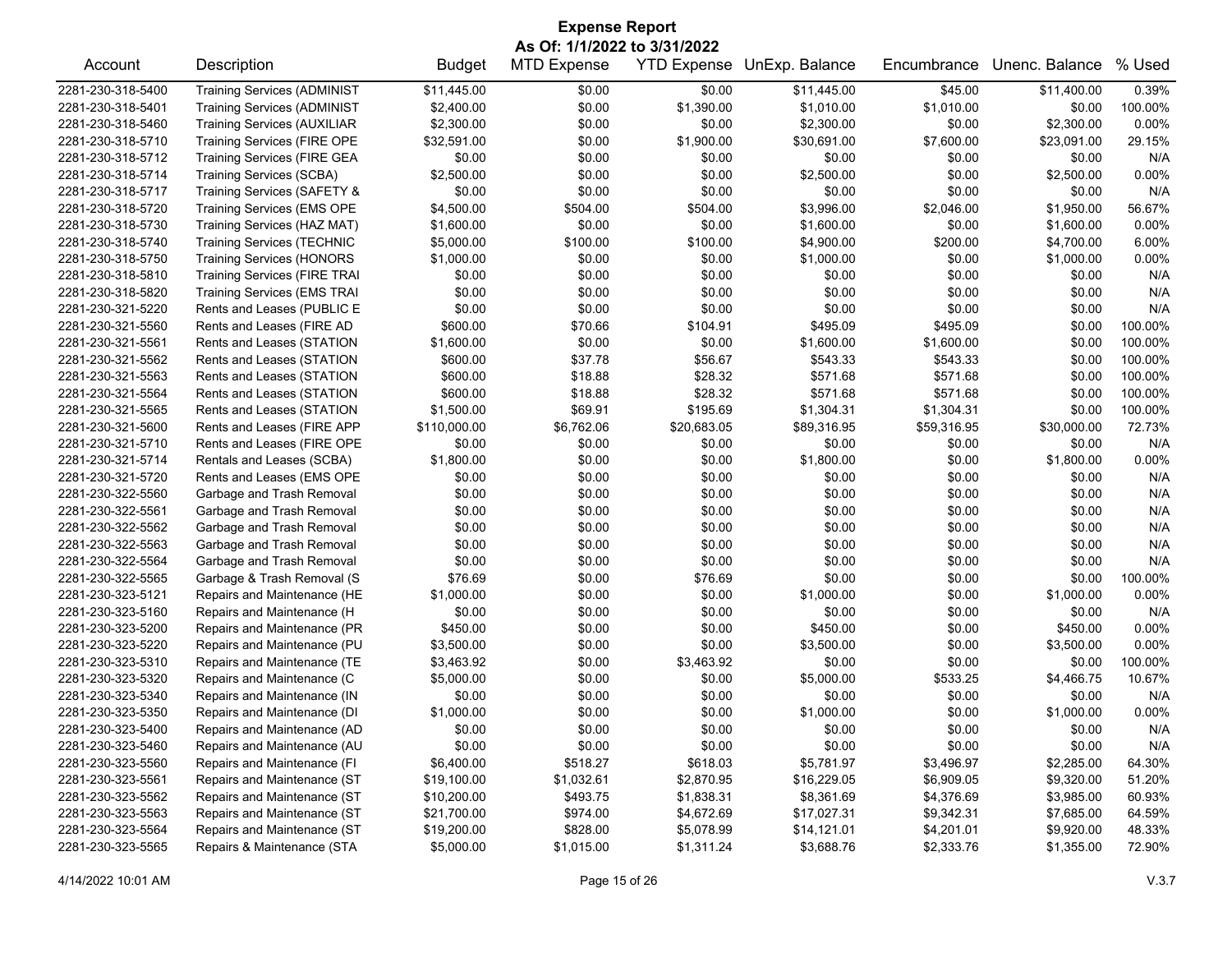# Expense Report

**As Of: 1/1/2022 to 3/31/2022**

| Account | Description | Budget | MTD Expense | YTD Expense | UnExp. Balance | Encumbrance | Unenc. Balance | % Used |
|---|---|---|---|---|---|---|---|---|
| 2281-230-318-5400 | Training Services (ADMINIST | $11,445.00 | $0.00 | $0.00 | $11,445.00 | $45.00 | $11,400.00 | 0.39% |
| 2281-230-318-5401 | Training Services (ADMINIST | $2,400.00 | $0.00 | $1,390.00 | $1,010.00 | $1,010.00 | $0.00 | 100.00% |
| 2281-230-318-5460 | Training Services (AUXILIAR | $2,300.00 | $0.00 | $0.00 | $2,300.00 | $0.00 | $2,300.00 | 0.00% |
| 2281-230-318-5710 | Training Services (FIRE OPE | $32,591.00 | $0.00 | $1,900.00 | $30,691.00 | $7,600.00 | $23,091.00 | 29.15% |
| 2281-230-318-5712 | Training Services (FIRE GEA | $0.00 | $0.00 | $0.00 | $0.00 | $0.00 | $0.00 | N/A |
| 2281-230-318-5714 | Training Services (SCBA) | $2,500.00 | $0.00 | $0.00 | $2,500.00 | $0.00 | $2,500.00 | 0.00% |
| 2281-230-318-5717 | Training Services (SAFETY & | $0.00 | $0.00 | $0.00 | $0.00 | $0.00 | $0.00 | N/A |
| 2281-230-318-5720 | Training Services (EMS OPE | $4,500.00 | $504.00 | $504.00 | $3,996.00 | $2,046.00 | $1,950.00 | 56.67% |
| 2281-230-318-5730 | Training Services (HAZ MAT) | $1,600.00 | $0.00 | $0.00 | $1,600.00 | $0.00 | $1,600.00 | 0.00% |
| 2281-230-318-5740 | Training Services (TECHNIC | $5,000.00 | $100.00 | $100.00 | $4,900.00 | $200.00 | $4,700.00 | 6.00% |
| 2281-230-318-5750 | Training Services (HONORS | $1,000.00 | $0.00 | $0.00 | $1,000.00 | $0.00 | $1,000.00 | 0.00% |
| 2281-230-318-5810 | Training Services (FIRE TRAI | $0.00 | $0.00 | $0.00 | $0.00 | $0.00 | $0.00 | N/A |
| 2281-230-318-5820 | Training Services (EMS TRAI | $0.00 | $0.00 | $0.00 | $0.00 | $0.00 | $0.00 | N/A |
| 2281-230-321-5220 | Rents and Leases (PUBLIC E | $0.00 | $0.00 | $0.00 | $0.00 | $0.00 | $0.00 | N/A |
| 2281-230-321-5560 | Rents and Leases (FIRE AD | $600.00 | $70.66 | $104.91 | $495.09 | $495.09 | $0.00 | 100.00% |
| 2281-230-321-5561 | Rents and Leases (STATION | $1,600.00 | $0.00 | $0.00 | $1,600.00 | $1,600.00 | $0.00 | 100.00% |
| 2281-230-321-5562 | Rents and Leases (STATION | $600.00 | $37.78 | $56.67 | $543.33 | $543.33 | $0.00 | 100.00% |
| 2281-230-321-5563 | Rents and Leases (STATION | $600.00 | $18.88 | $28.32 | $571.68 | $571.68 | $0.00 | 100.00% |
| 2281-230-321-5564 | Rents and Leases (STATION | $600.00 | $18.88 | $28.32 | $571.68 | $571.68 | $0.00 | 100.00% |
| 2281-230-321-5565 | Rents and Leases (STATION | $1,500.00 | $69.91 | $195.69 | $1,304.31 | $1,304.31 | $0.00 | 100.00% |
| 2281-230-321-5600 | Rents and Leases (FIRE APP | $110,000.00 | $6,762.06 | $20,683.05 | $89,316.95 | $59,316.95 | $30,000.00 | 72.73% |
| 2281-230-321-5710 | Rents and Leases (FIRE OPE | $0.00 | $0.00 | $0.00 | $0.00 | $0.00 | $0.00 | N/A |
| 2281-230-321-5714 | Rentals and Leases (SCBA) | $1,800.00 | $0.00 | $0.00 | $1,800.00 | $0.00 | $1,800.00 | 0.00% |
| 2281-230-321-5720 | Rents and Leases (EMS OPE | $0.00 | $0.00 | $0.00 | $0.00 | $0.00 | $0.00 | N/A |
| 2281-230-322-5560 | Garbage and Trash Removal | $0.00 | $0.00 | $0.00 | $0.00 | $0.00 | $0.00 | N/A |
| 2281-230-322-5561 | Garbage and Trash Removal | $0.00 | $0.00 | $0.00 | $0.00 | $0.00 | $0.00 | N/A |
| 2281-230-322-5562 | Garbage and Trash Removal | $0.00 | $0.00 | $0.00 | $0.00 | $0.00 | $0.00 | N/A |
| 2281-230-322-5563 | Garbage and Trash Removal | $0.00 | $0.00 | $0.00 | $0.00 | $0.00 | $0.00 | N/A |
| 2281-230-322-5564 | Garbage and Trash Removal | $0.00 | $0.00 | $0.00 | $0.00 | $0.00 | $0.00 | N/A |
| 2281-230-322-5565 | Garbage & Trash Removal (S | $76.69 | $0.00 | $76.69 | $0.00 | $0.00 | $0.00 | 100.00% |
| 2281-230-323-5121 | Repairs and Maintenance (HE | $1,000.00 | $0.00 | $0.00 | $1,000.00 | $0.00 | $1,000.00 | 0.00% |
| 2281-230-323-5160 | Repairs and Maintenance (H | $0.00 | $0.00 | $0.00 | $0.00 | $0.00 | $0.00 | N/A |
| 2281-230-323-5200 | Repairs and Maintenance (PR | $450.00 | $0.00 | $0.00 | $450.00 | $0.00 | $450.00 | 0.00% |
| 2281-230-323-5220 | Repairs and Maintenance (PU | $3,500.00 | $0.00 | $0.00 | $3,500.00 | $0.00 | $3,500.00 | 0.00% |
| 2281-230-323-5310 | Repairs and Maintenance (TE | $3,463.92 | $0.00 | $3,463.92 | $0.00 | $0.00 | $0.00 | 100.00% |
| 2281-230-323-5320 | Repairs and Maintenance (C | $5,000.00 | $0.00 | $0.00 | $5,000.00 | $533.25 | $4,466.75 | 10.67% |
| 2281-230-323-5340 | Repairs and Maintenance (IN | $0.00 | $0.00 | $0.00 | $0.00 | $0.00 | $0.00 | N/A |
| 2281-230-323-5350 | Repairs and Maintenance (DI | $1,000.00 | $0.00 | $0.00 | $1,000.00 | $0.00 | $1,000.00 | 0.00% |
| 2281-230-323-5400 | Repairs and Maintenance (AD | $0.00 | $0.00 | $0.00 | $0.00 | $0.00 | $0.00 | N/A |
| 2281-230-323-5460 | Repairs and Maintenance (AU | $0.00 | $0.00 | $0.00 | $0.00 | $0.00 | $0.00 | N/A |
| 2281-230-323-5560 | Repairs and Maintenance (FI | $6,400.00 | $518.27 | $618.03 | $5,781.97 | $3,496.97 | $2,285.00 | 64.30% |
| 2281-230-323-5561 | Repairs and Maintenance (ST | $19,100.00 | $1,032.61 | $2,870.95 | $16,229.05 | $6,909.05 | $9,320.00 | 51.20% |
| 2281-230-323-5562 | Repairs and Maintenance (ST | $10,200.00 | $493.75 | $1,838.31 | $8,361.69 | $4,376.69 | $3,985.00 | 60.93% |
| 2281-230-323-5563 | Repairs and Maintenance (ST | $21,700.00 | $974.00 | $4,672.69 | $17,027.31 | $9,342.31 | $7,685.00 | 64.59% |
| 2281-230-323-5564 | Repairs and Maintenance (ST | $19,200.00 | $828.00 | $5,078.99 | $14,121.01 | $4,201.01 | $9,920.00 | 48.33% |
| 2281-230-323-5565 | Repairs & Maintenance (STA | $5,000.00 | $1,015.00 | $1,311.24 | $3,688.76 | $2,333.76 | $1,355.00 | 72.90% |

4/14/2022 10:01 AM V.3.7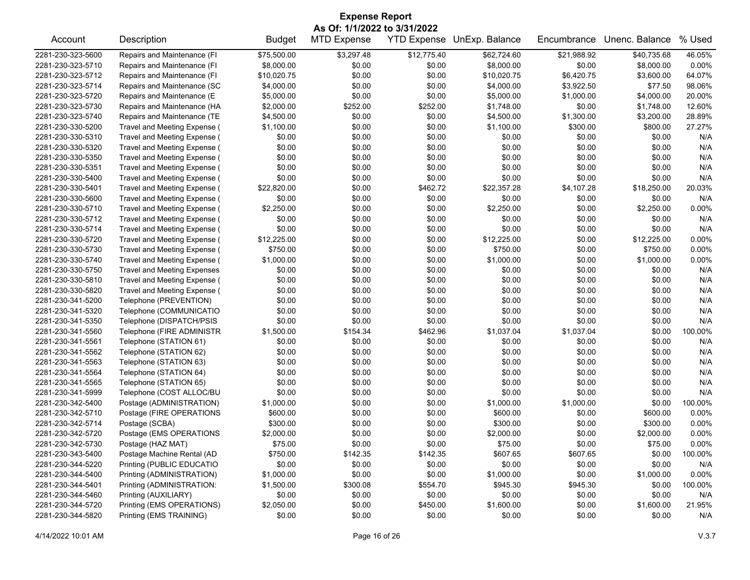# Expense Report

**As Of: 1/1/2022 to 3/31/2022**

| Account | Description | Budget | MTD Expense | YTD Expense | UnExp. Balance | Encumbrance | Unenc. Balance | % Used |
|---|---|---|---|---|---|---|---|---|
| 2281-230-323-5600 | Repairs and Maintenance (FI | $75,500.00 | $3,297.48 | $12,775.40 | $62,724.60 | $21,988.92 | $40,735.68 | 46.05% |
| 2281-230-323-5710 | Repairs and Maintenance (FI | $8,000.00 | $0.00 | $0.00 | $8,000.00 | $0.00 | $8,000.00 | 0.00% |
| 2281-230-323-5712 | Repairs and Maintenance (FI | $10,020.75 | $0.00 | $0.00 | $10,020.75 | $6,420.75 | $3,600.00 | 64.07% |
| 2281-230-323-5714 | Repairs and Maintenance (SC | $4,000.00 | $0.00 | $0.00 | $4,000.00 | $3,922.50 | $77.50 | 98.06% |
| 2281-230-323-5720 | Repairs and Maintenance (E | $5,000.00 | $0.00 | $0.00 | $5,000.00 | $1,000.00 | $4,000.00 | 20.00% |
| 2281-230-323-5730 | Repairs and Maintenance (HA | $2,000.00 | $252.00 | $252.00 | $1,748.00 | $0.00 | $1,748.00 | 12.60% |
| 2281-230-323-5740 | Repairs and Maintenance (TE | $4,500.00 | $0.00 | $0.00 | $4,500.00 | $1,300.00 | $3,200.00 | 28.89% |
| 2281-230-330-5200 | Travel and Meeting Expense ( | $1,100.00 | $0.00 | $0.00 | $1,100.00 | $300.00 | $800.00 | 27.27% |
| 2281-230-330-5310 | Travel and Meeting Expense ( | $0.00 | $0.00 | $0.00 | $0.00 | $0.00 | $0.00 | N/A |
| 2281-230-330-5320 | Travel and Meeting Expense ( | $0.00 | $0.00 | $0.00 | $0.00 | $0.00 | $0.00 | N/A |
| 2281-230-330-5350 | Travel and Meeting Expense ( | $0.00 | $0.00 | $0.00 | $0.00 | $0.00 | $0.00 | N/A |
| 2281-230-330-5351 | Travel and Meeting Expense ( | $0.00 | $0.00 | $0.00 | $0.00 | $0.00 | $0.00 | N/A |
| 2281-230-330-5400 | Travel and Meeting Expense ( | $0.00 | $0.00 | $0.00 | $0.00 | $0.00 | $0.00 | N/A |
| 2281-230-330-5401 | Travel and Meeting Expense ( | $22,820.00 | $0.00 | $462.72 | $22,357.28 | $4,107.28 | $18,250.00 | 20.03% |
| 2281-230-330-5600 | Travel and Meeting Expense ( | $0.00 | $0.00 | $0.00 | $0.00 | $0.00 | $0.00 | N/A |
| 2281-230-330-5710 | Travel and Meeting Expense ( | $2,250.00 | $0.00 | $0.00 | $2,250.00 | $0.00 | $2,250.00 | 0.00% |
| 2281-230-330-5712 | Travel and Meeting Expense ( | $0.00 | $0.00 | $0.00 | $0.00 | $0.00 | $0.00 | N/A |
| 2281-230-330-5714 | Travel and Meeting Expense ( | $0.00 | $0.00 | $0.00 | $0.00 | $0.00 | $0.00 | N/A |
| 2281-230-330-5720 | Travel and Meeting Expense ( | $12,225.00 | $0.00 | $0.00 | $12,225.00 | $0.00 | $12,225.00 | 0.00% |
| 2281-230-330-5730 | Travel and Meeting Expense ( | $750.00 | $0.00 | $0.00 | $750.00 | $0.00 | $750.00 | 0.00% |
| 2281-230-330-5740 | Travel and Meeting Expense ( | $1,000.00 | $0.00 | $0.00 | $1,000.00 | $0.00 | $1,000.00 | 0.00% |
| 2281-230-330-5750 | Travel and Meeting Expenses | $0.00 | $0.00 | $0.00 | $0.00 | $0.00 | $0.00 | N/A |
| 2281-230-330-5810 | Travel and Meeting Expense ( | $0.00 | $0.00 | $0.00 | $0.00 | $0.00 | $0.00 | N/A |
| 2281-230-330-5820 | Travel and Meeting Expense ( | $0.00 | $0.00 | $0.00 | $0.00 | $0.00 | $0.00 | N/A |
| 2281-230-341-5200 | Telephone (PREVENTION) | $0.00 | $0.00 | $0.00 | $0.00 | $0.00 | $0.00 | N/A |
| 2281-230-341-5320 | Telephone (COMMUNICATIO | $0.00 | $0.00 | $0.00 | $0.00 | $0.00 | $0.00 | N/A |
| 2281-230-341-5350 | Telephone (DISPATCH/PSIS | $0.00 | $0.00 | $0.00 | $0.00 | $0.00 | $0.00 | N/A |
| 2281-230-341-5560 | Telephone (FIRE ADMINISTR | $1,500.00 | $154.34 | $462.96 | $1,037.04 | $1,037.04 | $0.00 | 100.00% |
| 2281-230-341-5561 | Telephone (STATION 61) | $0.00 | $0.00 | $0.00 | $0.00 | $0.00 | $0.00 | N/A |
| 2281-230-341-5562 | Telephone (STATION 62) | $0.00 | $0.00 | $0.00 | $0.00 | $0.00 | $0.00 | N/A |
| 2281-230-341-5563 | Telephone (STATION 63) | $0.00 | $0.00 | $0.00 | $0.00 | $0.00 | $0.00 | N/A |
| 2281-230-341-5564 | Telephone (STATION 64) | $0.00 | $0.00 | $0.00 | $0.00 | $0.00 | $0.00 | N/A |
| 2281-230-341-5565 | Telephone (STATION 65) | $0.00 | $0.00 | $0.00 | $0.00 | $0.00 | $0.00 | N/A |
| 2281-230-341-5999 | Telephone (COST ALLOC/BU | $0.00 | $0.00 | $0.00 | $0.00 | $0.00 | $0.00 | N/A |
| 2281-230-342-5400 | Postage (ADMINISTRATION) | $1,000.00 | $0.00 | $0.00 | $1,000.00 | $1,000.00 | $0.00 | 100.00% |
| 2281-230-342-5710 | Postage (FIRE OPERATIONS | $600.00 | $0.00 | $0.00 | $600.00 | $0.00 | $600.00 | 0.00% |
| 2281-230-342-5714 | Postage (SCBA) | $300.00 | $0.00 | $0.00 | $300.00 | $0.00 | $300.00 | 0.00% |
| 2281-230-342-5720 | Postage (EMS OPERATIONS | $2,000.00 | $0.00 | $0.00 | $2,000.00 | $0.00 | $2,000.00 | 0.00% |
| 2281-230-342-5730 | Postage (HAZ MAT) | $75.00 | $0.00 | $0.00 | $75.00 | $0.00 | $75.00 | 0.00% |
| 2281-230-343-5400 | Postage Machine Rental (AD | $750.00 | $142.35 | $142.35 | $607.65 | $607.65 | $0.00 | 100.00% |
| 2281-230-344-5220 | Printing (PUBLIC EDUCATIO | $0.00 | $0.00 | $0.00 | $0.00 | $0.00 | $0.00 | N/A |
| 2281-230-344-5400 | Printing (ADMINISTRATION) | $1,000.00 | $0.00 | $0.00 | $1,000.00 | $0.00 | $1,000.00 | 0.00% |
| 2281-230-344-5401 | Printing (ADMINISTRATION: | $1,500.00 | $300.08 | $554.70 | $945.30 | $945.30 | $0.00 | 100.00% |
| 2281-230-344-5460 | Printing (AUXILIARY) | $0.00 | $0.00 | $0.00 | $0.00 | $0.00 | $0.00 | N/A |
| 2281-230-344-5720 | Printing (EMS OPERATIONS) | $2,050.00 | $0.00 | $450.00 | $1,600.00 | $0.00 | $1,600.00 | 21.95% |
| 2281-230-344-5820 | Printing (EMS TRAINING) | $0.00 | $0.00 | $0.00 | $0.00 | $0.00 | $0.00 | N/A |

4/14/2022 10:01 AM V.3.7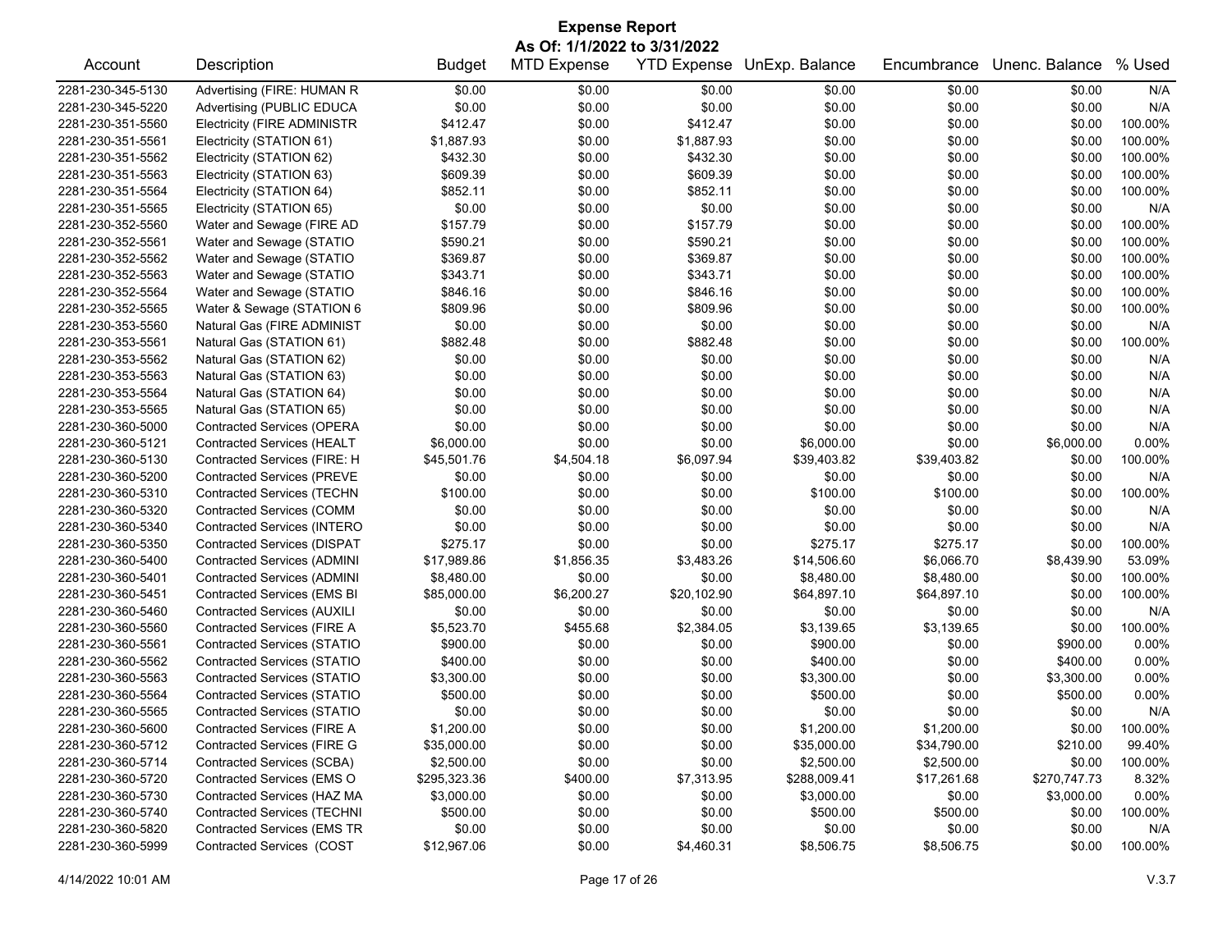# Expense Report

**As Of: 1/1/2022 to 3/31/2022**

| Account | Description | Budget | MTD Expense | YTD Expense | UnExp. Balance | Encumbrance | Unenc. Balance | % Used |
|---|---|---|---|---|---|---|---|---|
| 2281-230-345-5130 | Advertising (FIRE: HUMAN R | $0.00 | $0.00 | $0.00 | $0.00 | $0.00 | $0.00 | N/A |
| 2281-230-345-5220 | Advertising (PUBLIC EDUCA | $0.00 | $0.00 | $0.00 | $0.00 | $0.00 | $0.00 | N/A |
| 2281-230-351-5560 | Electricity (FIRE ADMINISTR | $412.47 | $0.00 | $412.47 | $0.00 | $0.00 | $0.00 | 100.00% |
| 2281-230-351-5561 | Electricity (STATION 61) | $1,887.93 | $0.00 | $1,887.93 | $0.00 | $0.00 | $0.00 | 100.00% |
| 2281-230-351-5562 | Electricity (STATION 62) | $432.30 | $0.00 | $432.30 | $0.00 | $0.00 | $0.00 | 100.00% |
| 2281-230-351-5563 | Electricity (STATION 63) | $609.39 | $0.00 | $609.39 | $0.00 | $0.00 | $0.00 | 100.00% |
| 2281-230-351-5564 | Electricity (STATION 64) | $852.11 | $0.00 | $852.11 | $0.00 | $0.00 | $0.00 | 100.00% |
| 2281-230-351-5565 | Electricity (STATION 65) | $0.00 | $0.00 | $0.00 | $0.00 | $0.00 | $0.00 | N/A |
| 2281-230-352-5560 | Water and Sewage (FIRE AD | $157.79 | $0.00 | $157.79 | $0.00 | $0.00 | $0.00 | 100.00% |
| 2281-230-352-5561 | Water and Sewage (STATIO | $590.21 | $0.00 | $590.21 | $0.00 | $0.00 | $0.00 | 100.00% |
| 2281-230-352-5562 | Water and Sewage (STATIO | $369.87 | $0.00 | $369.87 | $0.00 | $0.00 | $0.00 | 100.00% |
| 2281-230-352-5563 | Water and Sewage (STATIO | $343.71 | $0.00 | $343.71 | $0.00 | $0.00 | $0.00 | 100.00% |
| 2281-230-352-5564 | Water and Sewage (STATIO | $846.16 | $0.00 | $846.16 | $0.00 | $0.00 | $0.00 | 100.00% |
| 2281-230-352-5565 | Water & Sewage (STATION 6 | $809.96 | $0.00 | $809.96 | $0.00 | $0.00 | $0.00 | 100.00% |
| 2281-230-353-5560 | Natural Gas (FIRE ADMINIST | $0.00 | $0.00 | $0.00 | $0.00 | $0.00 | $0.00 | N/A |
| 2281-230-353-5561 | Natural Gas (STATION 61) | $882.48 | $0.00 | $882.48 | $0.00 | $0.00 | $0.00 | 100.00% |
| 2281-230-353-5562 | Natural Gas (STATION 62) | $0.00 | $0.00 | $0.00 | $0.00 | $0.00 | $0.00 | N/A |
| 2281-230-353-5563 | Natural Gas (STATION 63) | $0.00 | $0.00 | $0.00 | $0.00 | $0.00 | $0.00 | N/A |
| 2281-230-353-5564 | Natural Gas (STATION 64) | $0.00 | $0.00 | $0.00 | $0.00 | $0.00 | $0.00 | N/A |
| 2281-230-353-5565 | Natural Gas (STATION 65) | $0.00 | $0.00 | $0.00 | $0.00 | $0.00 | $0.00 | N/A |
| 2281-230-360-5000 | Contracted Services (OPERA | $0.00 | $0.00 | $0.00 | $0.00 | $0.00 | $0.00 | N/A |
| 2281-230-360-5121 | Contracted Services (HEALT | $6,000.00 | $0.00 | $0.00 | $6,000.00 | $0.00 | $6,000.00 | 0.00% |
| 2281-230-360-5130 | Contracted Services (FIRE: H | $45,501.76 | $4,504.18 | $6,097.94 | $39,403.82 | $39,403.82 | $0.00 | 100.00% |
| 2281-230-360-5200 | Contracted Services (PREVE | $0.00 | $0.00 | $0.00 | $0.00 | $0.00 | $0.00 | N/A |
| 2281-230-360-5310 | Contracted Services (TECHN | $100.00 | $0.00 | $0.00 | $100.00 | $100.00 | $0.00 | 100.00% |
| 2281-230-360-5320 | Contracted Services (COMM | $0.00 | $0.00 | $0.00 | $0.00 | $0.00 | $0.00 | N/A |
| 2281-230-360-5340 | Contracted Services (INTERO | $0.00 | $0.00 | $0.00 | $0.00 | $0.00 | $0.00 | N/A |
| 2281-230-360-5350 | Contracted Services (DISPAT | $275.17 | $0.00 | $0.00 | $275.17 | $275.17 | $0.00 | 100.00% |
| 2281-230-360-5400 | Contracted Services (ADMINI | $17,989.86 | $1,856.35 | $3,483.26 | $14,506.60 | $6,066.70 | $8,439.90 | 53.09% |
| 2281-230-360-5401 | Contracted Services (ADMINI | $8,480.00 | $0.00 | $0.00 | $8,480.00 | $8,480.00 | $0.00 | 100.00% |
| 2281-230-360-5451 | Contracted Services (EMS BI | $85,000.00 | $6,200.27 | $20,102.90 | $64,897.10 | $64,897.10 | $0.00 | 100.00% |
| 2281-230-360-5460 | Contracted Services (AUXILI | $0.00 | $0.00 | $0.00 | $0.00 | $0.00 | $0.00 | N/A |
| 2281-230-360-5560 | Contracted Services (FIRE A | $5,523.70 | $455.68 | $2,384.05 | $3,139.65 | $3,139.65 | $0.00 | 100.00% |
| 2281-230-360-5561 | Contracted Services (STATIO | $900.00 | $0.00 | $0.00 | $900.00 | $0.00 | $900.00 | 0.00% |
| 2281-230-360-5562 | Contracted Services (STATIO | $400.00 | $0.00 | $0.00 | $400.00 | $0.00 | $400.00 | 0.00% |
| 2281-230-360-5563 | Contracted Services (STATIO | $3,300.00 | $0.00 | $0.00 | $3,300.00 | $0.00 | $3,300.00 | 0.00% |
| 2281-230-360-5564 | Contracted Services (STATIO | $500.00 | $0.00 | $0.00 | $500.00 | $0.00 | $500.00 | 0.00% |
| 2281-230-360-5565 | Contracted Services (STATIO | $0.00 | $0.00 | $0.00 | $0.00 | $0.00 | $0.00 | N/A |
| 2281-230-360-5600 | Contracted Services (FIRE A | $1,200.00 | $0.00 | $0.00 | $1,200.00 | $1,200.00 | $0.00 | 100.00% |
| 2281-230-360-5712 | Contracted Services (FIRE G | $35,000.00 | $0.00 | $0.00 | $35,000.00 | $34,790.00 | $210.00 | 99.40% |
| 2281-230-360-5714 | Contracted Services (SCBA) | $2,500.00 | $0.00 | $0.00 | $2,500.00 | $2,500.00 | $0.00 | 100.00% |
| 2281-230-360-5720 | Contracted Services (EMS O | $295,323.36 | $400.00 | $7,313.95 | $288,009.41 | $17,261.68 | $270,747.73 | 8.32% |
| 2281-230-360-5730 | Contracted Services (HAZ MA | $3,000.00 | $0.00 | $0.00 | $3,000.00 | $0.00 | $3,000.00 | 0.00% |
| 2281-230-360-5740 | Contracted Services (TECHNI | $500.00 | $0.00 | $0.00 | $500.00 | $500.00 | $0.00 | 100.00% |
| 2281-230-360-5820 | Contracted Services (EMS TR | $0.00 | $0.00 | $0.00 | $0.00 | $0.00 | $0.00 | N/A |
| 2281-230-360-5999 | Contracted Services (COST | $12,967.06 | $0.00 | $4,460.31 | $8,506.75 | $8,506.75 | $0.00 | 100.00% |

4/14/2022 10:01 AM V.3.7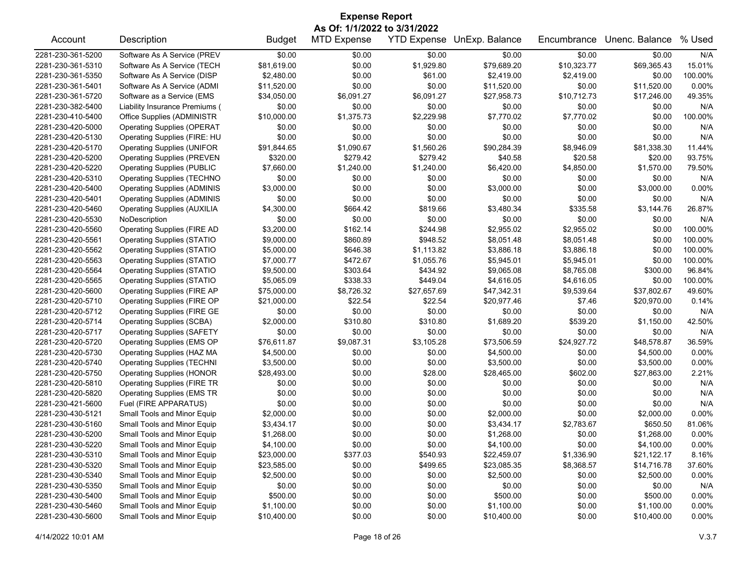# Expense Report

**As Of: 1/1/2022 to 3/31/2022**

| Account | Description | Budget | MTD Expense | YTD Expense | UnExp. Balance | Encumbrance | Unenc. Balance | % Used |
|---|---|---|---|---|---|---|---|---|
| 2281-230-361-5200 | Software As A Service (PREV | $0.00 | $0.00 | $0.00 | $0.00 | $0.00 | $0.00 | N/A |
| 2281-230-361-5310 | Software As A Service (TECH | $81,619.00 | $0.00 | $1,929.80 | $79,689.20 | $10,323.77 | $69,365.43 | 15.01% |
| 2281-230-361-5350 | Software As A Service (DISP | $2,480.00 | $0.00 | $61.00 | $2,419.00 | $2,419.00 | $0.00 | 100.00% |
| 2281-230-361-5401 | Software As A Service (ADMI | $11,520.00 | $0.00 | $0.00 | $11,520.00 | $0.00 | $11,520.00 | 0.00% |
| 2281-230-361-5720 | Software as a Service (EMS | $34,050.00 | $6,091.27 | $6,091.27 | $27,958.73 | $10,712.73 | $17,246.00 | 49.35% |
| 2281-230-382-5400 | Liability Insurance Premiums ( | $0.00 | $0.00 | $0.00 | $0.00 | $0.00 | $0.00 | N/A |
| 2281-230-410-5400 | Office Supplies (ADMINISTR | $10,000.00 | $1,375.73 | $2,229.98 | $7,770.02 | $7,770.02 | $0.00 | 100.00% |
| 2281-230-420-5000 | Operating Supplies (OPERAT | $0.00 | $0.00 | $0.00 | $0.00 | $0.00 | $0.00 | N/A |
| 2281-230-420-5130 | Operating Supplies (FIRE: HU | $0.00 | $0.00 | $0.00 | $0.00 | $0.00 | $0.00 | N/A |
| 2281-230-420-5170 | Operating Supplies (UNIFOR | $91,844.65 | $1,090.67 | $1,560.26 | $90,284.39 | $8,946.09 | $81,338.30 | 11.44% |
| 2281-230-420-5200 | Operating Supplies (PREVEN | $320.00 | $279.42 | $279.42 | $40.58 | $20.58 | $20.00 | 93.75% |
| 2281-230-420-5220 | Operating Supplies (PUBLIC | $7,660.00 | $1,240.00 | $1,240.00 | $6,420.00 | $4,850.00 | $1,570.00 | 79.50% |
| 2281-230-420-5310 | Operating Supplies (TECHNO | $0.00 | $0.00 | $0.00 | $0.00 | $0.00 | $0.00 | N/A |
| 2281-230-420-5400 | Operating Supplies (ADMINIS | $3,000.00 | $0.00 | $0.00 | $3,000.00 | $0.00 | $3,000.00 | 0.00% |
| 2281-230-420-5401 | Operating Supplies (ADMINIS | $0.00 | $0.00 | $0.00 | $0.00 | $0.00 | $0.00 | N/A |
| 2281-230-420-5460 | Operating Supplies (AUXILIA | $4,300.00 | $664.42 | $819.66 | $3,480.34 | $335.58 | $3,144.76 | 26.87% |
| 2281-230-420-5530 | NoDescription | $0.00 | $0.00 | $0.00 | $0.00 | $0.00 | $0.00 | N/A |
| 2281-230-420-5560 | Operating Supplies (FIRE AD | $3,200.00 | $162.14 | $244.98 | $2,955.02 | $2,955.02 | $0.00 | 100.00% |
| 2281-230-420-5561 | Operating Supplies (STATIO | $9,000.00 | $860.89 | $948.52 | $8,051.48 | $8,051.48 | $0.00 | 100.00% |
| 2281-230-420-5562 | Operating Supplies (STATIO | $5,000.00 | $646.38 | $1,113.82 | $3,886.18 | $3,886.18 | $0.00 | 100.00% |
| 2281-230-420-5563 | Operating Supplies (STATIO | $7,000.77 | $472.67 | $1,055.76 | $5,945.01 | $5,945.01 | $0.00 | 100.00% |
| 2281-230-420-5564 | Operating Supplies (STATIO | $9,500.00 | $303.64 | $434.92 | $9,065.08 | $8,765.08 | $300.00 | 96.84% |
| 2281-230-420-5565 | Operating Supplies (STATIO | $5,065.09 | $338.33 | $449.04 | $4,616.05 | $4,616.05 | $0.00 | 100.00% |
| 2281-230-420-5600 | Operating Supplies (FIRE AP | $75,000.00 | $8,726.32 | $27,657.69 | $47,342.31 | $9,539.64 | $37,802.67 | 49.60% |
| 2281-230-420-5710 | Operating Supplies (FIRE OP | $21,000.00 | $22.54 | $22.54 | $20,977.46 | $7.46 | $20,970.00 | 0.14% |
| 2281-230-420-5712 | Operating Supplies (FIRE GE | $0.00 | $0.00 | $0.00 | $0.00 | $0.00 | $0.00 | N/A |
| 2281-230-420-5714 | Operating Supplies (SCBA) | $2,000.00 | $310.80 | $310.80 | $1,689.20 | $539.20 | $1,150.00 | 42.50% |
| 2281-230-420-5717 | Operating Supplies (SAFETY | $0.00 | $0.00 | $0.00 | $0.00 | $0.00 | $0.00 | N/A |
| 2281-230-420-5720 | Operating Supplies (EMS OP | $76,611.87 | $9,087.31 | $3,105.28 | $73,506.59 | $24,927.72 | $48,578.87 | 36.59% |
| 2281-230-420-5730 | Operating Supplies (HAZ MA | $4,500.00 | $0.00 | $0.00 | $4,500.00 | $0.00 | $4,500.00 | 0.00% |
| 2281-230-420-5740 | Operating Supplies (TECHNI | $3,500.00 | $0.00 | $0.00 | $3,500.00 | $0.00 | $3,500.00 | 0.00% |
| 2281-230-420-5750 | Operating Supplies (HONOR | $28,493.00 | $0.00 | $28.00 | $28,465.00 | $602.00 | $27,863.00 | 2.21% |
| 2281-230-420-5810 | Operating Supplies (FIRE TR | $0.00 | $0.00 | $0.00 | $0.00 | $0.00 | $0.00 | N/A |
| 2281-230-420-5820 | Operating Supplies (EMS TR | $0.00 | $0.00 | $0.00 | $0.00 | $0.00 | $0.00 | N/A |
| 2281-230-421-5600 | Fuel (FIRE APPARATUS) | $0.00 | $0.00 | $0.00 | $0.00 | $0.00 | $0.00 | N/A |
| 2281-230-430-5121 | Small Tools and Minor Equip | $2,000.00 | $0.00 | $0.00 | $2,000.00 | $0.00 | $2,000.00 | 0.00% |
| 2281-230-430-5160 | Small Tools and Minor Equip | $3,434.17 | $0.00 | $0.00 | $3,434.17 | $2,783.67 | $650.50 | 81.06% |
| 2281-230-430-5200 | Small Tools and Minor Equip | $1,268.00 | $0.00 | $0.00 | $1,268.00 | $0.00 | $1,268.00 | 0.00% |
| 2281-230-430-5220 | Small Tools and Minor Equip | $4,100.00 | $0.00 | $0.00 | $4,100.00 | $0.00 | $4,100.00 | 0.00% |
| 2281-230-430-5310 | Small Tools and Minor Equip | $23,000.00 | $377.03 | $540.93 | $22,459.07 | $1,336.90 | $21,122.17 | 8.16% |
| 2281-230-430-5320 | Small Tools and Minor Equip | $23,585.00 | $0.00 | $499.65 | $23,085.35 | $8,368.57 | $14,716.78 | 37.60% |
| 2281-230-430-5340 | Small Tools and Minor Equip | $2,500.00 | $0.00 | $0.00 | $2,500.00 | $0.00 | $2,500.00 | 0.00% |
| 2281-230-430-5350 | Small Tools and Minor Equip | $0.00 | $0.00 | $0.00 | $0.00 | $0.00 | $0.00 | N/A |
| 2281-230-430-5400 | Small Tools and Minor Equip | $500.00 | $0.00 | $0.00 | $500.00 | $0.00 | $500.00 | 0.00% |
| 2281-230-430-5460 | Small Tools and Minor Equip | $1,100.00 | $0.00 | $0.00 | $1,100.00 | $0.00 | $1,100.00 | 0.00% |
| 2281-230-430-5600 | Small Tools and Minor Equip | $10,400.00 | $0.00 | $0.00 | $10,400.00 | $0.00 | $10,400.00 | 0.00% |

4/14/2022 10:01 AM  V.3.7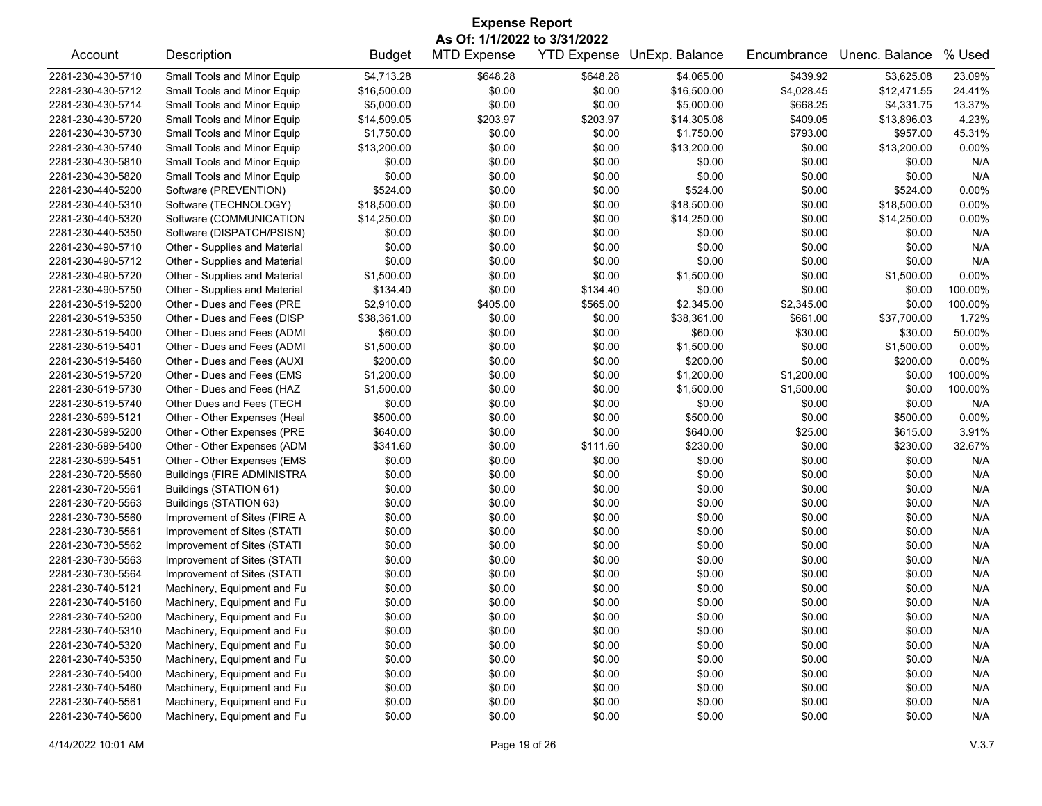# Expense Report

**As Of: 1/1/2022 to 3/31/2022**

| Account | Description | Budget | MTD Expense | YTD Expense | UnExp. Balance | Encumbrance | Unenc. Balance | % Used |
|---|---|---|---|---|---|---|---|---|
| 2281-230-430-5710 | Small Tools and Minor Equip | $4,713.28 | $648.28 | $648.28 | $4,065.00 | $439.92 | $3,625.08 | 23.09% |
| 2281-230-430-5712 | Small Tools and Minor Equip | $16,500.00 | $0.00 | $0.00 | $16,500.00 | $4,028.45 | $12,471.55 | 24.41% |
| 2281-230-430-5714 | Small Tools and Minor Equip | $5,000.00 | $0.00 | $0.00 | $5,000.00 | $668.25 | $4,331.75 | 13.37% |
| 2281-230-430-5720 | Small Tools and Minor Equip | $14,509.05 | $203.97 | $203.97 | $14,305.08 | $409.05 | $13,896.03 | 4.23% |
| 2281-230-430-5730 | Small Tools and Minor Equip | $1,750.00 | $0.00 | $0.00 | $1,750.00 | $793.00 | $957.00 | 45.31% |
| 2281-230-430-5740 | Small Tools and Minor Equip | $13,200.00 | $0.00 | $0.00 | $13,200.00 | $0.00 | $13,200.00 | 0.00% |
| 2281-230-430-5810 | Small Tools and Minor Equip | $0.00 | $0.00 | $0.00 | $0.00 | $0.00 | $0.00 | N/A |
| 2281-230-430-5820 | Small Tools and Minor Equip | $0.00 | $0.00 | $0.00 | $0.00 | $0.00 | $0.00 | N/A |
| 2281-230-440-5200 | Software (PREVENTION) | $524.00 | $0.00 | $0.00 | $524.00 | $0.00 | $524.00 | 0.00% |
| 2281-230-440-5310 | Software (TECHNOLOGY) | $18,500.00 | $0.00 | $0.00 | $18,500.00 | $0.00 | $18,500.00 | 0.00% |
| 2281-230-440-5320 | Software (COMMUNICATION | $14,250.00 | $0.00 | $0.00 | $14,250.00 | $0.00 | $14,250.00 | 0.00% |
| 2281-230-440-5350 | Software (DISPATCH/PSISN) | $0.00 | $0.00 | $0.00 | $0.00 | $0.00 | $0.00 | N/A |
| 2281-230-490-5710 | Other - Supplies and Material | $0.00 | $0.00 | $0.00 | $0.00 | $0.00 | $0.00 | N/A |
| 2281-230-490-5712 | Other - Supplies and Material | $0.00 | $0.00 | $0.00 | $0.00 | $0.00 | $0.00 | N/A |
| 2281-230-490-5720 | Other - Supplies and Material | $1,500.00 | $0.00 | $0.00 | $1,500.00 | $0.00 | $1,500.00 | 0.00% |
| 2281-230-490-5750 | Other - Supplies and Material | $134.40 | $0.00 | $134.40 | $0.00 | $0.00 | $0.00 | 100.00% |
| 2281-230-519-5200 | Other - Dues and Fees (PRE | $2,910.00 | $405.00 | $565.00 | $2,345.00 | $2,345.00 | $0.00 | 100.00% |
| 2281-230-519-5350 | Other - Dues and Fees (DISP | $38,361.00 | $0.00 | $0.00 | $38,361.00 | $661.00 | $37,700.00 | 1.72% |
| 2281-230-519-5400 | Other - Dues and Fees (ADMI | $60.00 | $0.00 | $0.00 | $60.00 | $30.00 | $30.00 | 50.00% |
| 2281-230-519-5401 | Other - Dues and Fees (ADMI | $1,500.00 | $0.00 | $0.00 | $1,500.00 | $0.00 | $1,500.00 | 0.00% |
| 2281-230-519-5460 | Other - Dues and Fees (AUXI | $200.00 | $0.00 | $0.00 | $200.00 | $0.00 | $200.00 | 0.00% |
| 2281-230-519-5720 | Other - Dues and Fees (EMS | $1,200.00 | $0.00 | $0.00 | $1,200.00 | $1,200.00 | $0.00 | 100.00% |
| 2281-230-519-5730 | Other - Dues and Fees (HAZ | $1,500.00 | $0.00 | $0.00 | $1,500.00 | $1,500.00 | $0.00 | 100.00% |
| 2281-230-519-5740 | Other Dues and Fees (TECH | $0.00 | $0.00 | $0.00 | $0.00 | $0.00 | $0.00 | N/A |
| 2281-230-599-5121 | Other - Other Expenses (Heal | $500.00 | $0.00 | $0.00 | $500.00 | $0.00 | $500.00 | 0.00% |
| 2281-230-599-5200 | Other - Other Expenses (PRE | $640.00 | $0.00 | $0.00 | $640.00 | $25.00 | $615.00 | 3.91% |
| 2281-230-599-5400 | Other - Other Expenses (ADM | $341.60 | $0.00 | $111.60 | $230.00 | $0.00 | $230.00 | 32.67% |
| 2281-230-599-5451 | Other - Other Expenses (EMS | $0.00 | $0.00 | $0.00 | $0.00 | $0.00 | $0.00 | N/A |
| 2281-230-720-5560 | Buildings (FIRE ADMINISTRA | $0.00 | $0.00 | $0.00 | $0.00 | $0.00 | $0.00 | N/A |
| 2281-230-720-5561 | Buildings (STATION 61) | $0.00 | $0.00 | $0.00 | $0.00 | $0.00 | $0.00 | N/A |
| 2281-230-720-5563 | Buildings (STATION 63) | $0.00 | $0.00 | $0.00 | $0.00 | $0.00 | $0.00 | N/A |
| 2281-230-730-5560 | Improvement of Sites (FIRE A | $0.00 | $0.00 | $0.00 | $0.00 | $0.00 | $0.00 | N/A |
| 2281-230-730-5561 | Improvement of Sites (STATI | $0.00 | $0.00 | $0.00 | $0.00 | $0.00 | $0.00 | N/A |
| 2281-230-730-5562 | Improvement of Sites (STATI | $0.00 | $0.00 | $0.00 | $0.00 | $0.00 | $0.00 | N/A |
| 2281-230-730-5563 | Improvement of Sites (STATI | $0.00 | $0.00 | $0.00 | $0.00 | $0.00 | $0.00 | N/A |
| 2281-230-730-5564 | Improvement of Sites (STATI | $0.00 | $0.00 | $0.00 | $0.00 | $0.00 | $0.00 | N/A |
| 2281-230-740-5121 | Machinery, Equipment and Fu | $0.00 | $0.00 | $0.00 | $0.00 | $0.00 | $0.00 | N/A |
| 2281-230-740-5160 | Machinery, Equipment and Fu | $0.00 | $0.00 | $0.00 | $0.00 | $0.00 | $0.00 | N/A |
| 2281-230-740-5200 | Machinery, Equipment and Fu | $0.00 | $0.00 | $0.00 | $0.00 | $0.00 | $0.00 | N/A |
| 2281-230-740-5310 | Machinery, Equipment and Fu | $0.00 | $0.00 | $0.00 | $0.00 | $0.00 | $0.00 | N/A |
| 2281-230-740-5320 | Machinery, Equipment and Fu | $0.00 | $0.00 | $0.00 | $0.00 | $0.00 | $0.00 | N/A |
| 2281-230-740-5350 | Machinery, Equipment and Fu | $0.00 | $0.00 | $0.00 | $0.00 | $0.00 | $0.00 | N/A |
| 2281-230-740-5400 | Machinery, Equipment and Fu | $0.00 | $0.00 | $0.00 | $0.00 | $0.00 | $0.00 | N/A |
| 2281-230-740-5460 | Machinery, Equipment and Fu | $0.00 | $0.00 | $0.00 | $0.00 | $0.00 | $0.00 | N/A |
| 2281-230-740-5561 | Machinery, Equipment and Fu | $0.00 | $0.00 | $0.00 | $0.00 | $0.00 | $0.00 | N/A |
| 2281-230-740-5600 | Machinery, Equipment and Fu | $0.00 | $0.00 | $0.00 | $0.00 | $0.00 | $0.00 | N/A |

4/14/2022 10:01 AM V.3.7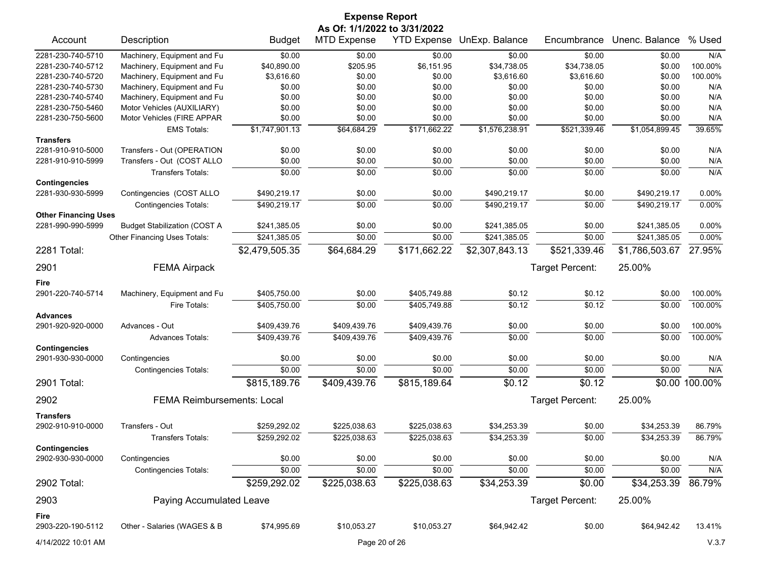**Expense Report**
**As Of: 1/1/2022 to 3/31/2022**

| Account | Description | Budget | MTD Expense | YTD Expense | UnExp. Balance | Encumbrance | Unenc. Balance | % Used |
|---|---|---|---|---|---|---|---|---|
| 2281-230-740-5710 | Machinery, Equipment and Fu | $0.00 | $0.00 | $0.00 | $0.00 | $0.00 | $0.00 | N/A |
| 2281-230-740-5712 | Machinery, Equipment and Fu | $40,890.00 | $205.95 | $6,151.95 | $34,738.05 | $34,738.05 | $0.00 | 100.00% |
| 2281-230-740-5720 | Machinery, Equipment and Fu | $3,616.60 | $0.00 | $0.00 | $3,616.60 | $3,616.60 | $0.00 | 100.00% |
| 2281-230-740-5730 | Machinery, Equipment and Fu | $0.00 | $0.00 | $0.00 | $0.00 | $0.00 | $0.00 | N/A |
| 2281-230-740-5740 | Machinery, Equipment and Fu | $0.00 | $0.00 | $0.00 | $0.00 | $0.00 | $0.00 | N/A |
| 2281-230-750-5460 | Motor Vehicles (AUXILIARY) | $0.00 | $0.00 | $0.00 | $0.00 | $0.00 | $0.00 | N/A |
| 2281-230-750-5600 | Motor Vehicles (FIRE APPAR | $0.00 | $0.00 | $0.00 | $0.00 | $0.00 | $0.00 | N/A |
| | EMS Totals: | $1,747,901.13 | $64,684.29 | $171,662.22 | $1,576,238.91 | $521,339.46 | $1,054,899.45 | 39.65% |
| **Transfers** | | | | | | | | |
| 2281-910-910-5000 | Transfers - Out (OPERATION | $0.00 | $0.00 | $0.00 | $0.00 | $0.00 | $0.00 | N/A |
| 2281-910-910-5999 | Transfers - Out (COST ALLO | $0.00 | $0.00 | $0.00 | $0.00 | $0.00 | $0.00 | N/A |
| | Transfers Totals: | $0.00 | $0.00 | $0.00 | $0.00 | $0.00 | $0.00 | N/A |
| **Contingencies** | | | | | | | | |
| 2281-930-930-5999 | Contingencies (COST ALLO | $490,219.17 | $0.00 | $0.00 | $490,219.17 | $0.00 | $490,219.17 | 0.00% |
| | Contingencies Totals: | $490,219.17 | $0.00 | $0.00 | $490,219.17 | $0.00 | $490,219.17 | 0.00% |
| **Other Financing Uses** | | | | | | | | |
| 2281-990-990-5999 | Budget Stabilization (COST A | $241,385.05 | $0.00 | $0.00 | $241,385.05 | $0.00 | $241,385.05 | 0.00% |
| | Other Financing Uses Totals: | $241,385.05 | $0.00 | $0.00 | $241,385.05 | $0.00 | $241,385.05 | 0.00% |
| **2281 Total:** | | $2,479,505.35 | $64,684.29 | $171,662.22 | $2,307,843.13 | $521,339.46 | $1,786,503.67 | 27.95% |
| **2901** | **FEMA Airpack** | | | | | Target Percent: | 25.00% | |
| **Fire** | | | | | | | | |
| 2901-220-740-5714 | Machinery, Equipment and Fu | $405,750.00 | $0.00 | $405,749.88 | $0.12 | $0.12 | $0.00 | 100.00% |
| | Fire Totals: | $405,750.00 | $0.00 | $405,749.88 | $0.12 | $0.12 | $0.00 | 100.00% |
| **Advances** | | | | | | | | |
| 2901-920-920-0000 | Advances - Out | $409,439.76 | $409,439.76 | $409,439.76 | $0.00 | $0.00 | $0.00 | 100.00% |
| | Advances Totals: | $409,439.76 | $409,439.76 | $409,439.76 | $0.00 | $0.00 | $0.00 | 100.00% |
| **Contingencies** | | | | | | | | |
| 2901-930-930-0000 | Contingencies | $0.00 | $0.00 | $0.00 | $0.00 | $0.00 | $0.00 | N/A |
| | Contingencies Totals: | $0.00 | $0.00 | $0.00 | $0.00 | $0.00 | $0.00 | N/A |
| **2901 Total:** | | $815,189.76 | $409,439.76 | $815,189.64 | $0.12 | $0.12 | $0.00 | 100.00% |
| **2902** | **FEMA Reimbursements: Local** | | | | | Target Percent: | 25.00% | |
| **Transfers** | | | | | | | | |
| 2902-910-910-0000 | Transfers - Out | $259,292.02 | $225,038.63 | $225,038.63 | $34,253.39 | $0.00 | $34,253.39 | 86.79% |
| | Transfers Totals: | $259,292.02 | $225,038.63 | $225,038.63 | $34,253.39 | $0.00 | $34,253.39 | 86.79% |
| **Contingencies** | | | | | | | | |
| 2902-930-930-0000 | Contingencies | $0.00 | $0.00 | $0.00 | $0.00 | $0.00 | $0.00 | N/A |
| | Contingencies Totals: | $0.00 | $0.00 | $0.00 | $0.00 | $0.00 | $0.00 | N/A |
| **2902 Total:** | | $259,292.02 | $225,038.63 | $225,038.63 | $34,253.39 | $0.00 | $34,253.39 | 86.79% |
| **2903** | **Paying Accumulated Leave** | | | | | Target Percent: | 25.00% | |
| **Fire** | | | | | | | | |
| 2903-220-190-5112 | Other - Salaries (WAGES & B | $74,995.69 | $10,053.27 | $10,053.27 | $64,942.42 | $0.00 | $64,942.42 | 13.41% |

4/14/2022 10:01 AM  V.3.7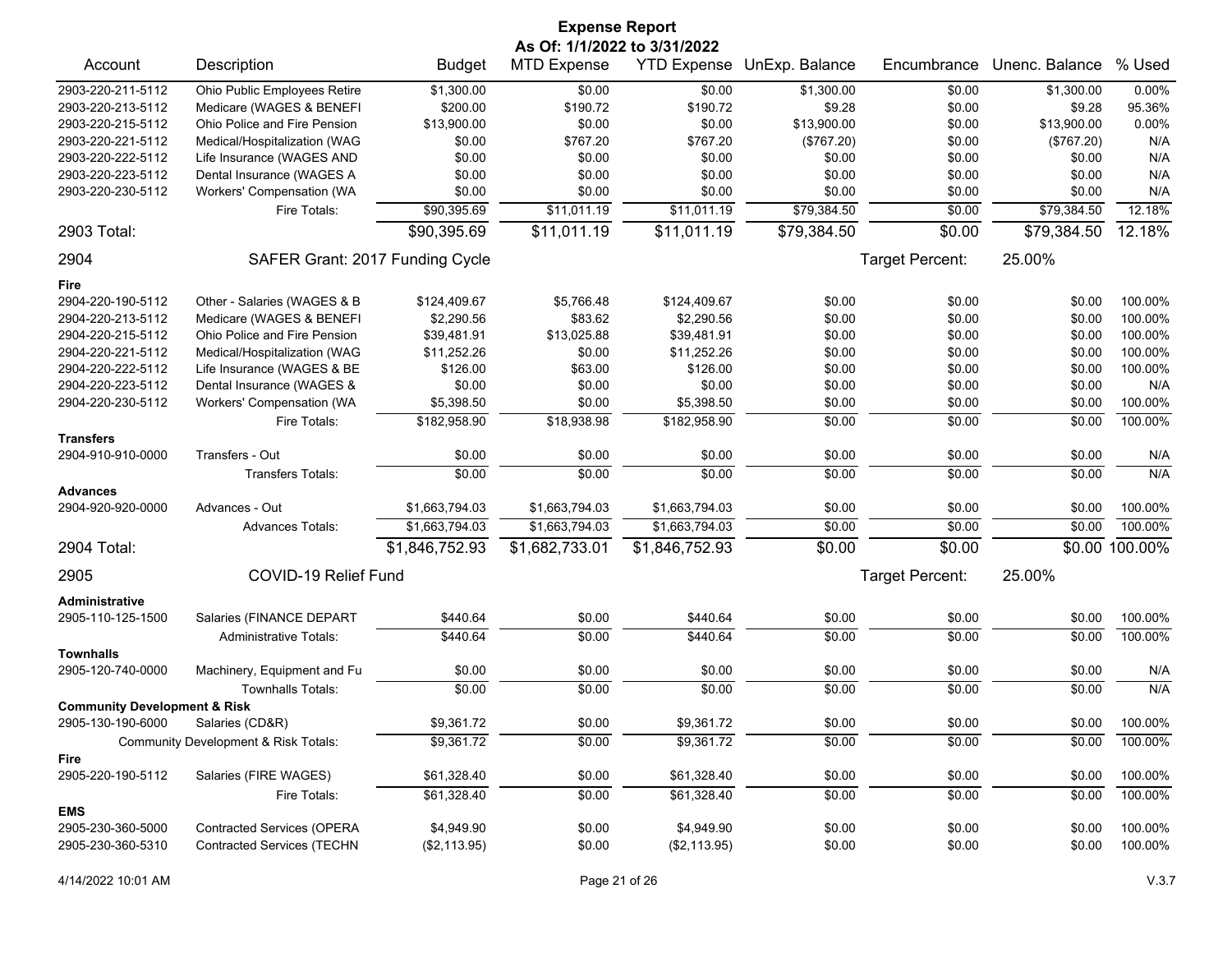# Expense Report

**As Of: 1/1/2022 to 3/31/2022**

| Account | Description | Budget | MTD Expense | YTD Expense | UnExp. Balance | Encumbrance | Unenc. Balance | % Used |
|---|---|---|---|---|---|---|---|---|
| 2903-220-211-5112 | Ohio Public Employees Retire | $1,300.00 | $0.00 | $0.00 | $1,300.00 | $0.00 | $1,300.00 | 0.00% |
| 2903-220-213-5112 | Medicare (WAGES & BENEFI | $200.00 | $190.72 | $190.72 | $9.28 | $0.00 | $9.28 | 95.36% |
| 2903-220-215-5112 | Ohio Police and Fire Pension | $13,900.00 | $0.00 | $0.00 | $13,900.00 | $0.00 | $13,900.00 | 0.00% |
| 2903-220-221-5112 | Medical/Hospitalization (WAG | $0.00 | $767.20 | $767.20 | ($767.20) | $0.00 | ($767.20) | N/A |
| 2903-220-222-5112 | Life Insurance (WAGES AND | $0.00 | $0.00 | $0.00 | $0.00 | $0.00 | $0.00 | N/A |
| 2903-220-223-5112 | Dental Insurance (WAGES A | $0.00 | $0.00 | $0.00 | $0.00 | $0.00 | $0.00 | N/A |
| 2903-220-230-5112 | Workers' Compensation (WA | $0.00 | $0.00 | $0.00 | $0.00 | $0.00 | $0.00 | N/A |
| | Fire Totals: | $90,395.69 | $11,011.19 | $11,011.19 | $79,384.50 | $0.00 | $79,384.50 | 12.18% |
| **2903 Total:** | | $90,395.69 | $11,011.19 | $11,011.19 | $79,384.50 | $0.00 | $79,384.50 | 12.18% |
| **2904** | **SAFER Grant: 2017 Funding Cycle** | | | | | Target Percent: | 25.00% | |
| **Fire** | | | | | | | | |
| 2904-220-190-5112 | Other - Salaries (WAGES & B | $124,409.67 | $5,766.48 | $124,409.67 | $0.00 | $0.00 | $0.00 | 100.00% |
| 2904-220-213-5112 | Medicare (WAGES & BENEFI | $2,290.56 | $83.62 | $2,290.56 | $0.00 | $0.00 | $0.00 | 100.00% |
| 2904-220-215-5112 | Ohio Police and Fire Pension | $39,481.91 | $13,025.88 | $39,481.91 | $0.00 | $0.00 | $0.00 | 100.00% |
| 2904-220-221-5112 | Medical/Hospitalization (WAG | $11,252.26 | $0.00 | $11,252.26 | $0.00 | $0.00 | $0.00 | 100.00% |
| 2904-220-222-5112 | Life Insurance (WAGES & BE | $126.00 | $63.00 | $126.00 | $0.00 | $0.00 | $0.00 | 100.00% |
| 2904-220-223-5112 | Dental Insurance (WAGES & | $0.00 | $0.00 | $0.00 | $0.00 | $0.00 | $0.00 | N/A |
| 2904-220-230-5112 | Workers' Compensation (WA | $5,398.50 | $0.00 | $5,398.50 | $0.00 | $0.00 | $0.00 | 100.00% |
| | Fire Totals: | $182,958.90 | $18,938.98 | $182,958.90 | $0.00 | $0.00 | $0.00 | 100.00% |
| **Transfers** | | | | | | | | |
| 2904-910-910-0000 | Transfers - Out | $0.00 | $0.00 | $0.00 | $0.00 | $0.00 | $0.00 | N/A |
| | Transfers Totals: | $0.00 | $0.00 | $0.00 | $0.00 | $0.00 | $0.00 | N/A |
| **Advances** | | | | | | | | |
| 2904-920-920-0000 | Advances - Out | $1,663,794.03 | $1,663,794.03 | $1,663,794.03 | $0.00 | $0.00 | $0.00 | 100.00% |
| | Advances Totals: | $1,663,794.03 | $1,663,794.03 | $1,663,794.03 | $0.00 | $0.00 | $0.00 | 100.00% |
| **2904 Total:** | | $1,846,752.93 | $1,682,733.01 | $1,846,752.93 | $0.00 | $0.00 | $0.00 | 100.00% |
| **2905** | **COVID-19 Relief Fund** | | | | | Target Percent: | 25.00% | |
| **Administrative** | | | | | | | | |
| 2905-110-125-1500 | Salaries (FINANCE DEPART | $440.64 | $0.00 | $440.64 | $0.00 | $0.00 | $0.00 | 100.00% |
| | Administrative Totals: | $440.64 | $0.00 | $440.64 | $0.00 | $0.00 | $0.00 | 100.00% |
| **Townhalls** | | | | | | | | |
| 2905-120-740-0000 | Machinery, Equipment and Fu | $0.00 | $0.00 | $0.00 | $0.00 | $0.00 | $0.00 | N/A |
| | Townhalls Totals: | $0.00 | $0.00 | $0.00 | $0.00 | $0.00 | $0.00 | N/A |
| **Community Development & Risk** | | | | | | | | |
| 2905-130-190-6000 | Salaries (CD&R) | $9,361.72 | $0.00 | $9,361.72 | $0.00 | $0.00 | $0.00 | 100.00% |
| | Community Development & Risk Totals: | $9,361.72 | $0.00 | $9,361.72 | $0.00 | $0.00 | $0.00 | 100.00% |
| **Fire** | | | | | | | | |
| 2905-220-190-5112 | Salaries (FIRE WAGES) | $61,328.40 | $0.00 | $61,328.40 | $0.00 | $0.00 | $0.00 | 100.00% |
| | Fire Totals: | $61,328.40 | $0.00 | $61,328.40 | $0.00 | $0.00 | $0.00 | 100.00% |
| **EMS** | | | | | | | | |
| 2905-230-360-5000 | Contracted Services (OPERA | $4,949.90 | $0.00 | $4,949.90 | $0.00 | $0.00 | $0.00 | 100.00% |
| 2905-230-360-5310 | Contracted Services (TECHN | ($2,113.95) | $0.00 | ($2,113.95) | $0.00 | $0.00 | $0.00 | 100.00% |

4/14/2022 10:01 AM V.3.7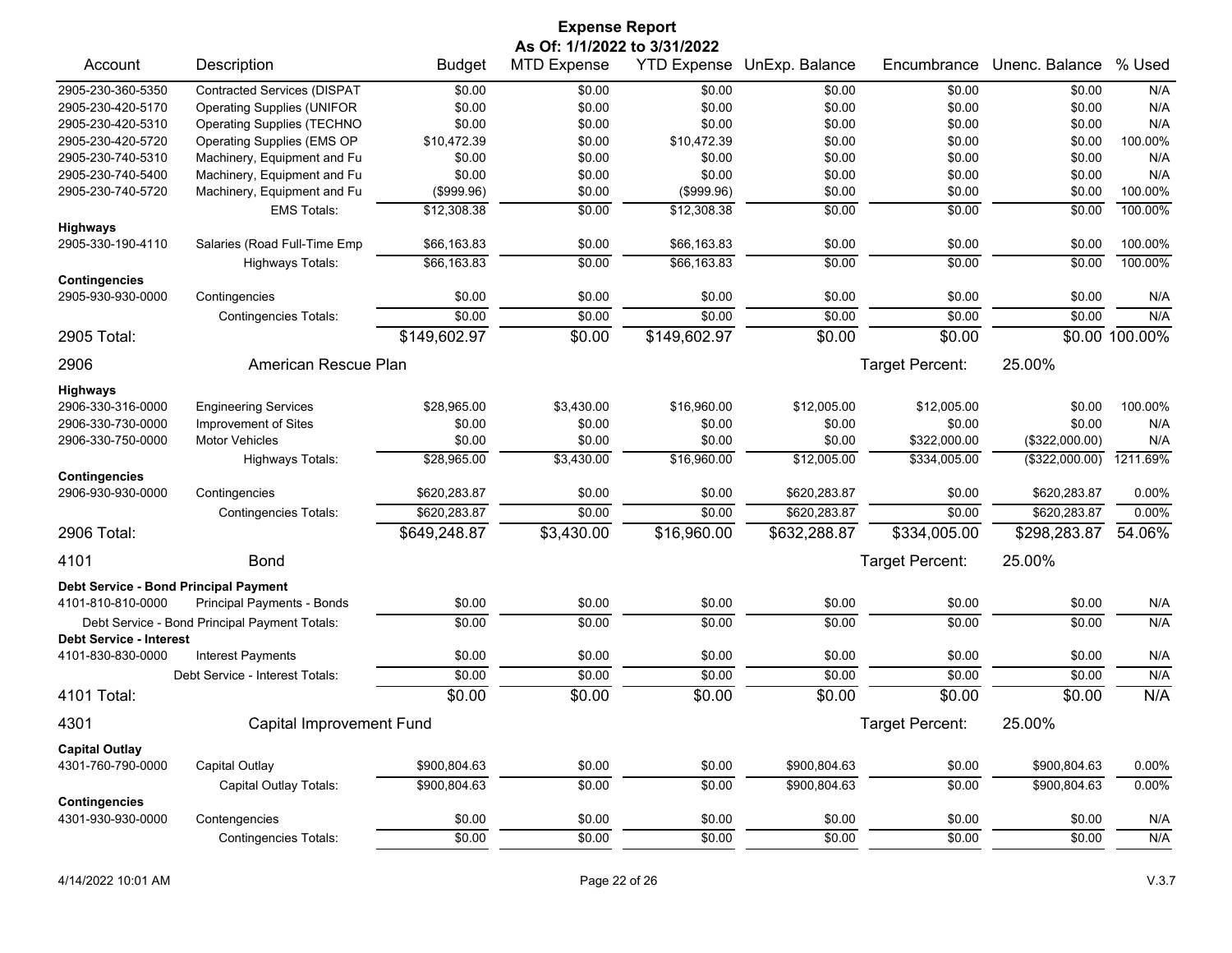# Expense Report

**As Of: 1/1/2022 to 3/31/2022**

| Account | Description | Budget | MTD Expense | YTD Expense | UnExp. Balance | Encumbrance | Unenc. Balance | % Used |
|---|---|---|---|---|---|---|---|---|
| 2905-230-360-5350 | Contracted Services (DISPAT | $0.00 | $0.00 | $0.00 | $0.00 | $0.00 | $0.00 | N/A |
| 2905-230-420-5170 | Operating Supplies (UNIFOR | $0.00 | $0.00 | $0.00 | $0.00 | $0.00 | $0.00 | N/A |
| 2905-230-420-5310 | Operating Supplies (TECHNO | $0.00 | $0.00 | $0.00 | $0.00 | $0.00 | $0.00 | N/A |
| 2905-230-420-5720 | Operating Supplies (EMS OP | $10,472.39 | $0.00 | $10,472.39 | $0.00 | $0.00 | $0.00 | 100.00% |
| 2905-230-740-5310 | Machinery, Equipment and Fu | $0.00 | $0.00 | $0.00 | $0.00 | $0.00 | $0.00 | N/A |
| 2905-230-740-5400 | Machinery, Equipment and Fu | $0.00 | $0.00 | $0.00 | $0.00 | $0.00 | $0.00 | N/A |
| 2905-230-740-5720 | Machinery, Equipment and Fu | ($999.96) | $0.00 | ($999.96) | $0.00 | $0.00 | $0.00 | 100.00% |
| | EMS Totals: | $12,308.38 | $0.00 | $12,308.38 | $0.00 | $0.00 | $0.00 | 100.00% |
| **Highways** | | | | | | | | |
| 2905-330-190-4110 | Salaries (Road Full-Time Emp | $66,163.83 | $0.00 | $66,163.83 | $0.00 | $0.00 | $0.00 | 100.00% |
| | Highways Totals: | $66,163.83 | $0.00 | $66,163.83 | $0.00 | $0.00 | $0.00 | 100.00% |
| **Contingencies** | | | | | | | | |
| 2905-930-930-0000 | Contingencies | $0.00 | $0.00 | $0.00 | $0.00 | $0.00 | $0.00 | N/A |
| | Contingencies Totals: | $0.00 | $0.00 | $0.00 | $0.00 | $0.00 | $0.00 | N/A |
| **2905 Total:** | | $149,602.97 | $0.00 | $149,602.97 | $0.00 | $0.00 | $0.00 | 100.00% |

## 2906 American Rescue Plan

Target Percent: 25.00%

| Account | Description | Budget | MTD Expense | YTD Expense | UnExp. Balance | Encumbrance | Unenc. Balance | % Used |
|---|---|---|---|---|---|---|---|---|
| **Highways** | | | | | | | | |
| 2906-330-316-0000 | Engineering Services | $28,965.00 | $3,430.00 | $16,960.00 | $12,005.00 | $12,005.00 | $0.00 | 100.00% |
| 2906-330-730-0000 | Improvement of Sites | $0.00 | $0.00 | $0.00 | $0.00 | $0.00 | $0.00 | N/A |
| 2906-330-750-0000 | Motor Vehicles | $0.00 | $0.00 | $0.00 | $0.00 | $322,000.00 | ($322,000.00) | N/A |
| | Highways Totals: | $28,965.00 | $3,430.00 | $16,960.00 | $12,005.00 | $334,005.00 | ($322,000.00) | 1211.69% |
| **Contingencies** | | | | | | | | |
| 2906-930-930-0000 | Contingencies | $620,283.87 | $0.00 | $0.00 | $620,283.87 | $0.00 | $620,283.87 | 0.00% |
| | Contingencies Totals: | $620,283.87 | $0.00 | $0.00 | $620,283.87 | $0.00 | $620,283.87 | 0.00% |
| **2906 Total:** | | $649,248.87 | $3,430.00 | $16,960.00 | $632,288.87 | $334,005.00 | $298,283.87 | 54.06% |

## 4101 Bond

Target Percent: 25.00%

| Account | Description | Budget | MTD Expense | YTD Expense | UnExp. Balance | Encumbrance | Unenc. Balance | % Used |
|---|---|---|---|---|---|---|---|---|
| **Debt Service - Bond Principal Payment** | | | | | | | | |
| 4101-810-810-0000 | Principal Payments - Bonds | $0.00 | $0.00 | $0.00 | $0.00 | $0.00 | $0.00 | N/A |
| | Debt Service - Bond Principal Payment Totals: | $0.00 | $0.00 | $0.00 | $0.00 | $0.00 | $0.00 | N/A |
| **Debt Service - Interest** | | | | | | | | |
| 4101-830-830-0000 | Interest Payments | $0.00 | $0.00 | $0.00 | $0.00 | $0.00 | $0.00 | N/A |
| | Debt Service - Interest Totals: | $0.00 | $0.00 | $0.00 | $0.00 | $0.00 | $0.00 | N/A |
| **4101 Total:** | | $0.00 | $0.00 | $0.00 | $0.00 | $0.00 | $0.00 | N/A |

## 4301 Capital Improvement Fund

Target Percent: 25.00%

| Account | Description | Budget | MTD Expense | YTD Expense | UnExp. Balance | Encumbrance | Unenc. Balance | % Used |
|---|---|---|---|---|---|---|---|---|
| **Capital Outlay** | | | | | | | | |
| 4301-760-790-0000 | Capital Outlay | $900,804.63 | $0.00 | $0.00 | $900,804.63 | $0.00 | $900,804.63 | 0.00% |
| | Capital Outlay Totals: | $900,804.63 | $0.00 | $0.00 | $900,804.63 | $0.00 | $900,804.63 | 0.00% |
| **Contingencies** | | | | | | | | |
| 4301-930-930-0000 | Contengencies | $0.00 | $0.00 | $0.00 | $0.00 | $0.00 | $0.00 | N/A |
| | Contingencies Totals: | $0.00 | $0.00 | $0.00 | $0.00 | $0.00 | $0.00 | N/A |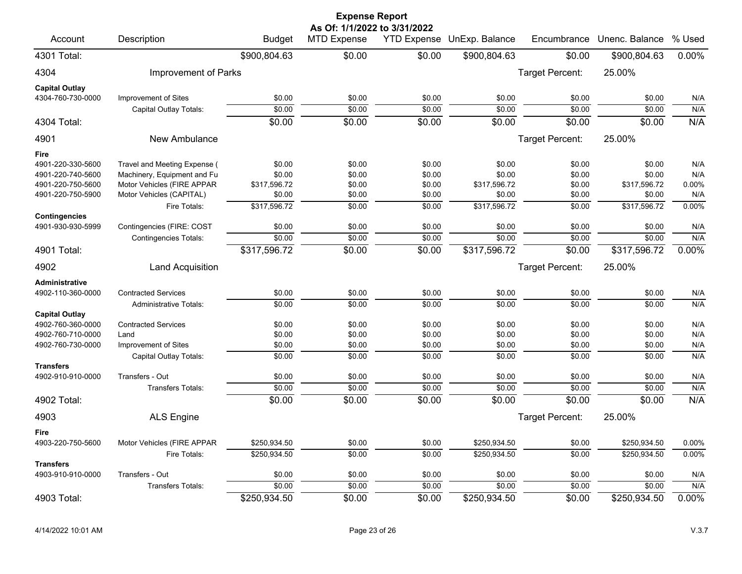# Expense Report

**As Of: 1/1/2022 to 3/31/2022**

| Account | Description | Budget | MTD Expense | YTD Expense | UnExp. Balance | Encumbrance | Unenc. Balance | % Used |
|---|---|---|---|---|---|---|---|---|
| 4301 Total: | | $900,804.63 | $0.00 | $0.00 | $900,804.63 | $0.00 | $900,804.63 | 0.00% |
| 4304 | Improvement of Parks | | | | | Target Percent: | 25.00% | |
| **Capital Outlay** | | | | | | | | |
| 4304-760-730-0000 | Improvement of Sites | $0.00 | $0.00 | $0.00 | $0.00 | $0.00 | $0.00 | N/A |
| | Capital Outlay Totals: | $0.00 | $0.00 | $0.00 | $0.00 | $0.00 | $0.00 | N/A |
| 4304 Total: | | $0.00 | $0.00 | $0.00 | $0.00 | $0.00 | $0.00 | N/A |
| 4901 | New Ambulance | | | | | Target Percent: | 25.00% | |
| **Fire** | | | | | | | | |
| 4901-220-330-5600 | Travel and Meeting Expense ( | $0.00 | $0.00 | $0.00 | $0.00 | $0.00 | $0.00 | N/A |
| 4901-220-740-5600 | Machinery, Equipment and Fu | $0.00 | $0.00 | $0.00 | $0.00 | $0.00 | $0.00 | N/A |
| 4901-220-750-5600 | Motor Vehicles (FIRE APPAR | $317,596.72 | $0.00 | $0.00 | $317,596.72 | $0.00 | $317,596.72 | 0.00% |
| 4901-220-750-5900 | Motor Vehicles (CAPITAL) | $0.00 | $0.00 | $0.00 | $0.00 | $0.00 | $0.00 | N/A |
| | Fire Totals: | $317,596.72 | $0.00 | $0.00 | $317,596.72 | $0.00 | $317,596.72 | 0.00% |
| **Contingencies** | | | | | | | | |
| 4901-930-930-5999 | Contingencies (FIRE: COST | $0.00 | $0.00 | $0.00 | $0.00 | $0.00 | $0.00 | N/A |
| | Contingencies Totals: | $0.00 | $0.00 | $0.00 | $0.00 | $0.00 | $0.00 | N/A |
| 4901 Total: | | $317,596.72 | $0.00 | $0.00 | $317,596.72 | $0.00 | $317,596.72 | 0.00% |
| 4902 | Land Acquisition | | | | | Target Percent: | 25.00% | |
| **Administrative** | | | | | | | | |
| 4902-110-360-0000 | Contracted Services | $0.00 | $0.00 | $0.00 | $0.00 | $0.00 | $0.00 | N/A |
| | Administrative Totals: | $0.00 | $0.00 | $0.00 | $0.00 | $0.00 | $0.00 | N/A |
| **Capital Outlay** | | | | | | | | |
| 4902-760-360-0000 | Contracted Services | $0.00 | $0.00 | $0.00 | $0.00 | $0.00 | $0.00 | N/A |
| 4902-760-710-0000 | Land | $0.00 | $0.00 | $0.00 | $0.00 | $0.00 | $0.00 | N/A |
| 4902-760-730-0000 | Improvement of Sites | $0.00 | $0.00 | $0.00 | $0.00 | $0.00 | $0.00 | N/A |
| | Capital Outlay Totals: | $0.00 | $0.00 | $0.00 | $0.00 | $0.00 | $0.00 | N/A |
| **Transfers** | | | | | | | | |
| 4902-910-910-0000 | Transfers - Out | $0.00 | $0.00 | $0.00 | $0.00 | $0.00 | $0.00 | N/A |
| | Transfers Totals: | $0.00 | $0.00 | $0.00 | $0.00 | $0.00 | $0.00 | N/A |
| 4902 Total: | | $0.00 | $0.00 | $0.00 | $0.00 | $0.00 | $0.00 | N/A |
| 4903 | ALS Engine | | | | | Target Percent: | 25.00% | |
| **Fire** | | | | | | | | |
| 4903-220-750-5600 | Motor Vehicles (FIRE APPAR | $250,934.50 | $0.00 | $0.00 | $250,934.50 | $0.00 | $250,934.50 | 0.00% |
| | Fire Totals: | $250,934.50 | $0.00 | $0.00 | $250,934.50 | $0.00 | $250,934.50 | 0.00% |
| **Transfers** | | | | | | | | |
| 4903-910-910-0000 | Transfers - Out | $0.00 | $0.00 | $0.00 | $0.00 | $0.00 | $0.00 | N/A |
| | Transfers Totals: | $0.00 | $0.00 | $0.00 | $0.00 | $0.00 | $0.00 | N/A |
| 4903 Total: | | $250,934.50 | $0.00 | $0.00 | $250,934.50 | $0.00 | $250,934.50 | 0.00% |

4/14/2022 10:01 AM V.3.7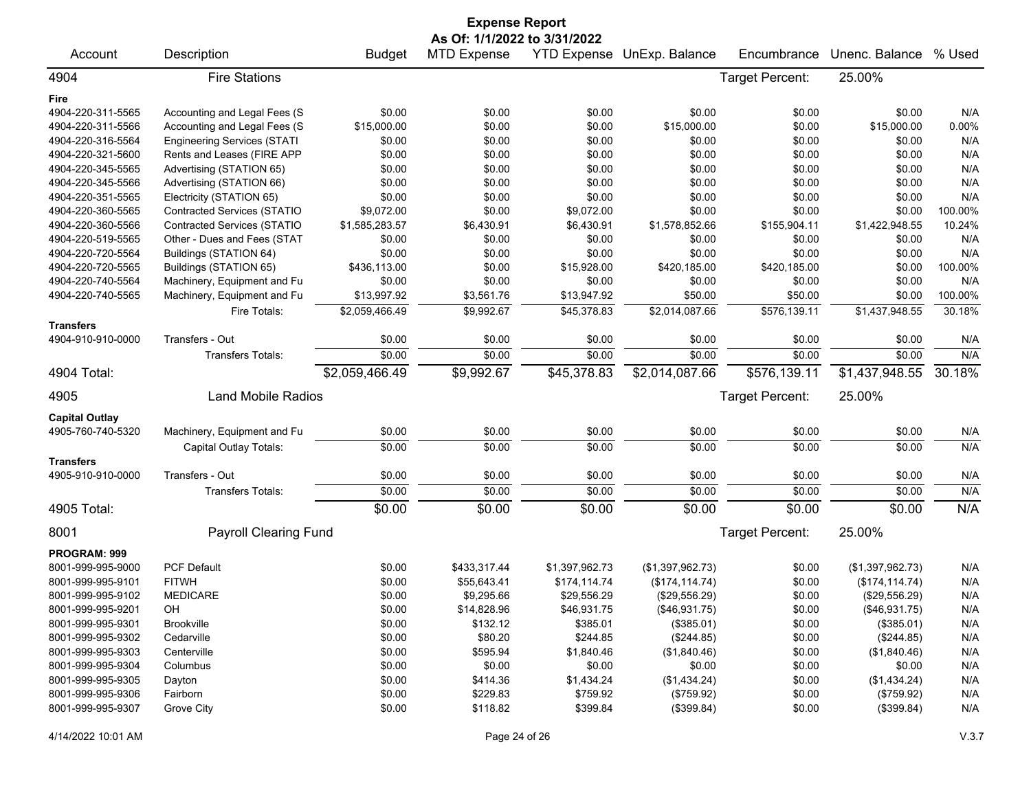**Expense Report**
**As Of: 1/1/2022 to 3/31/2022**

| Account | Description | Budget | MTD Expense | YTD Expense | UnExp. Balance | Encumbrance | Unenc. Balance | % Used |
|---|---|---|---|---|---|---|---|---|
| **4904** | **Fire Stations** | | | | | Target Percent: | 25.00% | |
| **Fire** | | | | | | | | |
| 4904-220-311-5565 | Accounting and Legal Fees (S | $0.00 | $0.00 | $0.00 | $0.00 | $0.00 | $0.00 | N/A |
| 4904-220-311-5566 | Accounting and Legal Fees (S | $15,000.00 | $0.00 | $0.00 | $15,000.00 | $0.00 | $15,000.00 | 0.00% |
| 4904-220-316-5564 | Engineering Services (STATI | $0.00 | $0.00 | $0.00 | $0.00 | $0.00 | $0.00 | N/A |
| 4904-220-321-5600 | Rents and Leases (FIRE APP | $0.00 | $0.00 | $0.00 | $0.00 | $0.00 | $0.00 | N/A |
| 4904-220-345-5565 | Advertising (STATION 65) | $0.00 | $0.00 | $0.00 | $0.00 | $0.00 | $0.00 | N/A |
| 4904-220-345-5566 | Advertising (STATION 66) | $0.00 | $0.00 | $0.00 | $0.00 | $0.00 | $0.00 | N/A |
| 4904-220-351-5565 | Electricity (STATION 65) | $0.00 | $0.00 | $0.00 | $0.00 | $0.00 | $0.00 | N/A |
| 4904-220-360-5565 | Contracted Services (STATIO | $9,072.00 | $0.00 | $9,072.00 | $0.00 | $0.00 | $0.00 | 100.00% |
| 4904-220-360-5566 | Contracted Services (STATIO | $1,585,283.57 | $6,430.91 | $6,430.91 | $1,578,852.66 | $155,904.11 | $1,422,948.55 | 10.24% |
| 4904-220-519-5565 | Other - Dues and Fees (STAT | $0.00 | $0.00 | $0.00 | $0.00 | $0.00 | $0.00 | N/A |
| 4904-220-720-5564 | Buildings (STATION 64) | $0.00 | $0.00 | $0.00 | $0.00 | $0.00 | $0.00 | N/A |
| 4904-220-720-5565 | Buildings (STATION 65) | $436,113.00 | $0.00 | $15,928.00 | $420,185.00 | $420,185.00 | $0.00 | 100.00% |
| 4904-220-740-5564 | Machinery, Equipment and Fu | $0.00 | $0.00 | $0.00 | $0.00 | $0.00 | $0.00 | N/A |
| 4904-220-740-5565 | Machinery, Equipment and Fu | $13,997.92 | $3,561.76 | $13,947.92 | $50.00 | $50.00 | $0.00 | 100.00% |
| | Fire Totals: | $2,059,466.49 | $9,992.67 | $45,378.83 | $2,014,087.66 | $576,139.11 | $1,437,948.55 | 30.18% |
| **Transfers** | | | | | | | | |
| 4904-910-910-0000 | Transfers - Out | $0.00 | $0.00 | $0.00 | $0.00 | $0.00 | $0.00 | N/A |
| | Transfers Totals: | $0.00 | $0.00 | $0.00 | $0.00 | $0.00 | $0.00 | N/A |
| **4904 Total:** | | $2,059,466.49 | $9,992.67 | $45,378.83 | $2,014,087.66 | $576,139.11 | $1,437,948.55 | 30.18% |
| **4905** | **Land Mobile Radios** | | | | | Target Percent: | 25.00% | |
| **Capital Outlay** | | | | | | | | |
| 4905-760-740-5320 | Machinery, Equipment and Fu | $0.00 | $0.00 | $0.00 | $0.00 | $0.00 | $0.00 | N/A |
| | Capital Outlay Totals: | $0.00 | $0.00 | $0.00 | $0.00 | $0.00 | $0.00 | N/A |
| **Transfers** | | | | | | | | |
| 4905-910-910-0000 | Transfers - Out | $0.00 | $0.00 | $0.00 | $0.00 | $0.00 | $0.00 | N/A |
| | Transfers Totals: | $0.00 | $0.00 | $0.00 | $0.00 | $0.00 | $0.00 | N/A |
| **4905 Total:** | | $0.00 | $0.00 | $0.00 | $0.00 | $0.00 | $0.00 | N/A |
| **8001** | **Payroll Clearing Fund** | | | | | Target Percent: | 25.00% | |
| **PROGRAM: 999** | | | | | | | | |
| 8001-999-995-9000 | PCF Default | $0.00 | $433,317.44 | $1,397,962.73 | ($1,397,962.73) | $0.00 | ($1,397,962.73) | N/A |
| 8001-999-995-9101 | FITWH | $0.00 | $55,643.41 | $174,114.74 | ($174,114.74) | $0.00 | ($174,114.74) | N/A |
| 8001-999-995-9102 | MEDICARE | $0.00 | $9,295.66 | $29,556.29 | ($29,556.29) | $0.00 | ($29,556.29) | N/A |
| 8001-999-995-9201 | OH | $0.00 | $14,828.96 | $46,931.75 | ($46,931.75) | $0.00 | ($46,931.75) | N/A |
| 8001-999-995-9301 | Brookville | $0.00 | $132.12 | $385.01 | ($385.01) | $0.00 | ($385.01) | N/A |
| 8001-999-995-9302 | Cedarville | $0.00 | $80.20 | $244.85 | ($244.85) | $0.00 | ($244.85) | N/A |
| 8001-999-995-9303 | Centerville | $0.00 | $595.94 | $1,840.46 | ($1,840.46) | $0.00 | ($1,840.46) | N/A |
| 8001-999-995-9304 | Columbus | $0.00 | $0.00 | $0.00 | $0.00 | $0.00 | $0.00 | N/A |
| 8001-999-995-9305 | Dayton | $0.00 | $414.36 | $1,434.24 | ($1,434.24) | $0.00 | ($1,434.24) | N/A |
| 8001-999-995-9306 | Fairborn | $0.00 | $229.83 | $759.92 | ($759.92) | $0.00 | ($759.92) | N/A |
| 8001-999-995-9307 | Grove City | $0.00 | $118.82 | $399.84 | ($399.84) | $0.00 | ($399.84) | N/A |

4/14/2022 10:01 AM V.3.7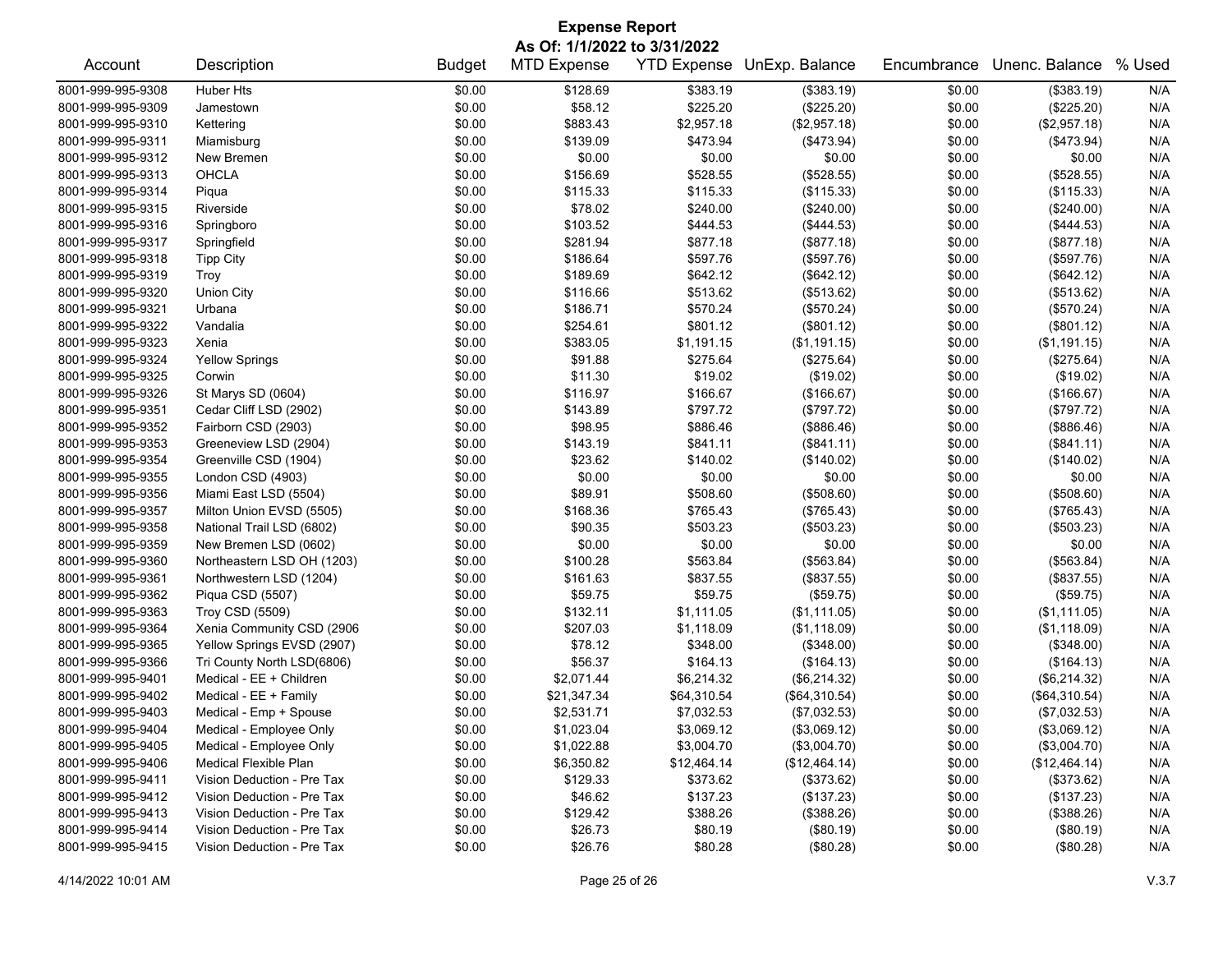# Expense Report

**As Of: 1/1/2022 to 3/31/2022**

| Account | Description | Budget | MTD Expense | YTD Expense | UnExp. Balance | Encumbrance | Unenc. Balance | % Used |
|---|---|---|---|---|---|---|---|---|
| 8001-999-995-9308 | Huber Hts | $0.00 | $128.69 | $383.19 | ($383.19) | $0.00 | ($383.19) | N/A |
| 8001-999-995-9309 | Jamestown | $0.00 | $58.12 | $225.20 | ($225.20) | $0.00 | ($225.20) | N/A |
| 8001-999-995-9310 | Kettering | $0.00 | $883.43 | $2,957.18 | ($2,957.18) | $0.00 | ($2,957.18) | N/A |
| 8001-999-995-9311 | Miamisburg | $0.00 | $139.09 | $473.94 | ($473.94) | $0.00 | ($473.94) | N/A |
| 8001-999-995-9312 | New Bremen | $0.00 | $0.00 | $0.00 | $0.00 | $0.00 | $0.00 | N/A |
| 8001-999-995-9313 | OHCLA | $0.00 | $156.69 | $528.55 | ($528.55) | $0.00 | ($528.55) | N/A |
| 8001-999-995-9314 | Piqua | $0.00 | $115.33 | $115.33 | ($115.33) | $0.00 | ($115.33) | N/A |
| 8001-999-995-9315 | Riverside | $0.00 | $78.02 | $240.00 | ($240.00) | $0.00 | ($240.00) | N/A |
| 8001-999-995-9316 | Springboro | $0.00 | $103.52 | $444.53 | ($444.53) | $0.00 | ($444.53) | N/A |
| 8001-999-995-9317 | Springfield | $0.00 | $281.94 | $877.18 | ($877.18) | $0.00 | ($877.18) | N/A |
| 8001-999-995-9318 | Tipp City | $0.00 | $186.64 | $597.76 | ($597.76) | $0.00 | ($597.76) | N/A |
| 8001-999-995-9319 | Troy | $0.00 | $189.69 | $642.12 | ($642.12) | $0.00 | ($642.12) | N/A |
| 8001-999-995-9320 | Union City | $0.00 | $116.66 | $513.62 | ($513.62) | $0.00 | ($513.62) | N/A |
| 8001-999-995-9321 | Urbana | $0.00 | $186.71 | $570.24 | ($570.24) | $0.00 | ($570.24) | N/A |
| 8001-999-995-9322 | Vandalia | $0.00 | $254.61 | $801.12 | ($801.12) | $0.00 | ($801.12) | N/A |
| 8001-999-995-9323 | Xenia | $0.00 | $383.05 | $1,191.15 | ($1,191.15) | $0.00 | ($1,191.15) | N/A |
| 8001-999-995-9324 | Yellow Springs | $0.00 | $91.88 | $275.64 | ($275.64) | $0.00 | ($275.64) | N/A |
| 8001-999-995-9325 | Corwin | $0.00 | $11.30 | $19.02 | ($19.02) | $0.00 | ($19.02) | N/A |
| 8001-999-995-9326 | St Marys SD (0604) | $0.00 | $116.97 | $166.67 | ($166.67) | $0.00 | ($166.67) | N/A |
| 8001-999-995-9351 | Cedar Cliff LSD (2902) | $0.00 | $143.89 | $797.72 | ($797.72) | $0.00 | ($797.72) | N/A |
| 8001-999-995-9352 | Fairborn CSD (2903) | $0.00 | $98.95 | $886.46 | ($886.46) | $0.00 | ($886.46) | N/A |
| 8001-999-995-9353 | Greeneview LSD (2904) | $0.00 | $143.19 | $841.11 | ($841.11) | $0.00 | ($841.11) | N/A |
| 8001-999-995-9354 | Greenville CSD (1904) | $0.00 | $23.62 | $140.02 | ($140.02) | $0.00 | ($140.02) | N/A |
| 8001-999-995-9355 | London CSD (4903) | $0.00 | $0.00 | $0.00 | $0.00 | $0.00 | $0.00 | N/A |
| 8001-999-995-9356 | Miami East LSD (5504) | $0.00 | $89.91 | $508.60 | ($508.60) | $0.00 | ($508.60) | N/A |
| 8001-999-995-9357 | Milton Union EVSD (5505) | $0.00 | $168.36 | $765.43 | ($765.43) | $0.00 | ($765.43) | N/A |
| 8001-999-995-9358 | National Trail LSD (6802) | $0.00 | $90.35 | $503.23 | ($503.23) | $0.00 | ($503.23) | N/A |
| 8001-999-995-9359 | New Bremen LSD (0602) | $0.00 | $0.00 | $0.00 | $0.00 | $0.00 | $0.00 | N/A |
| 8001-999-995-9360 | Northeastern LSD OH (1203) | $0.00 | $100.28 | $563.84 | ($563.84) | $0.00 | ($563.84) | N/A |
| 8001-999-995-9361 | Northwestern LSD (1204) | $0.00 | $161.63 | $837.55 | ($837.55) | $0.00 | ($837.55) | N/A |
| 8001-999-995-9362 | Piqua CSD (5507) | $0.00 | $59.75 | $59.75 | ($59.75) | $0.00 | ($59.75) | N/A |
| 8001-999-995-9363 | Troy CSD (5509) | $0.00 | $132.11 | $1,111.05 | ($1,111.05) | $0.00 | ($1,111.05) | N/A |
| 8001-999-995-9364 | Xenia Community CSD (2906 | $0.00 | $207.03 | $1,118.09 | ($1,118.09) | $0.00 | ($1,118.09) | N/A |
| 8001-999-995-9365 | Yellow Springs EVSD (2907) | $0.00 | $78.12 | $348.00 | ($348.00) | $0.00 | ($348.00) | N/A |
| 8001-999-995-9366 | Tri County North LSD(6806) | $0.00 | $56.37 | $164.13 | ($164.13) | $0.00 | ($164.13) | N/A |
| 8001-999-995-9401 | Medical - EE + Children | $0.00 | $2,071.44 | $6,214.32 | ($6,214.32) | $0.00 | ($6,214.32) | N/A |
| 8001-999-995-9402 | Medical - EE + Family | $0.00 | $21,347.34 | $64,310.54 | ($64,310.54) | $0.00 | ($64,310.54) | N/A |
| 8001-999-995-9403 | Medical - Emp + Spouse | $0.00 | $2,531.71 | $7,032.53 | ($7,032.53) | $0.00 | ($7,032.53) | N/A |
| 8001-999-995-9404 | Medical - Employee Only | $0.00 | $1,023.04 | $3,069.12 | ($3,069.12) | $0.00 | ($3,069.12) | N/A |
| 8001-999-995-9405 | Medical - Employee Only | $0.00 | $1,022.88 | $3,004.70 | ($3,004.70) | $0.00 | ($3,004.70) | N/A |
| 8001-999-995-9406 | Medical Flexible Plan | $0.00 | $6,350.82 | $12,464.14 | ($12,464.14) | $0.00 | ($12,464.14) | N/A |
| 8001-999-995-9411 | Vision Deduction - Pre Tax | $0.00 | $129.33 | $373.62 | ($373.62) | $0.00 | ($373.62) | N/A |
| 8001-999-995-9412 | Vision Deduction - Pre Tax | $0.00 | $46.62 | $137.23 | ($137.23) | $0.00 | ($137.23) | N/A |
| 8001-999-995-9413 | Vision Deduction - Pre Tax | $0.00 | $129.42 | $388.26 | ($388.26) | $0.00 | ($388.26) | N/A |
| 8001-999-995-9414 | Vision Deduction - Pre Tax | $0.00 | $26.73 | $80.19 | ($80.19) | $0.00 | ($80.19) | N/A |
| 8001-999-995-9415 | Vision Deduction - Pre Tax | $0.00 | $26.76 | $80.28 | ($80.28) | $0.00 | ($80.28) | N/A |

4/14/2022 10:01 AM V.3.7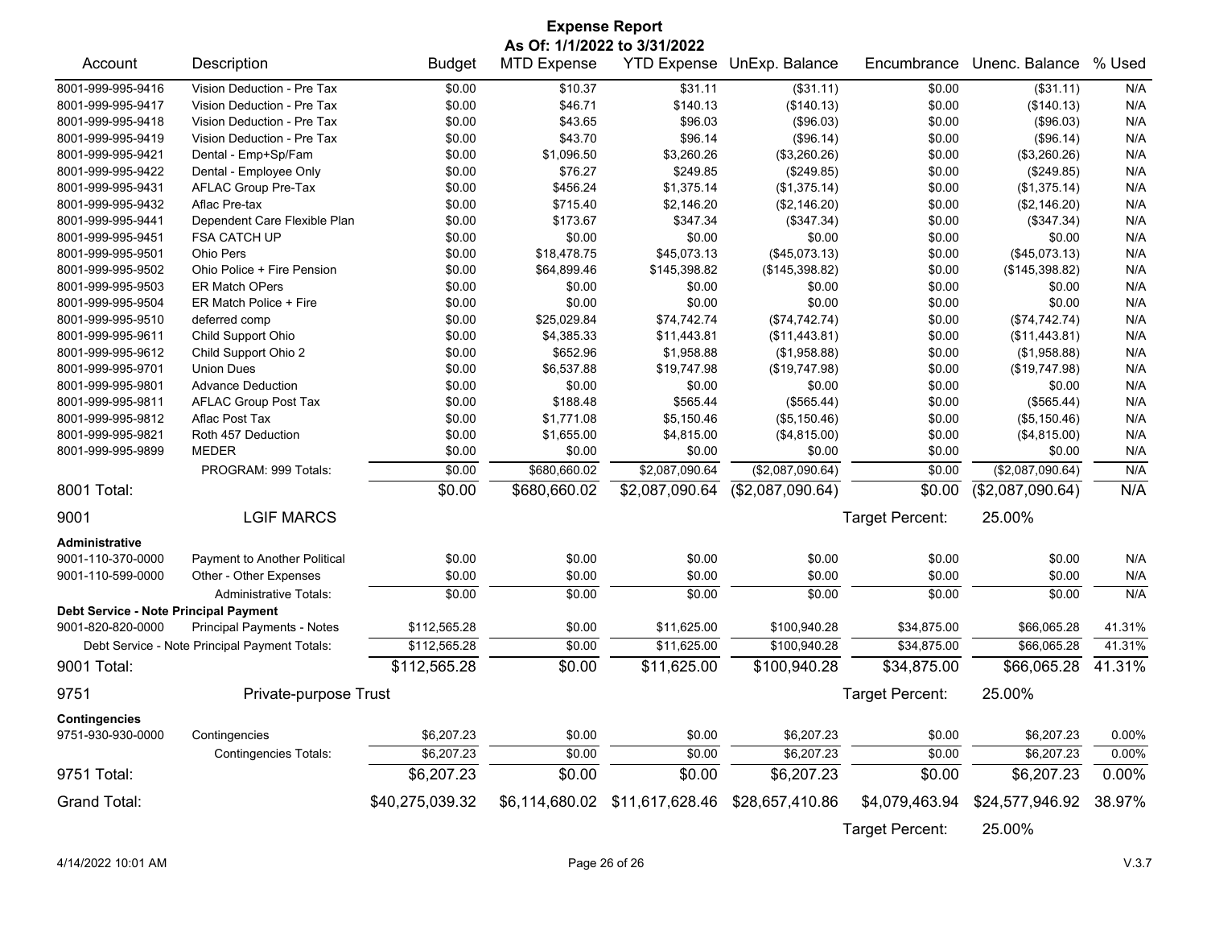# Expense Report

**As Of: 1/1/2022 to 3/31/2022**

| Account | Description | Budget | MTD Expense | YTD Expense | UnExp. Balance | Encumbrance | Unenc. Balance | % Used |
|---|---|---|---|---|---|---|---|---|
| 8001-999-995-9416 | Vision Deduction - Pre Tax | $0.00 | $10.37 | $31.11 | ($31.11) | $0.00 | ($31.11) | N/A |
| 8001-999-995-9417 | Vision Deduction - Pre Tax | $0.00 | $46.71 | $140.13 | ($140.13) | $0.00 | ($140.13) | N/A |
| 8001-999-995-9418 | Vision Deduction - Pre Tax | $0.00 | $43.65 | $96.03 | ($96.03) | $0.00 | ($96.03) | N/A |
| 8001-999-995-9419 | Vision Deduction - Pre Tax | $0.00 | $43.70 | $96.14 | ($96.14) | $0.00 | ($96.14) | N/A |
| 8001-999-995-9421 | Dental - Emp+Sp/Fam | $0.00 | $1,096.50 | $3,260.26 | ($3,260.26) | $0.00 | ($3,260.26) | N/A |
| 8001-999-995-9422 | Dental - Employee Only | $0.00 | $76.27 | $249.85 | ($249.85) | $0.00 | ($249.85) | N/A |
| 8001-999-995-9431 | AFLAC Group Pre-Tax | $0.00 | $456.24 | $1,375.14 | ($1,375.14) | $0.00 | ($1,375.14) | N/A |
| 8001-999-995-9432 | Aflac Pre-tax | $0.00 | $715.40 | $2,146.20 | ($2,146.20) | $0.00 | ($2,146.20) | N/A |
| 8001-999-995-9441 | Dependent Care Flexible Plan | $0.00 | $173.67 | $347.34 | ($347.34) | $0.00 | ($347.34) | N/A |
| 8001-999-995-9451 | FSA CATCH UP | $0.00 | $0.00 | $0.00 | $0.00 | $0.00 | $0.00 | N/A |
| 8001-999-995-9501 | Ohio Pers | $0.00 | $18,478.75 | $45,073.13 | ($45,073.13) | $0.00 | ($45,073.13) | N/A |
| 8001-999-995-9502 | Ohio Police + Fire Pension | $0.00 | $64,899.46 | $145,398.82 | ($145,398.82) | $0.00 | ($145,398.82) | N/A |
| 8001-999-995-9503 | ER Match OPers | $0.00 | $0.00 | $0.00 | $0.00 | $0.00 | $0.00 | N/A |
| 8001-999-995-9504 | ER Match Police + Fire | $0.00 | $0.00 | $0.00 | $0.00 | $0.00 | $0.00 | N/A |
| 8001-999-995-9510 | deferred comp | $0.00 | $25,029.84 | $74,742.74 | ($74,742.74) | $0.00 | ($74,742.74) | N/A |
| 8001-999-995-9611 | Child Support Ohio | $0.00 | $4,385.33 | $11,443.81 | ($11,443.81) | $0.00 | ($11,443.81) | N/A |
| 8001-999-995-9612 | Child Support Ohio 2 | $0.00 | $652.96 | $1,958.88 | ($1,958.88) | $0.00 | ($1,958.88) | N/A |
| 8001-999-995-9701 | Union Dues | $0.00 | $6,537.88 | $19,747.98 | ($19,747.98) | $0.00 | ($19,747.98) | N/A |
| 8001-999-995-9801 | Advance Deduction | $0.00 | $0.00 | $0.00 | $0.00 | $0.00 | $0.00 | N/A |
| 8001-999-995-9811 | AFLAC Group Post Tax | $0.00 | $188.48 | $565.44 | ($565.44) | $0.00 | ($565.44) | N/A |
| 8001-999-995-9812 | Aflac Post Tax | $0.00 | $1,771.08 | $5,150.46 | ($5,150.46) | $0.00 | ($5,150.46) | N/A |
| 8001-999-995-9821 | Roth 457 Deduction | $0.00 | $1,655.00 | $4,815.00 | ($4,815.00) | $0.00 | ($4,815.00) | N/A |
| 8001-999-995-9899 | MEDER | $0.00 | $0.00 | $0.00 | $0.00 | $0.00 | $0.00 | N/A |
| | PROGRAM: 999 Totals: | $0.00 | $680,660.02 | $2,087,090.64 | ($2,087,090.64) | $0.00 | ($2,087,090.64) | N/A |
| **8001 Total:** | | $0.00 | $680,660.02 | $2,087,090.64 | ($2,087,090.64) | $0.00 | ($2,087,090.64) | N/A |
| **9001** | **LGIF MARCS** | | | | | Target Percent: | 25.00% | |
| **Administrative** | | | | | | | | |
| 9001-110-370-0000 | Payment to Another Political | $0.00 | $0.00 | $0.00 | $0.00 | $0.00 | $0.00 | N/A |
| 9001-110-599-0000 | Other - Other Expenses | $0.00 | $0.00 | $0.00 | $0.00 | $0.00 | $0.00 | N/A |
| | Administrative Totals: | $0.00 | $0.00 | $0.00 | $0.00 | $0.00 | $0.00 | N/A |
| **Debt Service - Note Principal Payment** | | | | | | | | |
| 9001-820-820-0000 | Principal Payments - Notes | $112,565.28 | $0.00 | $11,625.00 | $100,940.28 | $34,875.00 | $66,065.28 | 41.31% |
| | Debt Service - Note Principal Payment Totals: | $112,565.28 | $0.00 | $11,625.00 | $100,940.28 | $34,875.00 | $66,065.28 | 41.31% |
| **9001 Total:** | | $112,565.28 | $0.00 | $11,625.00 | $100,940.28 | $34,875.00 | $66,065.28 | 41.31% |
| **9751** | **Private-purpose Trust** | | | | | Target Percent: | 25.00% | |
| **Contingencies** | | | | | | | | |
| 9751-930-930-0000 | Contingencies | $6,207.23 | $0.00 | $0.00 | $6,207.23 | $0.00 | $6,207.23 | 0.00% |
| | Contingencies Totals: | $6,207.23 | $0.00 | $0.00 | $6,207.23 | $0.00 | $6,207.23 | 0.00% |
| **9751 Total:** | | $6,207.23 | $0.00 | $0.00 | $6,207.23 | $0.00 | $6,207.23 | 0.00% |
| **Grand Total:** | | $40,275,039.32 | $6,114,680.02 | $11,617,628.46 | $28,657,410.86 | $4,079,463.94 | $24,577,946.92 | 38.97% |
| | | | | | | Target Percent: | 25.00% | |

4/14/2022 10:01 AM V.3.7